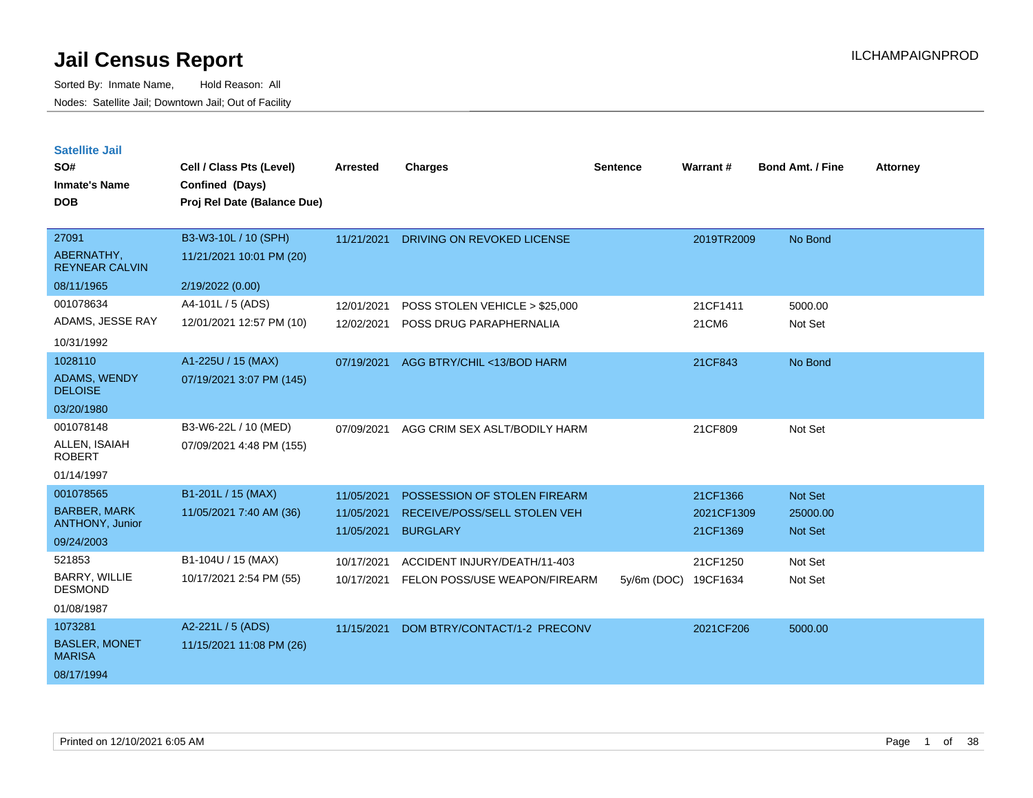# Jail Census Report

ILCHAMPAIGNPROD

Sorted By: Inmate Name, Hold Reason: All

Nodes: Satellite Jail; Downtown Jail; Out of Facility

## Satellite Jail

| SO# / Inmate's Name / DOB | Cell / Class Pts (Level) / Confined (Days) / Proj Rel Date (Balance Due) | Arrested | Charges | Sentence | Warrant # | Bond Amt. / Fine | Attorney |
|---|---|---|---|---|---|---|---|
| 27091<br>ABERNATHY, REYNEAR CALVIN<br>08/11/1965 | B3-W3-10L / 10 (SPH)<br>11/21/2021 10:01 PM (20)<br>2/19/2022 (0.00) | 11/21/2021 | DRIVING ON REVOKED LICENSE | | 2019TR2009 | No Bond | |
| 001078634<br>ADAMS, JESSE RAY<br>10/31/1992 | A4-101L / 5 (ADS)<br>12/01/2021 12:57 PM (10) | 12/01/2021<br>12/02/2021 | POSS STOLEN VEHICLE > $25,000<br>POSS DRUG PARAPHERNALIA | | 21CF1411<br>21CM6 | 5000.00<br>Not Set | |
| 1028110<br>ADAMS, WENDY DELOISE<br>03/20/1980 | A1-225U / 15 (MAX)<br>07/19/2021 3:07 PM (145) | 07/19/2021 | AGG BTRY/CHIL <13/BOD HARM | | 21CF843 | No Bond | |
| 001078148<br>ALLEN, ISAIAH ROBERT<br>01/14/1997 | B3-W6-22L / 10 (MED)<br>07/09/2021 4:48 PM (155) | 07/09/2021 | AGG CRIM SEX ASLT/BODILY HARM | | 21CF809 | Not Set | |
| 001078565<br>BARBER, MARK ANTHONY, Junior<br>09/24/2003 | B1-201L / 15 (MAX)<br>11/05/2021 7:40 AM (36) | 11/05/2021<br>11/05/2021<br>11/05/2021 | POSSESSION OF STOLEN FIREARM<br>RECEIVE/POSS/SELL STOLEN VEH<br>BURGLARY | | 21CF1366<br>2021CF1309<br>21CF1369 | Not Set<br>25000.00<br>Not Set | |
| 521853<br>BARRY, WILLIE DESMOND<br>01/08/1987 | B1-104U / 15 (MAX)<br>10/17/2021 2:54 PM (55) | 10/17/2021<br>10/17/2021 | ACCIDENT INJURY/DEATH/11-403<br>FELON POSS/USE WEAPON/FIREARM | <br>5y/6m (DOC) | 21CF1250<br>19CF1634 | Not Set<br>Not Set | |
| 1073281<br>BASLER, MONET MARISA<br>08/17/1994 | A2-221L / 5 (ADS)<br>11/15/2021 11:08 PM (26) | 11/15/2021 | DOM BTRY/CONTACT/1-2 PRECONV | | 2021CF206 | 5000.00 | |

Printed on 12/10/2021 6:05 AM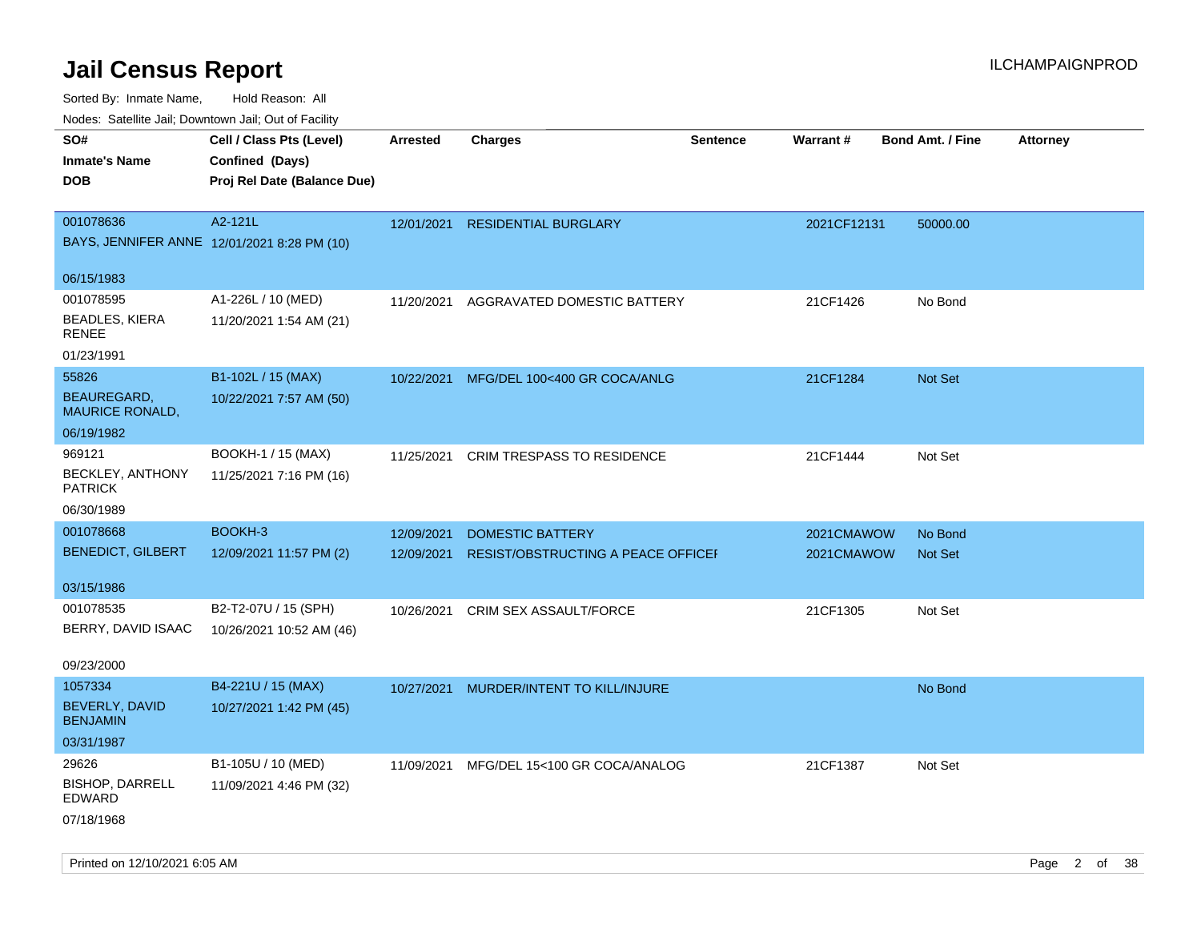# Jail Census Report

ILCHAMPAIGNPROD

Sorted By: Inmate Name, Hold Reason: All

Nodes: Satellite Jail; Downtown Jail; Out of Facility

| SO# / Inmate's Name / DOB | Cell / Class Pts (Level) / Confined (Days) / Proj Rel Date (Balance Due) | Arrested | Charges | Sentence | Warrant # | Bond Amt. / Fine | Attorney |
|---|---|---|---|---|---|---|---|
| 001078636<br>BAYS, JENNIFER ANNE<br>06/15/1983 | A2-121L<br>12/01/2021 8:28 PM (10) | 12/01/2021 | RESIDENTIAL BURGLARY | | 2021CF12131 | 50000.00 | |
| 001078595<br>BEADLES, KIERA RENEE<br>01/23/1991 | A1-226L / 10 (MED)<br>11/20/2021 1:54 AM (21) | 11/20/2021 | AGGRAVATED DOMESTIC BATTERY | | 21CF1426 | No Bond | |
| 55826<br>BEAUREGARD, MAURICE RONALD,<br>06/19/1982 | B1-102L / 15 (MAX)<br>10/22/2021 7:57 AM (50) | 10/22/2021 | MFG/DEL 100<400 GR COCA/ANLG | | 21CF1284 | Not Set | |
| 969121<br>BECKLEY, ANTHONY PATRICK<br>06/30/1989 | BOOKH-1 / 15 (MAX)<br>11/25/2021 7:16 PM (16) | 11/25/2021 | CRIM TRESPASS TO RESIDENCE | | 21CF1444 | Not Set | |
| 001078668<br>BENEDICT, GILBERT<br>03/15/1986 | BOOKH-3<br>12/09/2021 11:57 PM (2) | 12/09/2021<br>12/09/2021 | DOMESTIC BATTERY<br>RESIST/OBSTRUCTING A PEACE OFFICEI | | 2021CMAWOW<br>2021CMAWOW | No Bond<br>Not Set | |
| 001078535<br>BERRY, DAVID ISAAC<br>09/23/2000 | B2-T2-07U / 15 (SPH)<br>10/26/2021 10:52 AM (46) | 10/26/2021 | CRIM SEX ASSAULT/FORCE | | 21CF1305 | Not Set | |
| 1057334<br>BEVERLY, DAVID BENJAMIN<br>03/31/1987 | B4-221U / 15 (MAX)<br>10/27/2021 1:42 PM (45) | 10/27/2021 | MURDER/INTENT TO KILL/INJURE | | | No Bond | |
| 29626<br>BISHOP, DARRELL EDWARD<br>07/18/1968 | B1-105U / 10 (MED)<br>11/09/2021 4:46 PM (32) | 11/09/2021 | MFG/DEL 15<100 GR COCA/ANALOG | | 21CF1387 | Not Set | |

Printed on 12/10/2021 6:05 AM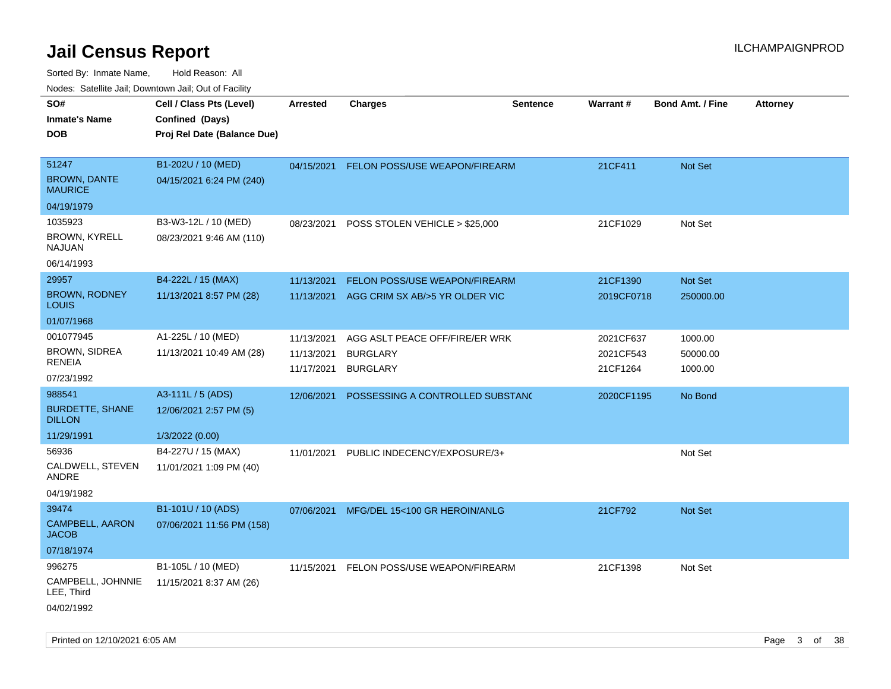# Jail Census Report

ILCHAMPAIGNPROD

Sorted By: Inmate Name, Hold Reason: All

Nodes: Satellite Jail; Downtown Jail; Out of Facility

| SO# / Inmate's Name / DOB | Cell / Class Pts (Level) / Confined (Days) / Proj Rel Date (Balance Due) | Arrested | Charges | Sentence | Warrant # | Bond Amt. / Fine | Attorney |
|---|---|---|---|---|---|---|---|
| 51247<br>BROWN, DANTE MAURICE<br>04/19/1979 | B1-202U / 10 (MED)<br>04/15/2021 6:24 PM (240) | 04/15/2021 | FELON POSS/USE WEAPON/FIREARM | | 21CF411 | Not Set | |
| 1035923<br>BROWN, KYRELL NAJUAN<br>06/14/1993 | B3-W3-12L / 10 (MED)<br>08/23/2021 9:46 AM (110) | 08/23/2021 | POSS STOLEN VEHICLE > $25,000 | | 21CF1029 | Not Set | |
| 29957<br>BROWN, RODNEY LOUIS<br>01/07/1968 | B4-222L / 15 (MAX)<br>11/13/2021 8:57 PM (28) | 11/13/2021<br>11/13/2021 | FELON POSS/USE WEAPON/FIREARM<br>AGG CRIM SX AB/>5 YR OLDER VIC | | 21CF1390<br>2019CF0718 | Not Set<br>250000.00 | |
| 001077945<br>BROWN, SIDREA RENEIA<br>07/23/1992 | A1-225L / 10 (MED)<br>11/13/2021 10:49 AM (28) | 11/13/2021<br>11/13/2021<br>11/17/2021 | AGG ASLT PEACE OFF/FIRE/ER WRK<br>BURGLARY<br>BURGLARY | | 2021CF637<br>2021CF543<br>21CF1264 | 1000.00<br>50000.00<br>1000.00 | |
| 988541<br>BURDETTE, SHANE DILLON<br>11/29/1991 | A3-111L / 5 (ADS)<br>12/06/2021 2:57 PM (5)<br>1/3/2022 (0.00) | 12/06/2021 | POSSESSING A CONTROLLED SUBSTANC | | 2020CF1195 | No Bond | |
| 56936<br>CALDWELL, STEVEN ANDRE<br>04/19/1982 | B4-227U / 15 (MAX)<br>11/01/2021 1:09 PM (40) | 11/01/2021 | PUBLIC INDECENCY/EXPOSURE/3+ | | | Not Set | |
| 39474<br>CAMPBELL, AARON JACOB<br>07/18/1974 | B1-101U / 10 (ADS)<br>07/06/2021 11:56 PM (158) | 07/06/2021 | MFG/DEL 15<100 GR HEROIN/ANLG | | 21CF792 | Not Set | |
| 996275<br>CAMPBELL, JOHNNIE LEE, Third<br>04/02/1992 | B1-105L / 10 (MED)<br>11/15/2021 8:37 AM (26) | 11/15/2021 | FELON POSS/USE WEAPON/FIREARM | | 21CF1398 | Not Set | |

Printed on 12/10/2021 6:05 AM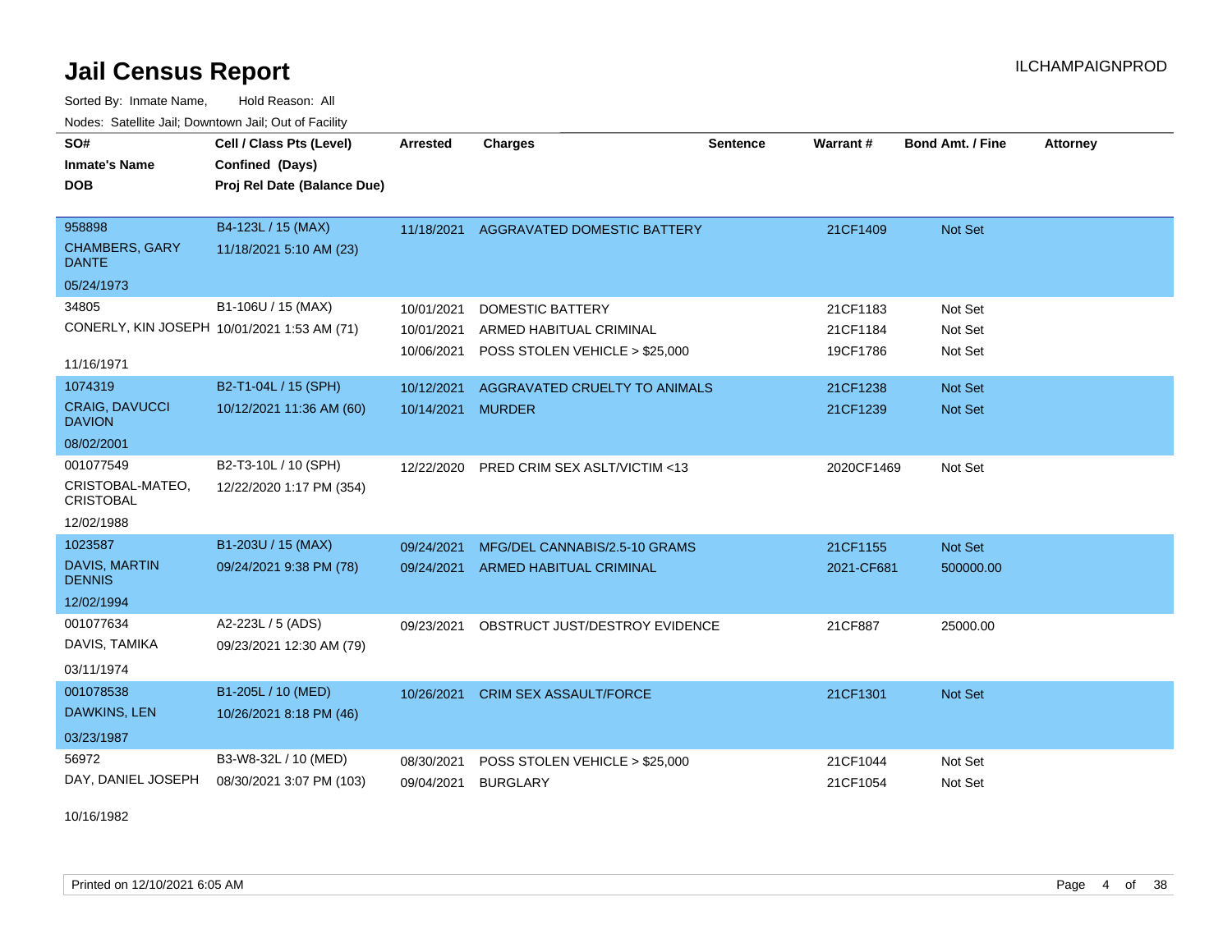# Jail Census Report

ILCHAMPAIGNPROD

Sorted By: Inmate Name, Hold Reason: All

Nodes: Satellite Jail; Downtown Jail; Out of Facility

| SO# / Inmate's Name / DOB | Cell / Class Pts (Level) / Confined (Days) / Proj Rel Date (Balance Due) | Arrested | Charges | Sentence | Warrant # | Bond Amt. / Fine | Attorney |
|---|---|---|---|---|---|---|---|
| 958898<br>CHAMBERS, GARY DANTE<br>05/24/1973 | B4-123L / 15 (MAX)<br>11/18/2021 5:10 AM (23) | 11/18/2021 | AGGRAVATED DOMESTIC BATTERY | | 21CF1409 | Not Set | |
| 34805<br>CONERLY, KIN JOSEPH<br>11/16/1971 | B1-106U / 15 (MAX)<br>10/01/2021 1:53 AM (71) | 10/01/2021 | DOMESTIC BATTERY | | 21CF1183 | Not Set | |
| | | 10/01/2021 | ARMED HABITUAL CRIMINAL | | 21CF1184 | Not Set | |
| | | 10/06/2021 | POSS STOLEN VEHICLE > $25,000 | | 19CF1786 | Not Set | |
| 1074319<br>CRAIG, DAVUCCI DAVION<br>08/02/2001 | B2-T1-04L / 15 (SPH)<br>10/12/2021 11:36 AM (60) | 10/12/2021 | AGGRAVATED CRUELTY TO ANIMALS | | 21CF1238 | Not Set | |
| | | 10/14/2021 | MURDER | | 21CF1239 | Not Set | |
| 001077549<br>CRISTOBAL-MATEO, CRISTOBAL<br>12/02/1988 | B2-T3-10L / 10 (SPH)<br>12/22/2020 1:17 PM (354) | 12/22/2020 | PRED CRIM SEX ASLT/VICTIM <13 | | 2020CF1469 | Not Set | |
| 1023587<br>DAVIS, MARTIN DENNIS<br>12/02/1994 | B1-203U / 15 (MAX)<br>09/24/2021 9:38 PM (78) | 09/24/2021 | MFG/DEL CANNABIS/2.5-10 GRAMS | | 21CF1155 | Not Set | |
| | | 09/24/2021 | ARMED HABITUAL CRIMINAL | | 2021-CF681 | 500000.00 | |
| 001077634<br>DAVIS, TAMIKA<br>03/11/1974 | A2-223L / 5 (ADS)<br>09/23/2021 12:30 AM (79) | 09/23/2021 | OBSTRUCT JUST/DESTROY EVIDENCE | | 21CF887 | 25000.00 | |
| 001078538<br>DAWKINS, LEN<br>03/23/1987 | B1-205L / 10 (MED)<br>10/26/2021 8:18 PM (46) | 10/26/2021 | CRIM SEX ASSAULT/FORCE | | 21CF1301 | Not Set | |
| 56972<br>DAY, DANIEL JOSEPH<br>10/16/1982 | B3-W8-32L / 10 (MED)<br>08/30/2021 3:07 PM (103) | 08/30/2021 | POSS STOLEN VEHICLE > $25,000 | | 21CF1044 | Not Set | |
| | | 09/04/2021 | BURGLARY | | 21CF1054 | Not Set | |

Printed on 12/10/2021 6:05 AM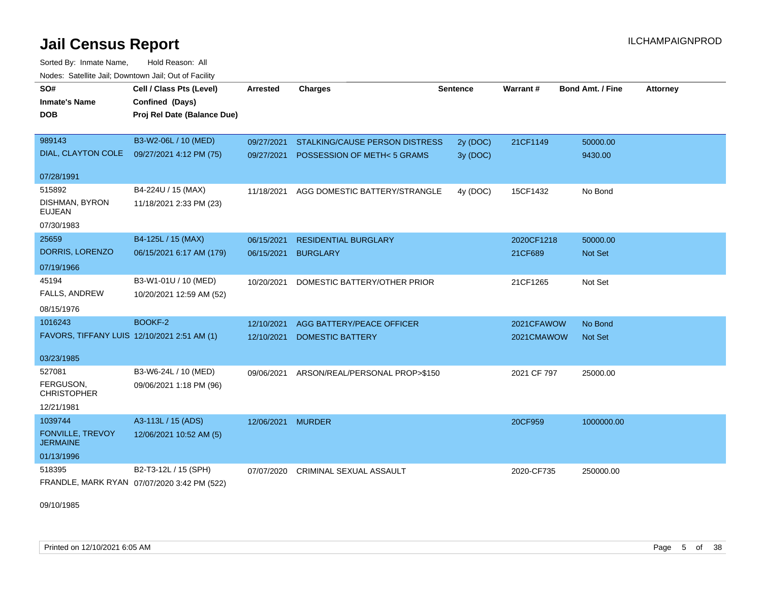# Jail Census Report

ILCHAMPAIGNPROD

Sorted By: Inmate Name, Hold Reason: All

Nodes: Satellite Jail; Downtown Jail; Out of Facility

| SO# / Inmate's Name / DOB | Cell / Class Pts (Level) / Confined (Days) / Proj Rel Date (Balance Due) | Arrested | Charges | Sentence | Warrant # | Bond Amt. / Fine | Attorney |
|---|---|---|---|---|---|---|---|
| 989143<br>DIAL, CLAYTON COLE<br>07/28/1991 | B3-W2-06L / 10 (MED)<br>09/27/2021 4:12 PM (75) | 09/27/2021<br>09/27/2021 | STALKING/CAUSE PERSON DISTRESS<br>POSSESSION OF METH< 5 GRAMS | 2y (DOC)<br>3y (DOC) | 21CF1149 | 50000.00<br>9430.00 | |
| 515892<br>DISHMAN, BYRON EUJEAN<br>07/30/1983 | B4-224U / 15 (MAX)<br>11/18/2021 2:33 PM (23) | 11/18/2021 | AGG DOMESTIC BATTERY/STRANGLE | 4y (DOC) | 15CF1432 | No Bond | |
| 25659<br>DORRIS, LORENZO<br>07/19/1966 | B4-125L / 15 (MAX)<br>06/15/2021 6:17 AM (179) | 06/15/2021<br>06/15/2021 | RESIDENTIAL BURGLARY<br>BURGLARY | | 2020CF1218<br>21CF689 | 50000.00<br>Not Set | |
| 45194<br>FALLS, ANDREW<br>08/15/1976 | B3-W1-01U / 10 (MED)<br>10/20/2021 12:59 AM (52) | 10/20/2021 | DOMESTIC BATTERY/OTHER PRIOR | | 21CF1265 | Not Set | |
| 1016243<br>FAVORS, TIFFANY LUIS<br>03/23/1985 | BOOKF-2<br>12/10/2021 2:51 AM (1) | 12/10/2021<br>12/10/2021 | AGG BATTERY/PEACE OFFICER<br>DOMESTIC BATTERY | | 2021CFAWOW<br>2021CMAWOW | No Bond<br>Not Set | |
| 527081<br>FERGUSON, CHRISTOPHER<br>12/21/1981 | B3-W6-24L / 10 (MED)<br>09/06/2021 1:18 PM (96) | 09/06/2021 | ARSON/REAL/PERSONAL PROP>$150 | | 2021 CF 797 | 25000.00 | |
| 1039744<br>FONVILLE, TREVOY JERMAINE<br>01/13/1996 | A3-113L / 15 (ADS)<br>12/06/2021 10:52 AM (5) | 12/06/2021 | MURDER | | 20CF959 | 1000000.00 | |
| 518395<br>FRANDLE, MARK RYAN<br>09/10/1985 | B2-T3-12L / 15 (SPH)<br>07/07/2020 3:42 PM (522) | 07/07/2020 | CRIMINAL SEXUAL ASSAULT | | 2020-CF735 | 250000.00 | |

Printed on 12/10/2021 6:05 AM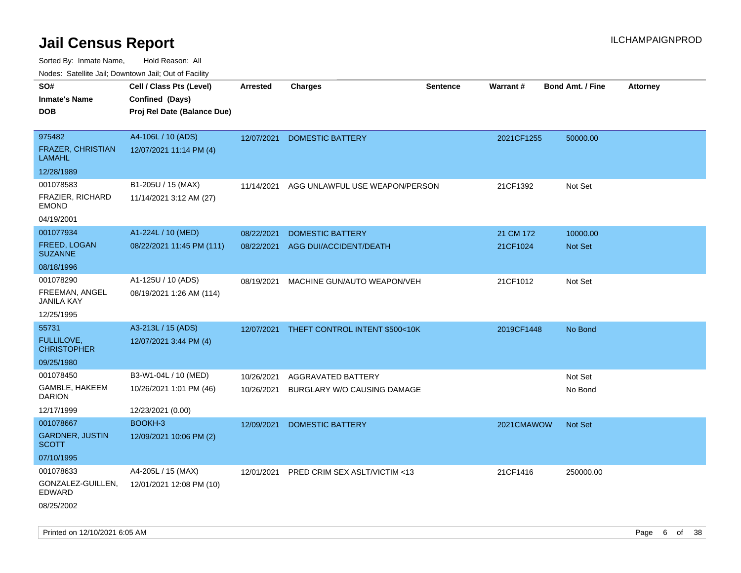# Jail Census Report

ILCHAMPAIGNPROD

Sorted By: Inmate Name, Hold Reason: All

Nodes: Satellite Jail; Downtown Jail; Out of Facility

| SO# / Inmate's Name / DOB | Cell / Class Pts (Level) / Confined (Days) / Proj Rel Date (Balance Due) | Arrested | Charges | Sentence | Warrant # | Bond Amt. / Fine | Attorney |
|---|---|---|---|---|---|---|---|
| 975482<br>FRAZER, CHRISTIAN LAMAHL<br>12/28/1989 | A4-106L / 10 (ADS)<br>12/07/2021 11:14 PM (4) | 12/07/2021 | DOMESTIC BATTERY | | 2021CF1255 | 50000.00 | |
| 001078583<br>FRAZIER, RICHARD EMOND<br>04/19/2001 | B1-205U / 15 (MAX)<br>11/14/2021 3:12 AM (27) | 11/14/2021 | AGG UNLAWFUL USE WEAPON/PERSON | | 21CF1392 | Not Set | |
| 001077934<br>FREED, LOGAN SUZANNE<br>08/18/1996 | A1-224L / 10 (MED)<br>08/22/2021 11:45 PM (111) | 08/22/2021 | DOMESTIC BATTERY | | 21 CM 172 | 10000.00 | |
| | | 08/22/2021 | AGG DUI/ACCIDENT/DEATH | | 21CF1024 | Not Set | |
| 001078290<br>FREEMAN, ANGEL JANILA KAY<br>12/25/1995 | A1-125U / 10 (ADS)<br>08/19/2021 1:26 AM (114) | 08/19/2021 | MACHINE GUN/AUTO WEAPON/VEH | | 21CF1012 | Not Set | |
| 55731<br>FULLILOVE, CHRISTOPHER<br>09/25/1980 | A3-213L / 15 (ADS)<br>12/07/2021 3:44 PM (4) | 12/07/2021 | THEFT CONTROL INTENT $500<10K | | 2019CF1448 | No Bond | |
| 001078450<br>GAMBLE, HAKEEM DARION<br>12/17/1999 | B3-W1-04L / 10 (MED)<br>10/26/2021 1:01 PM (46)<br>12/23/2021 (0.00) | 10/26/2021 | AGGRAVATED BATTERY | | | Not Set | |
| | | 10/26/2021 | BURGLARY W/O CAUSING DAMAGE | | | No Bond | |
| 001078667<br>GARDNER, JUSTIN SCOTT<br>07/10/1995 | BOOKH-3<br>12/09/2021 10:06 PM (2) | 12/09/2021 | DOMESTIC BATTERY | | 2021CMAWOW | Not Set | |
| 001078633<br>GONZALEZ-GUILLEN, EDWARD<br>08/25/2002 | A4-205L / 15 (MAX)<br>12/01/2021 12:08 PM (10) | 12/01/2021 | PRED CRIM SEX ASLT/VICTIM <13 | | 21CF1416 | 250000.00 | |

Printed on 12/10/2021 6:05 AM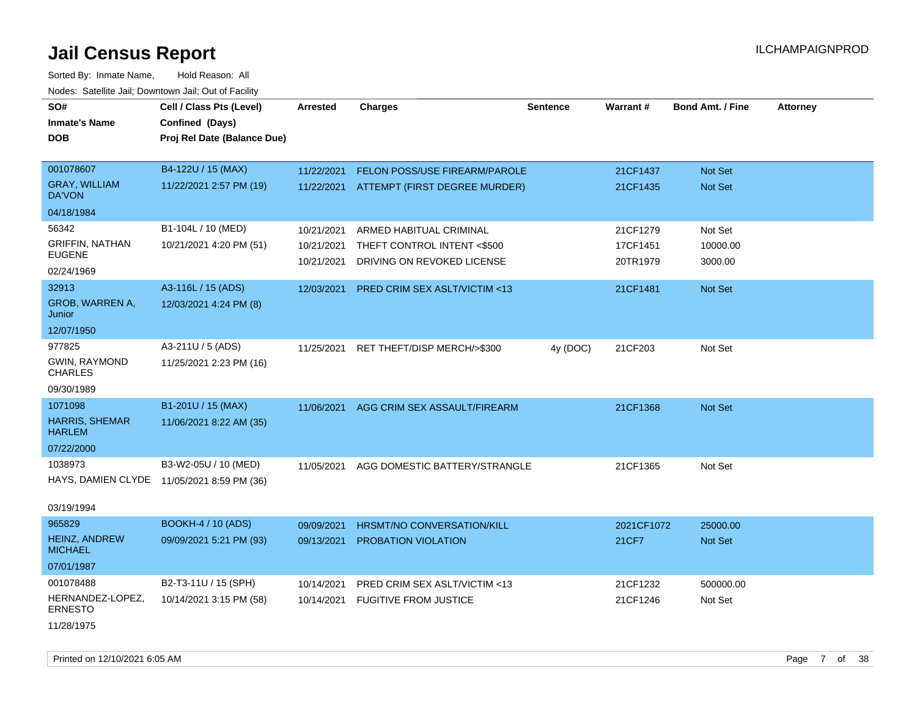# Jail Census Report

Sorted By: Inmate Name, Hold Reason: All

Nodes: Satellite Jail; Downtown Jail; Out of Facility

| SO# / Inmate's Name / DOB | Cell / Class Pts (Level) / Confined (Days) / Proj Rel Date (Balance Due) | Arrested | Charges | Sentence | Warrant # | Bond Amt. / Fine | Attorney |
|---|---|---|---|---|---|---|---|
| 001078607 GRAY, WILLIAM DA'VON 04/18/1984 | B4-122U / 15 (MAX) 11/22/2021 2:57 PM (19) | 11/22/2021 | FELON POSS/USE FIREARM/PAROLE | | 21CF1437 | Not Set | |
| | | 11/22/2021 | ATTEMPT (FIRST DEGREE MURDER) | | 21CF1435 | Not Set | |
| 56342 GRIFFIN, NATHAN EUGENE 02/24/1969 | B1-104L / 10 (MED) 10/21/2021 4:20 PM (51) | 10/21/2021 | ARMED HABITUAL CRIMINAL | | 21CF1279 | Not Set | |
| | | 10/21/2021 | THEFT CONTROL INTENT <$500 | | 17CF1451 | 10000.00 | |
| | | 10/21/2021 | DRIVING ON REVOKED LICENSE | | 20TR1979 | 3000.00 | |
| 32913 GROB, WARREN A, Junior 12/07/1950 | A3-116L / 15 (ADS) 12/03/2021 4:24 PM (8) | 12/03/2021 | PRED CRIM SEX ASLT/VICTIM <13 | | 21CF1481 | Not Set | |
| 977825 GWIN, RAYMOND CHARLES 09/30/1989 | A3-211U / 5 (ADS) 11/25/2021 2:23 PM (16) | 11/25/2021 | RET THEFT/DISP MERCH/>$300 | 4y (DOC) | 21CF203 | Not Set | |
| 1071098 HARRIS, SHEMAR HARLEM 07/22/2000 | B1-201U / 15 (MAX) 11/06/2021 8:22 AM (35) | 11/06/2021 | AGG CRIM SEX ASSAULT/FIREARM | | 21CF1368 | Not Set | |
| 1038973 HAYS, DAMIEN CLYDE 03/19/1994 | B3-W2-05U / 10 (MED) 11/05/2021 8:59 PM (36) | 11/05/2021 | AGG DOMESTIC BATTERY/STRANGLE | | 21CF1365 | Not Set | |
| 965829 HEINZ, ANDREW MICHAEL 07/01/1987 | BOOKH-4 / 10 (ADS) 09/09/2021 5:21 PM (93) | 09/09/2021 | HRSMT/NO CONVERSATION/KILL | | 2021CF1072 | 25000.00 | |
| | | 09/13/2021 | PROBATION VIOLATION | | 21CF7 | Not Set | |
| 001078488 HERNANDEZ-LOPEZ, ERNESTO 11/28/1975 | B2-T3-11U / 15 (SPH) 10/14/2021 3:15 PM (58) | 10/14/2021 | PRED CRIM SEX ASLT/VICTIM <13 | | 21CF1232 | 500000.00 | |
| | | 10/14/2021 | FUGITIVE FROM JUSTICE | | 21CF1246 | Not Set | |

Printed on 12/10/2021 6:05 AM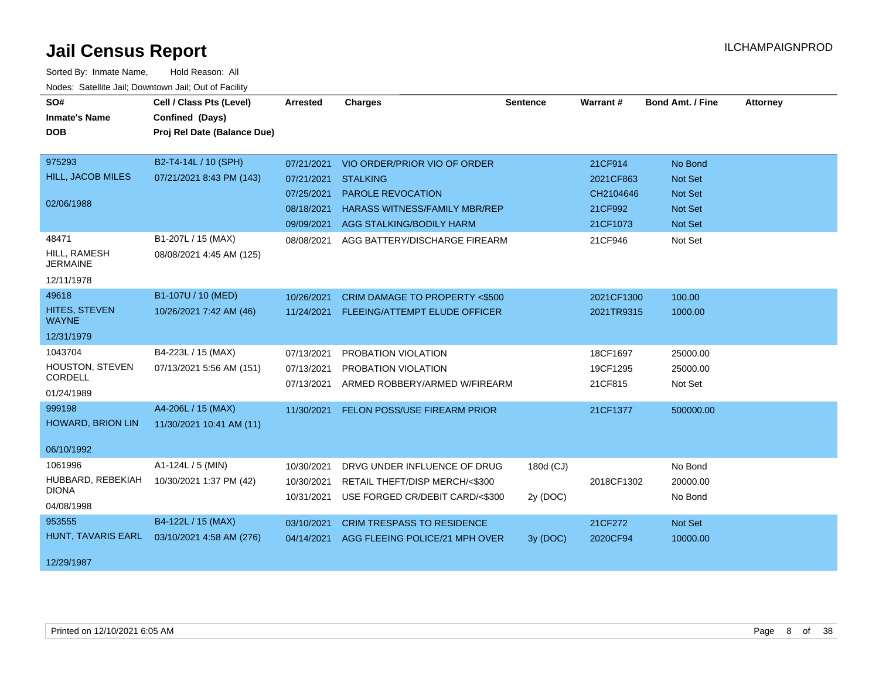# Jail Census Report

ILCHAMPAIGNPROD

Sorted By: Inmate Name, Hold Reason: All

Nodes: Satellite Jail; Downtown Jail; Out of Facility

| SO# / Inmate's Name / DOB | Cell / Class Pts (Level) / Confined (Days) / Proj Rel Date (Balance Due) | Arrested | Charges | Sentence | Warrant # | Bond Amt. / Fine | Attorney |
|---|---|---|---|---|---|---|---|
| 975293 | B2-T4-14L / 10 (SPH) | 07/21/2021 | VIO ORDER/PRIOR VIO OF ORDER | | 21CF914 | No Bond | |
| HILL, JACOB MILES | 07/21/2021 8:43 PM (143) | 07/21/2021 | STALKING | | 2021CF863 | Not Set | |
| 02/06/1988 | | 07/25/2021 | PAROLE REVOCATION | | CH2104646 | Not Set | |
| | | 08/18/2021 | HARASS WITNESS/FAMILY MBR/REP | | 21CF992 | Not Set | |
| | | 09/09/2021 | AGG STALKING/BODILY HARM | | 21CF1073 | Not Set | |
| 48471 | B1-207L / 15 (MAX) | 08/08/2021 | AGG BATTERY/DISCHARGE FIREARM | | 21CF946 | Not Set | |
| HILL, RAMESH JERMAINE | 08/08/2021 4:45 AM (125) | | | | | | |
| 12/11/1978 | | | | | | | |
| 49618 | B1-107U / 10 (MED) | 10/26/2021 | CRIM DAMAGE TO PROPERTY <$500 | | 2021CF1300 | 100.00 | |
| HITES, STEVEN WAYNE | 10/26/2021 7:42 AM (46) | 11/24/2021 | FLEEING/ATTEMPT ELUDE OFFICER | | 2021TR9315 | 1000.00 | |
| 12/31/1979 | | | | | | | |
| 1043704 | B4-223L / 15 (MAX) | 07/13/2021 | PROBATION VIOLATION | | 18CF1697 | 25000.00 | |
| HOUSTON, STEVEN CORDELL | 07/13/2021 5:56 AM (151) | 07/13/2021 | PROBATION VIOLATION | | 19CF1295 | 25000.00 | |
| 01/24/1989 | | 07/13/2021 | ARMED ROBBERY/ARMED W/FIREARM | | 21CF815 | Not Set | |
| 999198 | A4-206L / 15 (MAX) | 11/30/2021 | FELON POSS/USE FIREARM PRIOR | | 21CF1377 | 500000.00 | |
| HOWARD, BRION LIN | 11/30/2021 10:41 AM (11) | | | | | | |
| 06/10/1992 | | | | | | | |
| 1061996 | A1-124L / 5 (MIN) | 10/30/2021 | DRVG UNDER INFLUENCE OF DRUG | 180d (CJ) | | No Bond | |
| HUBBARD, REBEKIAH DIONA | 10/30/2021 1:37 PM (42) | 10/30/2021 | RETAIL THEFT/DISP MERCH/<$300 | | 2018CF1302 | 20000.00 | |
| 04/08/1998 | | 10/31/2021 | USE FORGED CR/DEBIT CARD/<$300 | 2y (DOC) | | No Bond | |
| 953555 | B4-122L / 15 (MAX) | 03/10/2021 | CRIM TRESPASS TO RESIDENCE | | 21CF272 | Not Set | |
| HUNT, TAVARIS EARL | 03/10/2021 4:58 AM (276) | 04/14/2021 | AGG FLEEING POLICE/21 MPH OVER | 3y (DOC) | 2020CF94 | 10000.00 | |
| 12/29/1987 | | | | | | | |

Printed on 12/10/2021 6:05 AM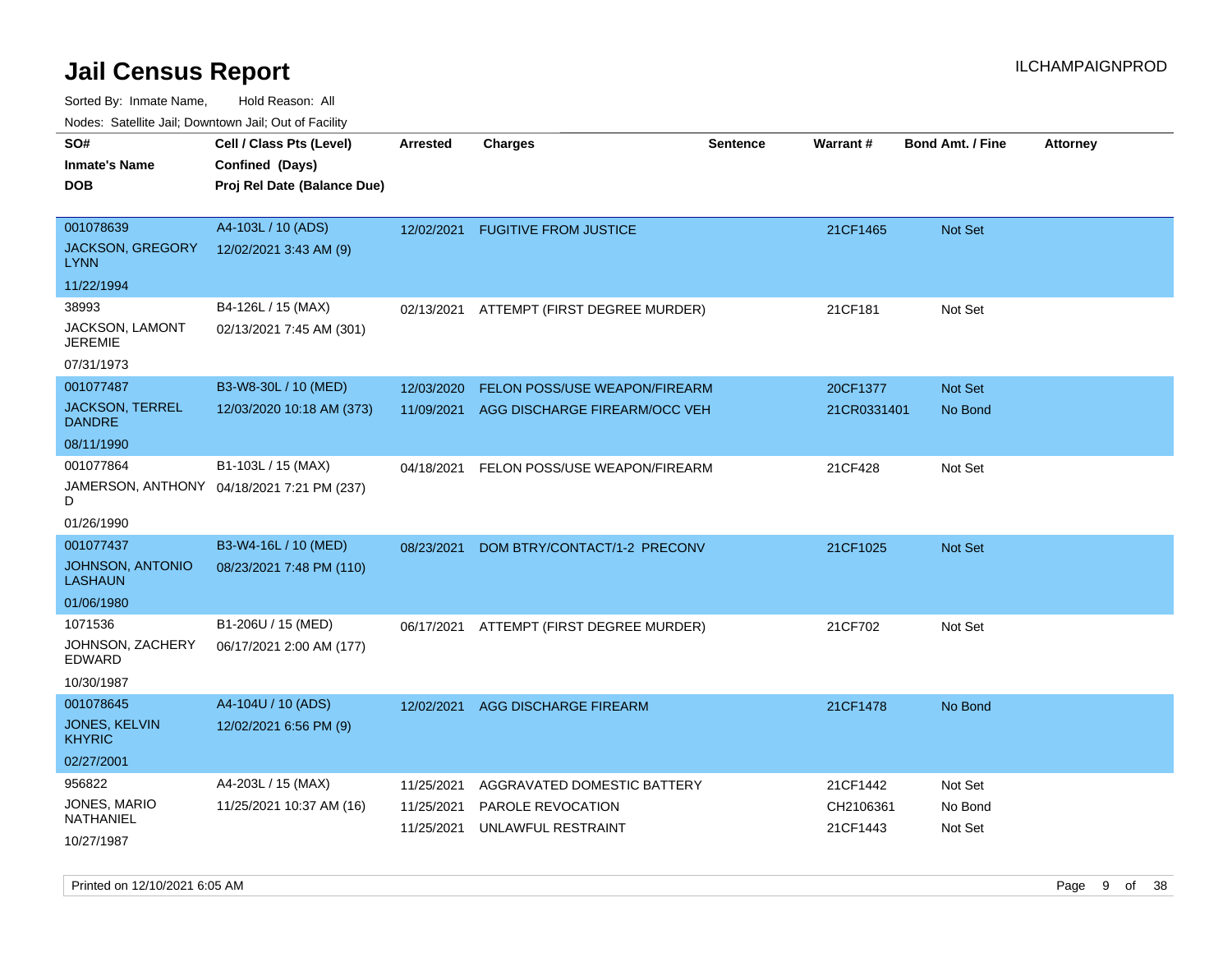# Jail Census Report

ILCHAMPAIGNPROD

Sorted By: Inmate Name, Hold Reason: All

Nodes: Satellite Jail; Downtown Jail; Out of Facility

| SO# / Inmate's Name / DOB | Cell / Class Pts (Level) / Confined (Days) / Proj Rel Date (Balance Due) | Arrested | Charges | Sentence | Warrant # | Bond Amt. / Fine | Attorney |
|---|---|---|---|---|---|---|---|
| 001078639<br>JACKSON, GREGORY LYNN<br>11/22/1994 | A4-103L / 10 (ADS)<br>12/02/2021 3:43 AM (9) | 12/02/2021 | FUGITIVE FROM JUSTICE | | 21CF1465 | Not Set | |
| 38993<br>JACKSON, LAMONT JEREMIE<br>07/31/1973 | B4-126L / 15 (MAX)<br>02/13/2021 7:45 AM (301) | 02/13/2021 | ATTEMPT (FIRST DEGREE MURDER) | | 21CF181 | Not Set | |
| 001077487<br>JACKSON, TERREL DANDRE<br>08/11/1990 | B3-W8-30L / 10 (MED)<br>12/03/2020 10:18 AM (373) | 12/03/2020<br>11/09/2021 | FELON POSS/USE WEAPON/FIREARM<br>AGG DISCHARGE FIREARM/OCC VEH | | 20CF1377<br>21CR0331401 | Not Set<br>No Bond | |
| 001077864<br>JAMERSON, ANTHONY D<br>01/26/1990 | B1-103L / 15 (MAX)<br>04/18/2021 7:21 PM (237) | 04/18/2021 | FELON POSS/USE WEAPON/FIREARM | | 21CF428 | Not Set | |
| 001077437<br>JOHNSON, ANTONIO LASHAUN<br>01/06/1980 | B3-W4-16L / 10 (MED)<br>08/23/2021 7:48 PM (110) | 08/23/2021 | DOM BTRY/CONTACT/1-2 PRECONV | | 21CF1025 | Not Set | |
| 1071536<br>JOHNSON, ZACHERY EDWARD<br>10/30/1987 | B1-206U / 15 (MED)<br>06/17/2021 2:00 AM (177) | 06/17/2021 | ATTEMPT (FIRST DEGREE MURDER) | | 21CF702 | Not Set | |
| 001078645<br>JONES, KELVIN KHYRIC<br>02/27/2001 | A4-104U / 10 (ADS)<br>12/02/2021 6:56 PM (9) | 12/02/2021 | AGG DISCHARGE FIREARM | | 21CF1478 | No Bond | |
| 956822<br>JONES, MARIO NATHANIEL<br>10/27/1987 | A4-203L / 15 (MAX)<br>11/25/2021 10:37 AM (16) | 11/25/2021<br>11/25/2021<br>11/25/2021 | AGGRAVATED DOMESTIC BATTERY<br>PAROLE REVOCATION<br>UNLAWFUL RESTRAINT | | 21CF1442<br>CH2106361<br>21CF1443 | Not Set<br>No Bond<br>Not Set | |

Printed on 12/10/2021 6:05 AM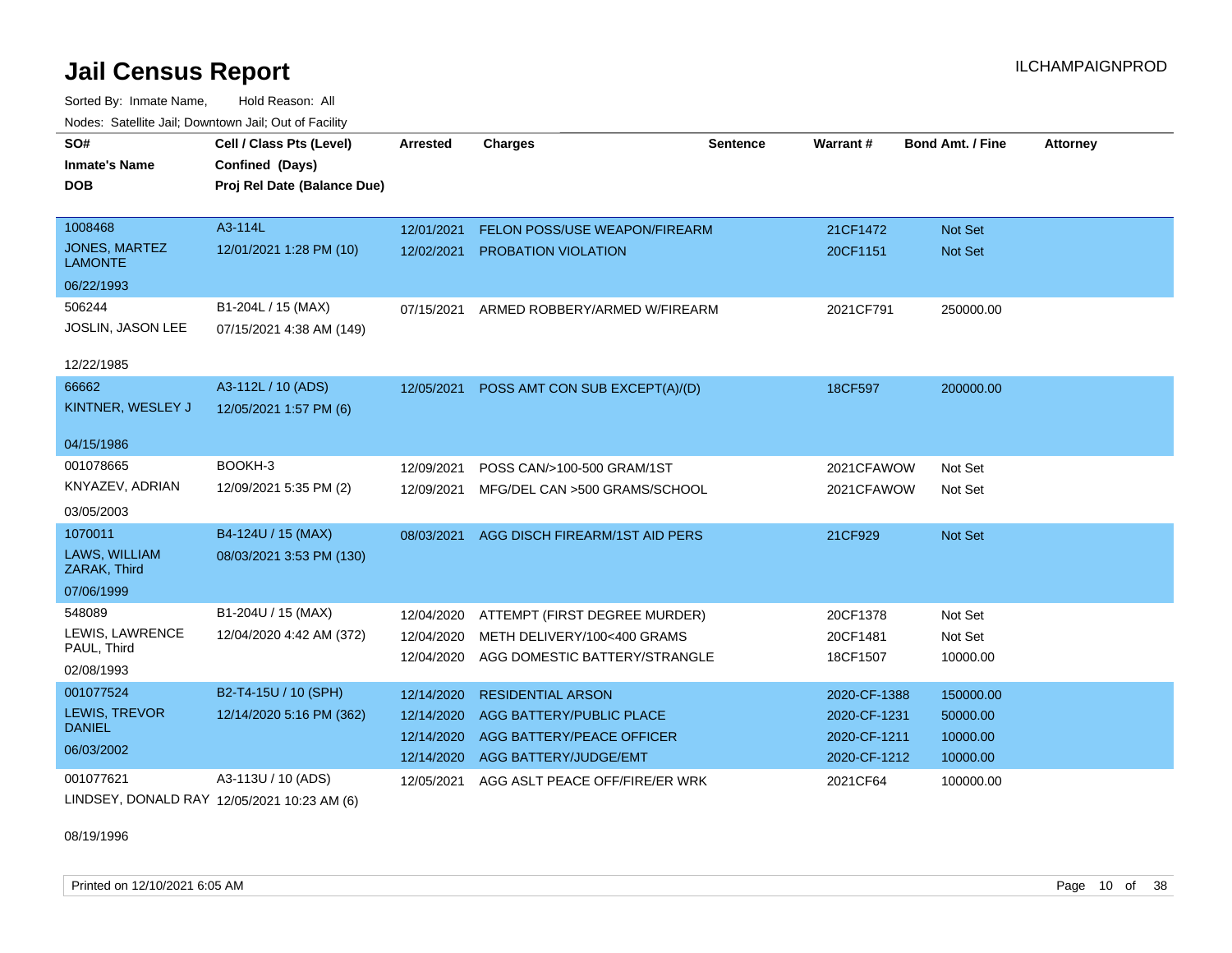# Jail Census Report

ILCHAMPAIGNPROD

Sorted By: Inmate Name, Hold Reason: All

Nodes: Satellite Jail; Downtown Jail; Out of Facility

| SO# / Inmate's Name / DOB | Cell / Class Pts (Level) / Confined (Days) / Proj Rel Date (Balance Due) | Arrested | Charges | Sentence | Warrant # | Bond Amt. / Fine | Attorney |
|---|---|---|---|---|---|---|---|
| 1008468 JONES, MARTEZ LAMONTE 06/22/1993 | A3-114L 12/01/2021 1:28 PM (10) | 12/01/2021 | FELON POSS/USE WEAPON/FIREARM | | 21CF1472 | Not Set | |
| | | 12/02/2021 | PROBATION VIOLATION | | 20CF1151 | Not Set | |
| 506244 JOSLIN, JASON LEE 12/22/1985 | B1-204L / 15 (MAX) 07/15/2021 4:38 AM (149) | 07/15/2021 | ARMED ROBBERY/ARMED W/FIREARM | | 2021CF791 | 250000.00 | |
| 66662 KINTNER, WESLEY J 04/15/1986 | A3-112L / 10 (ADS) 12/05/2021 1:57 PM (6) | 12/05/2021 | POSS AMT CON SUB EXCEPT(A)/(D) | | 18CF597 | 200000.00 | |
| 001078665 KNYAZEV, ADRIAN 03/05/2003 | BOOKH-3 12/09/2021 5:35 PM (2) | 12/09/2021 | POSS CAN/>100-500 GRAM/1ST | | 2021CFAWOW | Not Set | |
| | | 12/09/2021 | MFG/DEL CAN >500 GRAMS/SCHOOL | | 2021CFAWOW | Not Set | |
| 1070011 LAWS, WILLIAM ZARAK, Third 07/06/1999 | B4-124U / 15 (MAX) 08/03/2021 3:53 PM (130) | 08/03/2021 | AGG DISCH FIREARM/1ST AID PERS | | 21CF929 | Not Set | |
| 548089 LEWIS, LAWRENCE PAUL, Third 02/08/1993 | B1-204U / 15 (MAX) 12/04/2020 4:42 AM (372) | 12/04/2020 | ATTEMPT (FIRST DEGREE MURDER) | | 20CF1378 | Not Set | |
| | | 12/04/2020 | METH DELIVERY/100<400 GRAMS | | 20CF1481 | Not Set | |
| | | 12/04/2020 | AGG DOMESTIC BATTERY/STRANGLE | | 18CF1507 | 10000.00 | |
| 001077524 LEWIS, TREVOR DANIEL 06/03/2002 | B2-T4-15U / 10 (SPH) 12/14/2020 5:16 PM (362) | 12/14/2020 | RESIDENTIAL ARSON | | 2020-CF-1388 | 150000.00 | |
| | | 12/14/2020 | AGG BATTERY/PUBLIC PLACE | | 2020-CF-1231 | 50000.00 | |
| | | 12/14/2020 | AGG BATTERY/PEACE OFFICER | | 2020-CF-1211 | 10000.00 | |
| | | 12/14/2020 | AGG BATTERY/JUDGE/EMT | | 2020-CF-1212 | 10000.00 | |
| 001077621 LINDSEY, DONALD RAY 08/19/1996 | A3-113U / 10 (ADS) 12/05/2021 10:23 AM (6) | 12/05/2021 | AGG ASLT PEACE OFF/FIRE/ER WRK | | 2021CF64 | 100000.00 | |

Printed on 12/10/2021 6:05 AM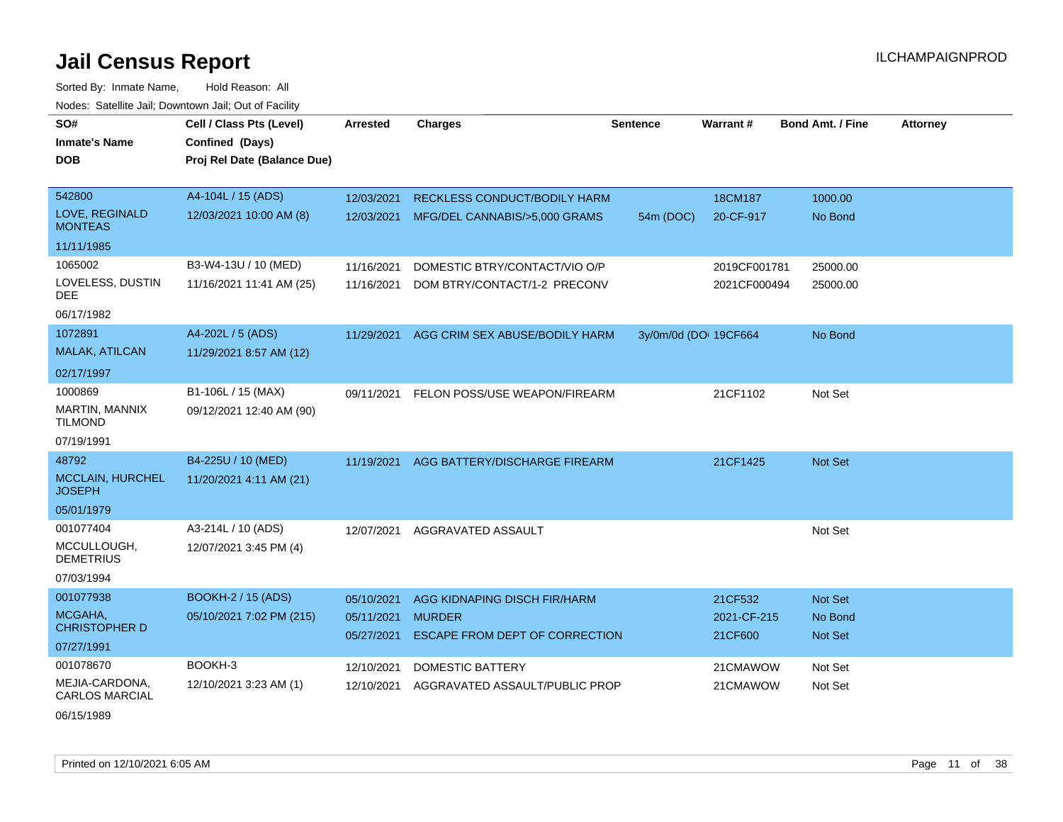# Jail Census Report

ILCHAMPAIGNPROD

Sorted By: Inmate Name, Hold Reason: All

Nodes: Satellite Jail; Downtown Jail; Out of Facility

| SO# / Inmate's Name / DOB | Cell / Class Pts (Level) / Confined (Days) / Proj Rel Date (Balance Due) | Arrested | Charges | Sentence | Warrant # | Bond Amt. / Fine | Attorney |
|---|---|---|---|---|---|---|---|
| 542800 LOVE, REGINALD MONTEAS 11/11/1985 | A4-104L / 15 (ADS) 12/03/2021 10:00 AM (8) | 12/03/2021 | RECKLESS CONDUCT/BODILY HARM | | 18CM187 | 1000.00 | |
| | | 12/03/2021 | MFG/DEL CANNABIS/>5,000 GRAMS | 54m (DOC) | 20-CF-917 | No Bond | |
| 1065002 LOVELESS, DUSTIN DEE 06/17/1982 | B3-W4-13U / 10 (MED) 11/16/2021 11:41 AM (25) | 11/16/2021 | DOMESTIC BTRY/CONTACT/VIO O/P | | 2019CF001781 | 25000.00 | |
| | | 11/16/2021 | DOM BTRY/CONTACT/1-2 PRECONV | | 2021CF000494 | 25000.00 | |
| 1072891 MALAK, ATILCAN 02/17/1997 | A4-202L / 5 (ADS) 11/29/2021 8:57 AM (12) | 11/29/2021 | AGG CRIM SEX ABUSE/BODILY HARM | 3y/0m/0d (DO | 19CF664 | No Bond | |
| 1000869 MARTIN, MANNIX TILMOND 07/19/1991 | B1-106L / 15 (MAX) 09/12/2021 12:40 AM (90) | 09/11/2021 | FELON POSS/USE WEAPON/FIREARM | | 21CF1102 | Not Set | |
| 48792 MCCLAIN, HURCHEL JOSEPH 05/01/1979 | B4-225U / 10 (MED) 11/20/2021 4:11 AM (21) | 11/19/2021 | AGG BATTERY/DISCHARGE FIREARM | | 21CF1425 | Not Set | |
| 001077404 MCCULLOUGH, DEMETRIUS 07/03/1994 | A3-214L / 10 (ADS) 12/07/2021 3:45 PM (4) | 12/07/2021 | AGGRAVATED ASSAULT | | | Not Set | |
| 001077938 MCGAHA, CHRISTOPHER D 07/27/1991 | BOOKH-2 / 15 (ADS) 05/10/2021 7:02 PM (215) | 05/10/2021 | AGG KIDNAPING DISCH FIR/HARM | | 21CF532 | Not Set | |
| | | 05/11/2021 | MURDER | | 2021-CF-215 | No Bond | |
| | | 05/27/2021 | ESCAPE FROM DEPT OF CORRECTION | | 21CF600 | Not Set | |
| 001078670 MEJIA-CARDONA, CARLOS MARCIAL 06/15/1989 | BOOKH-3 12/10/2021 3:23 AM (1) | 12/10/2021 | DOMESTIC BATTERY | | 21CMAWOW | Not Set | |
| | | 12/10/2021 | AGGRAVATED ASSAULT/PUBLIC PROP | | 21CMAWOW | Not Set | |

Printed on 12/10/2021 6:05 AM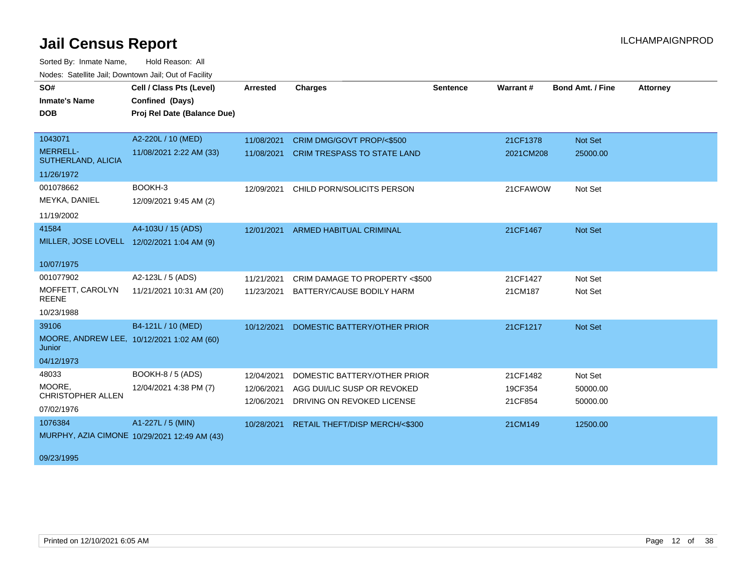# Jail Census Report

ILCHAMPAIGNPROD

Sorted By: Inmate Name, Hold Reason: All

Nodes: Satellite Jail; Downtown Jail; Out of Facility

| SO# / Inmate's Name / DOB | Cell / Class Pts (Level) / Confined (Days) / Proj Rel Date (Balance Due) | Arrested | Charges | Sentence | Warrant # | Bond Amt. / Fine | Attorney |
|---|---|---|---|---|---|---|---|
| 1043071<br>MERRELL-SUTHERLAND, ALICIA<br>11/26/1972 | A2-220L / 10 (MED)<br>11/08/2021 2:22 AM (33) | 11/08/2021<br>11/08/2021 | CRIM DMG/GOVT PROP/<$500<br>CRIM TRESPASS TO STATE LAND | | 21CF1378<br>2021CM208 | Not Set<br>25000.00 | |
| 001078662<br>MEYKA, DANIEL<br>11/19/2002 | BOOKH-3<br>12/09/2021 9:45 AM (2) | 12/09/2021 | CHILD PORN/SOLICITS PERSON | | 21CFAWOW | Not Set | |
| 41584<br>MILLER, JOSE LOVELL<br>10/07/1975 | A4-103U / 15 (ADS)<br>12/02/2021 1:04 AM (9) | 12/01/2021 | ARMED HABITUAL CRIMINAL | | 21CF1467 | Not Set | |
| 001077902<br>MOFFETT, CAROLYN REENE<br>10/23/1988 | A2-123L / 5 (ADS)<br>11/21/2021 10:31 AM (20) | 11/21/2021<br>11/23/2021 | CRIM DAMAGE TO PROPERTY <$500<br>BATTERY/CAUSE BODILY HARM | | 21CF1427<br>21CM187 | Not Set<br>Not Set | |
| 39106<br>MOORE, ANDREW LEE, Junior<br>04/12/1973 | B4-121L / 10 (MED)<br>10/12/2021 1:02 AM (60) | 10/12/2021 | DOMESTIC BATTERY/OTHER PRIOR | | 21CF1217 | Not Set | |
| 48033<br>MOORE, CHRISTOPHER ALLEN<br>07/02/1976 | BOOKH-8 / 5 (ADS)<br>12/04/2021 4:38 PM (7) | 12/04/2021<br>12/06/2021<br>12/06/2021 | DOMESTIC BATTERY/OTHER PRIOR<br>AGG DUI/LIC SUSP OR REVOKED<br>DRIVING ON REVOKED LICENSE | | 21CF1482<br>19CF354<br>21CF854 | Not Set<br>50000.00<br>50000.00 | |
| 1076384<br>MURPHY, AZIA CIMONE<br>09/23/1995 | A1-227L / 5 (MIN)<br>10/29/2021 12:49 AM (43) | 10/28/2021 | RETAIL THEFT/DISP MERCH/<$300 | | 21CM149 | 12500.00 | |

Printed on 12/10/2021 6:05 AM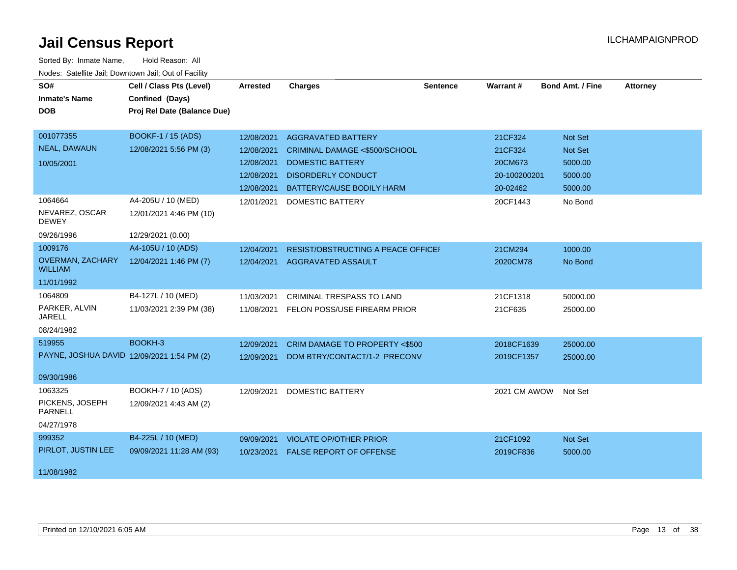# Jail Census Report

ILCHAMPAIGNPROD

Sorted By: Inmate Name, Hold Reason: All

Nodes: Satellite Jail; Downtown Jail; Out of Facility

| SO# / Inmate's Name / DOB | Cell / Class Pts (Level) / Confined (Days) / Proj Rel Date (Balance Due) | Arrested | Charges | Sentence | Warrant # | Bond Amt. / Fine | Attorney |
|---|---|---|---|---|---|---|---|
| 001077355<br>NEAL, DAWAUN<br>10/05/2001 | BOOKF-1 / 15 (ADS)<br>12/08/2021 5:56 PM (3) | 12/08/2021 | AGGRAVATED BATTERY | | 21CF324 | Not Set | |
| | | 12/08/2021 | CRIMINAL DAMAGE <$500/SCHOOL | | 21CF324 | Not Set | |
| | | 12/08/2021 | DOMESTIC BATTERY | | 20CM673 | 5000.00 | |
| | | 12/08/2021 | DISORDERLY CONDUCT | | 20-100200201 | 5000.00 | |
| | | 12/08/2021 | BATTERY/CAUSE BODILY HARM | | 20-02462 | 5000.00 | |
| 1064664<br>NEVAREZ, OSCAR DEWEY<br>09/26/1996 | A4-205U / 10 (MED)<br>12/01/2021 4:46 PM (10)<br>12/29/2021 (0.00) | 12/01/2021 | DOMESTIC BATTERY | | 20CF1443 | No Bond | |
| 1009176<br>OVERMAN, ZACHARY WILLIAM<br>11/01/1992 | A4-105U / 10 (ADS)<br>12/04/2021 1:46 PM (7) | 12/04/2021 | RESIST/OBSTRUCTING A PEACE OFFICEI | | 21CM294 | 1000.00 | |
| | | 12/04/2021 | AGGRAVATED ASSAULT | | 2020CM78 | No Bond | |
| 1064809<br>PARKER, ALVIN JARELL<br>08/24/1982 | B4-127L / 10 (MED)<br>11/03/2021 2:39 PM (38) | 11/03/2021 | CRIMINAL TRESPASS TO LAND | | 21CF1318 | 50000.00 | |
| | | 11/08/2021 | FELON POSS/USE FIREARM PRIOR | | 21CF635 | 25000.00 | |
| 519955<br>PAYNE, JOSHUA DAVID<br>09/30/1986 | BOOKH-3<br>12/09/2021 1:54 PM (2) | 12/09/2021 | CRIM DAMAGE TO PROPERTY <$500 | | 2018CF1639 | 25000.00 | |
| | | 12/09/2021 | DOM BTRY/CONTACT/1-2 PRECONV | | 2019CF1357 | 25000.00 | |
| 1063325<br>PICKENS, JOSEPH PARNELL<br>04/27/1978 | BOOKH-7 / 10 (ADS)<br>12/09/2021 4:43 AM (2) | 12/09/2021 | DOMESTIC BATTERY | | 2021 CM AWOW | Not Set | |
| 999352<br>PIRLOT, JUSTIN LEE<br>11/08/1982 | B4-225L / 10 (MED)<br>09/09/2021 11:28 AM (93) | 09/09/2021 | VIOLATE OP/OTHER PRIOR | | 21CF1092 | Not Set | |
| | | 10/23/2021 | FALSE REPORT OF OFFENSE | | 2019CF836 | 5000.00 | |

Printed on 12/10/2021 6:05 AM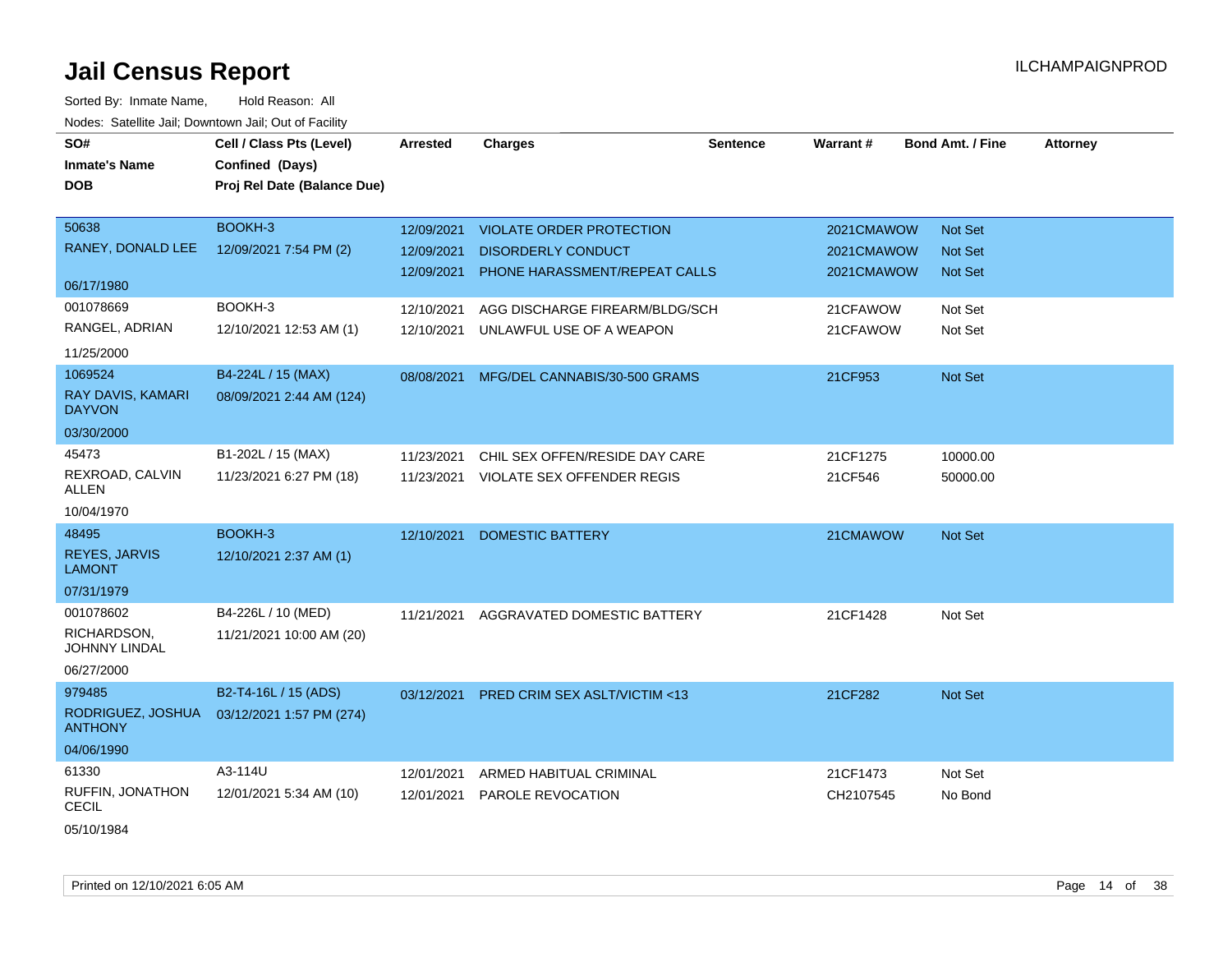# Jail Census Report

ILCHAMPAIGNPROD

Sorted By: Inmate Name, Hold Reason: All

Nodes: Satellite Jail; Downtown Jail; Out of Facility

| SO# / Inmate's Name / DOB | Cell / Class Pts (Level) / Confined (Days) / Proj Rel Date (Balance Due) | Arrested | Charges | Sentence | Warrant # | Bond Amt. / Fine | Attorney |
|---|---|---|---|---|---|---|---|
| 50638<br>RANEY, DONALD LEE<br>06/17/1980 | BOOKH-3<br>12/09/2021 7:54 PM (2) | 12/09/2021 | VIOLATE ORDER PROTECTION | | 2021CMAWOW | Not Set | |
| | | 12/09/2021 | DISORDERLY CONDUCT | | 2021CMAWOW | Not Set | |
| | | 12/09/2021 | PHONE HARASSMENT/REPEAT CALLS | | 2021CMAWOW | Not Set | |
| 001078669<br>RANGEL, ADRIAN<br>11/25/2000 | BOOKH-3<br>12/10/2021 12:53 AM (1) | 12/10/2021 | AGG DISCHARGE FIREARM/BLDG/SCH | | 21CFAWOW | Not Set | |
| | | 12/10/2021 | UNLAWFUL USE OF A WEAPON | | 21CFAWOW | Not Set | |
| 1069524<br>RAY DAVIS, KAMARI DAYVON<br>03/30/2000 | B4-224L / 15 (MAX)<br>08/09/2021 2:44 AM (124) | 08/08/2021 | MFG/DEL CANNABIS/30-500 GRAMS | | 21CF953 | Not Set | |
| 45473<br>REXROAD, CALVIN ALLEN<br>10/04/1970 | B1-202L / 15 (MAX)<br>11/23/2021 6:27 PM (18) | 11/23/2021 | CHIL SEX OFFEN/RESIDE DAY CARE | | 21CF1275 | 10000.00 | |
| | | 11/23/2021 | VIOLATE SEX OFFENDER REGIS | | 21CF546 | 50000.00 | |
| 48495<br>REYES, JARVIS LAMONT<br>07/31/1979 | BOOKH-3<br>12/10/2021 2:37 AM (1) | 12/10/2021 | DOMESTIC BATTERY | | 21CMAWOW | Not Set | |
| 001078602<br>RICHARDSON, JOHNNY LINDAL<br>06/27/2000 | B4-226L / 10 (MED)<br>11/21/2021 10:00 AM (20) | 11/21/2021 | AGGRAVATED DOMESTIC BATTERY | | 21CF1428 | Not Set | |
| 979485<br>RODRIGUEZ, JOSHUA ANTHONY<br>04/06/1990 | B2-T4-16L / 15 (ADS)<br>03/12/2021 1:57 PM (274) | 03/12/2021 | PRED CRIM SEX ASLT/VICTIM <13 | | 21CF282 | Not Set | |
| 61330<br>RUFFIN, JONATHON CECIL<br>05/10/1984 | A3-114U<br>12/01/2021 5:34 AM (10) | 12/01/2021 | ARMED HABITUAL CRIMINAL | | 21CF1473 | Not Set | |
| | | 12/01/2021 | PAROLE REVOCATION | | CH2107545 | No Bond | |

Printed on 12/10/2021 6:05 AM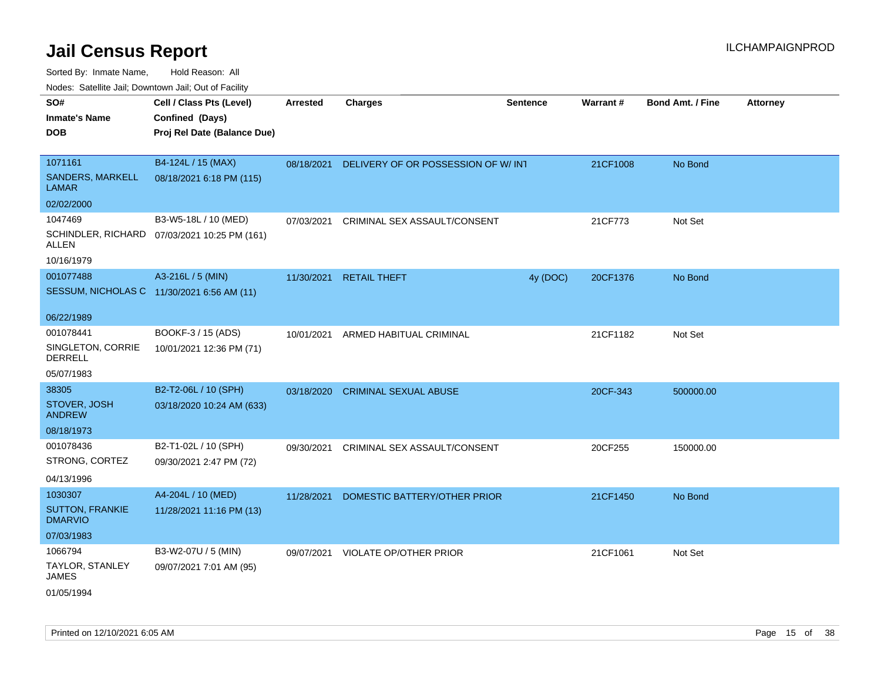# Jail Census Report

Sorted By: Inmate Name, Hold Reason: All

Nodes: Satellite Jail; Downtown Jail; Out of Facility

| SO# / Inmate's Name / DOB | Cell / Class Pts (Level) / Confined (Days) / Proj Rel Date (Balance Due) | Arrested | Charges | Sentence | Warrant # | Bond Amt. / Fine | Attorney |
|---|---|---|---|---|---|---|---|
| 1071161<br>SANDERS, MARKELL LAMAR<br>02/02/2000 | B4-124L / 15 (MAX)<br>08/18/2021 6:18 PM (115) | 08/18/2021 | DELIVERY OF OR POSSESSION OF W/ INT | | 21CF1008 | No Bond | |
| 1047469<br>SCHINDLER, RICHARD ALLEN<br>10/16/1979 | B3-W5-18L / 10 (MED)<br>07/03/2021 10:25 PM (161) | 07/03/2021 | CRIMINAL SEX ASSAULT/CONSENT | | 21CF773 | Not Set | |
| 001077488<br>SESSUM, NICHOLAS C<br>06/22/1989 | A3-216L / 5 (MIN)<br>11/30/2021 6:56 AM (11) | 11/30/2021 | RETAIL THEFT | 4y (DOC) | 20CF1376 | No Bond | |
| 001078441<br>SINGLETON, CORRIE DERRELL<br>05/07/1983 | BOOKF-3 / 15 (ADS)<br>10/01/2021 12:36 PM (71) | 10/01/2021 | ARMED HABITUAL CRIMINAL | | 21CF1182 | Not Set | |
| 38305<br>STOVER, JOSH ANDREW<br>08/18/1973 | B2-T2-06L / 10 (SPH)<br>03/18/2020 10:24 AM (633) | 03/18/2020 | CRIMINAL SEXUAL ABUSE | | 20CF-343 | 500000.00 | |
| 001078436<br>STRONG, CORTEZ<br>04/13/1996 | B2-T1-02L / 10 (SPH)<br>09/30/2021 2:47 PM (72) | 09/30/2021 | CRIMINAL SEX ASSAULT/CONSENT | | 20CF255 | 150000.00 | |
| 1030307<br>SUTTON, FRANKIE DMARVIO<br>07/03/1983 | A4-204L / 10 (MED)<br>11/28/2021 11:16 PM (13) | 11/28/2021 | DOMESTIC BATTERY/OTHER PRIOR | | 21CF1450 | No Bond | |
| 1066794<br>TAYLOR, STANLEY JAMES<br>01/05/1994 | B3-W2-07U / 5 (MIN)<br>09/07/2021 7:01 AM (95) | 09/07/2021 | VIOLATE OP/OTHER PRIOR | | 21CF1061 | Not Set | |

Printed on 12/10/2021 6:05 AM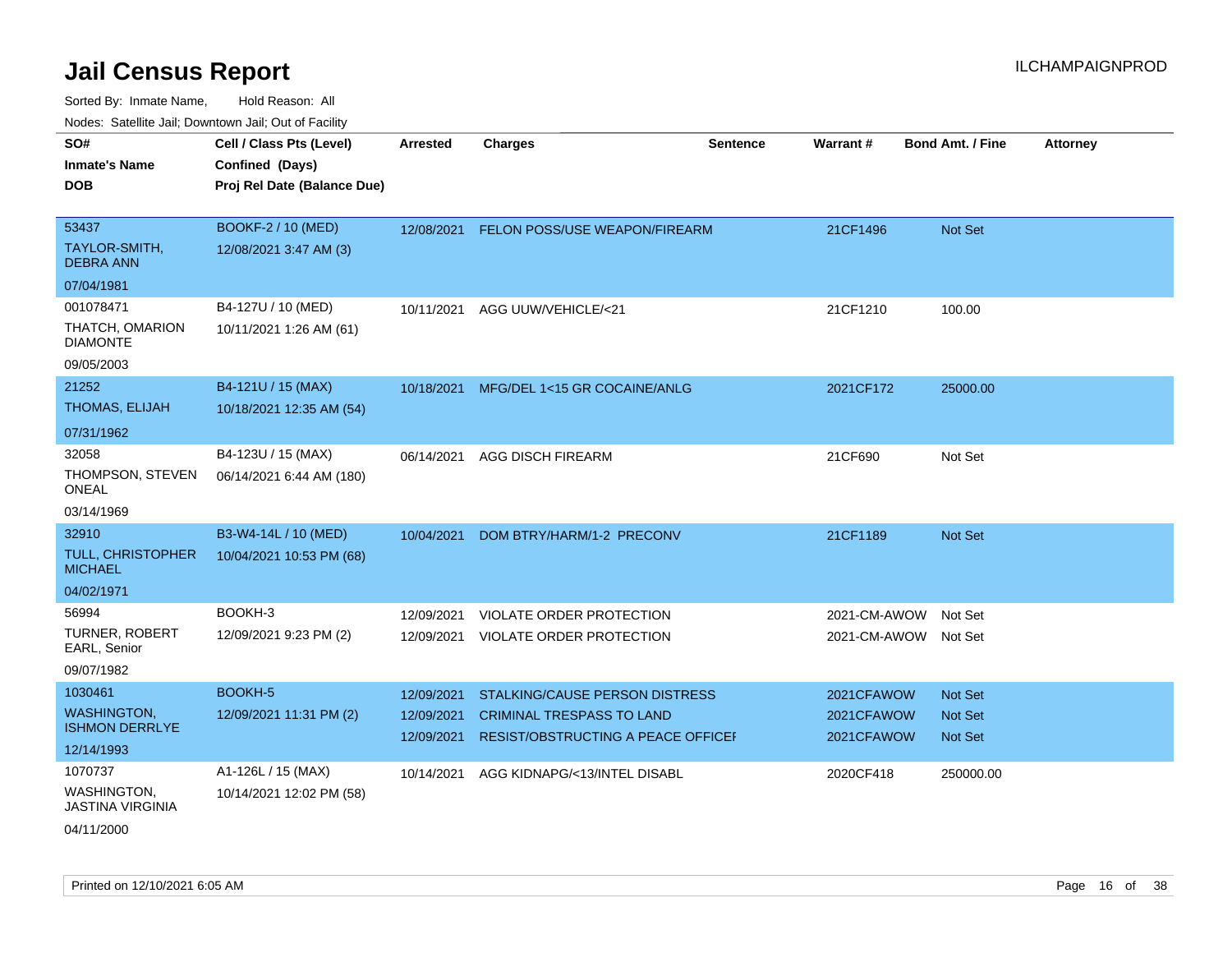# Jail Census Report

Sorted By: Inmate Name, Hold Reason: All

Nodes: Satellite Jail; Downtown Jail; Out of Facility

| SO# / Inmate's Name / DOB | Cell / Class Pts (Level) / Confined (Days) / Proj Rel Date (Balance Due) | Arrested | Charges | Sentence | Warrant # | Bond Amt. / Fine | Attorney |
|---|---|---|---|---|---|---|---|
| 53437<br>TAYLOR-SMITH, DEBRA ANN<br>07/04/1981 | BOOKF-2 / 10 (MED)<br>12/08/2021 3:47 AM (3) | 12/08/2021 | FELON POSS/USE WEAPON/FIREARM | | 21CF1496 | Not Set | |
| 001078471<br>THATCH, OMARION DIAMONTE<br>09/05/2003 | B4-127U / 10 (MED)<br>10/11/2021 1:26 AM (61) | 10/11/2021 | AGG UUW/VEHICLE/<21 | | 21CF1210 | 100.00 | |
| 21252<br>THOMAS, ELIJAH<br>07/31/1962 | B4-121U / 15 (MAX)<br>10/18/2021 12:35 AM (54) | 10/18/2021 | MFG/DEL 1<15 GR COCAINE/ANLG | | 2021CF172 | 25000.00 | |
| 32058<br>THOMPSON, STEVEN ONEAL<br>03/14/1969 | B4-123U / 15 (MAX)<br>06/14/2021 6:44 AM (180) | 06/14/2021 | AGG DISCH FIREARM | | 21CF690 | Not Set | |
| 32910<br>TULL, CHRISTOPHER MICHAEL<br>04/02/1971 | B3-W4-14L / 10 (MED)<br>10/04/2021 10:53 PM (68) | 10/04/2021 | DOM BTRY/HARM/1-2 PRECONV | | 21CF1189 | Not Set | |
| 56994<br>TURNER, ROBERT EARL, Senior<br>09/07/1982 | BOOKH-3<br>12/09/2021 9:23 PM (2) | 12/09/2021<br>12/09/2021 | VIOLATE ORDER PROTECTION<br>VIOLATE ORDER PROTECTION | | 2021-CM-AWOW<br>2021-CM-AWOW | Not Set<br>Not Set | |
| 1030461<br>WASHINGTON, ISHMON DERRLYE<br>12/14/1993 | BOOKH-5<br>12/09/2021 11:31 PM (2) | 12/09/2021<br>12/09/2021<br>12/09/2021 | STALKING/CAUSE PERSON DISTRESS<br>CRIMINAL TRESPASS TO LAND<br>RESIST/OBSTRUCTING A PEACE OFFICEI | | 2021CFAWOW<br>2021CFAWOW<br>2021CFAWOW | Not Set<br>Not Set<br>Not Set | |
| 1070737<br>WASHINGTON, JASTINA VIRGINIA<br>04/11/2000 | A1-126L / 15 (MAX)<br>10/14/2021 12:02 PM (58) | 10/14/2021 | AGG KIDNAPG/<13/INTEL DISABL | | 2020CF418 | 250000.00 | |

Printed on 12/10/2021 6:05 AM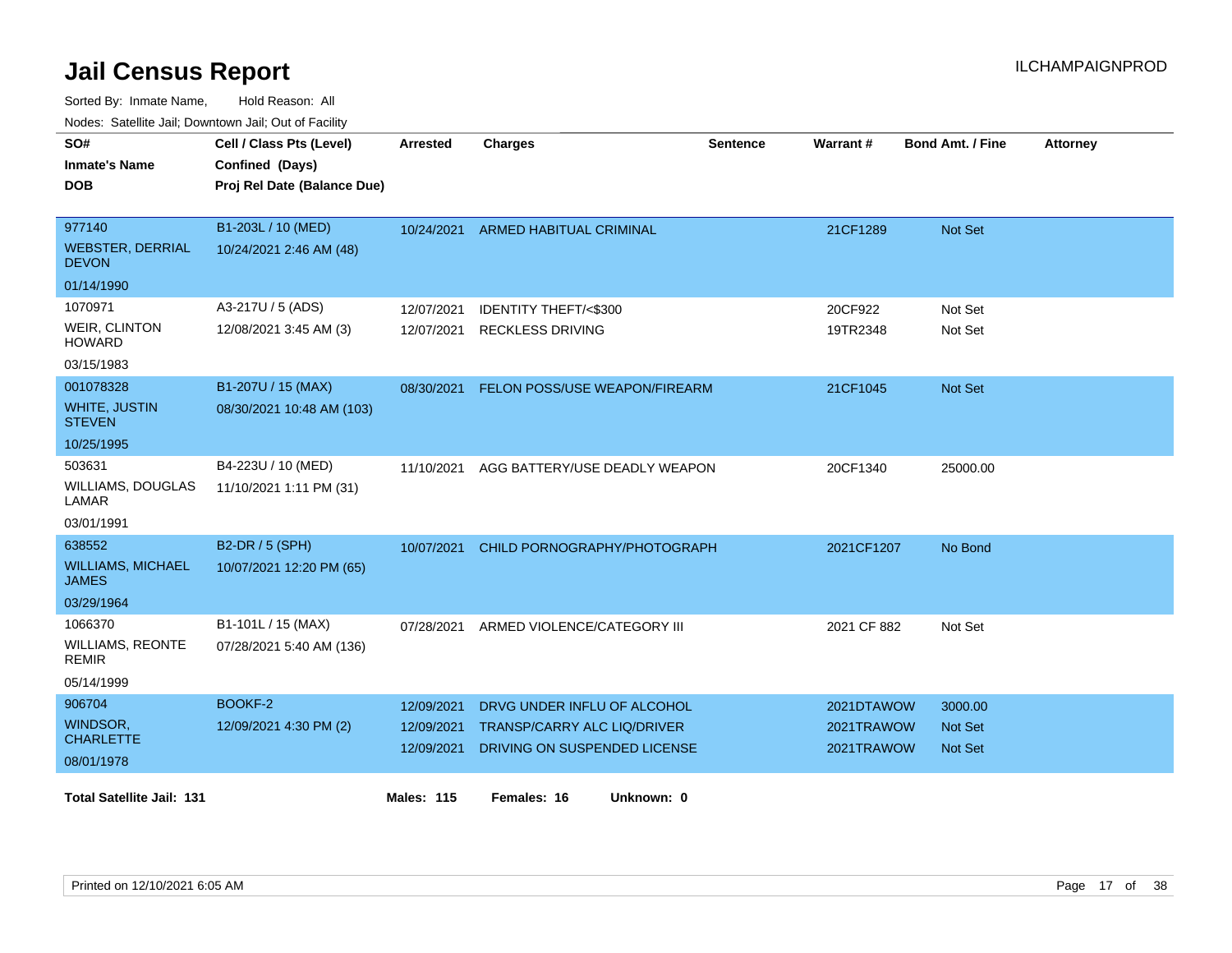# Jail Census Report

ILCHAMPAIGNPROD

Sorted By: Inmate Name, Hold Reason: All

Nodes: Satellite Jail; Downtown Jail; Out of Facility

| SO# / Inmate's Name / DOB | Cell / Class Pts (Level) / Confined (Days) / Proj Rel Date (Balance Due) | Arrested | Charges | Sentence | Warrant # | Bond Amt. / Fine | Attorney |
|---|---|---|---|---|---|---|---|
| 977140<br>WEBSTER, DERRIAL DEVON<br>01/14/1990 | B1-203L / 10 (MED)<br>10/24/2021 2:46 AM (48) | 10/24/2021 | ARMED HABITUAL CRIMINAL | | 21CF1289 | Not Set | |
| 1070971<br>WEIR, CLINTON HOWARD<br>03/15/1983 | A3-217U / 5 (ADS)<br>12/08/2021 3:45 AM (3) | 12/07/2021<br>12/07/2021 | IDENTITY THEFT/<$300<br>RECKLESS DRIVING | | 20CF922<br>19TR2348 | Not Set<br>Not Set | |
| 001078328<br>WHITE, JUSTIN STEVEN<br>10/25/1995 | B1-207U / 15 (MAX)<br>08/30/2021 10:48 AM (103) | 08/30/2021 | FELON POSS/USE WEAPON/FIREARM | | 21CF1045 | Not Set | |
| 503631<br>WILLIAMS, DOUGLAS LAMAR<br>03/01/1991 | B4-223U / 10 (MED)<br>11/10/2021 1:11 PM (31) | 11/10/2021 | AGG BATTERY/USE DEADLY WEAPON | | 20CF1340 | 25000.00 | |
| 638552<br>WILLIAMS, MICHAEL JAMES<br>03/29/1964 | B2-DR / 5 (SPH)<br>10/07/2021 12:20 PM (65) | 10/07/2021 | CHILD PORNOGRAPHY/PHOTOGRAPH | | 2021CF1207 | No Bond | |
| 1066370<br>WILLIAMS, REONTE REMIR<br>05/14/1999 | B1-101L / 15 (MAX)<br>07/28/2021 5:40 AM (136) | 07/28/2021 | ARMED VIOLENCE/CATEGORY III | | 2021 CF 882 | Not Set | |
| 906704<br>WINDSOR, CHARLETTE<br>08/01/1978 | BOOKF-2<br>12/09/2021 4:30 PM (2) | 12/09/2021<br>12/09/2021<br>12/09/2021 | DRVG UNDER INFLU OF ALCOHOL<br>TRANSP/CARRY ALC LIQ/DRIVER<br>DRIVING ON SUSPENDED LICENSE | | 2021DTAWOW<br>2021TRAWOW<br>2021TRAWOW | 3000.00<br>Not Set<br>Not Set | |

**Total Satellite Jail: 131** **Males: 115** **Females: 16** **Unknown: 0**

Printed on 12/10/2021 6:05 AM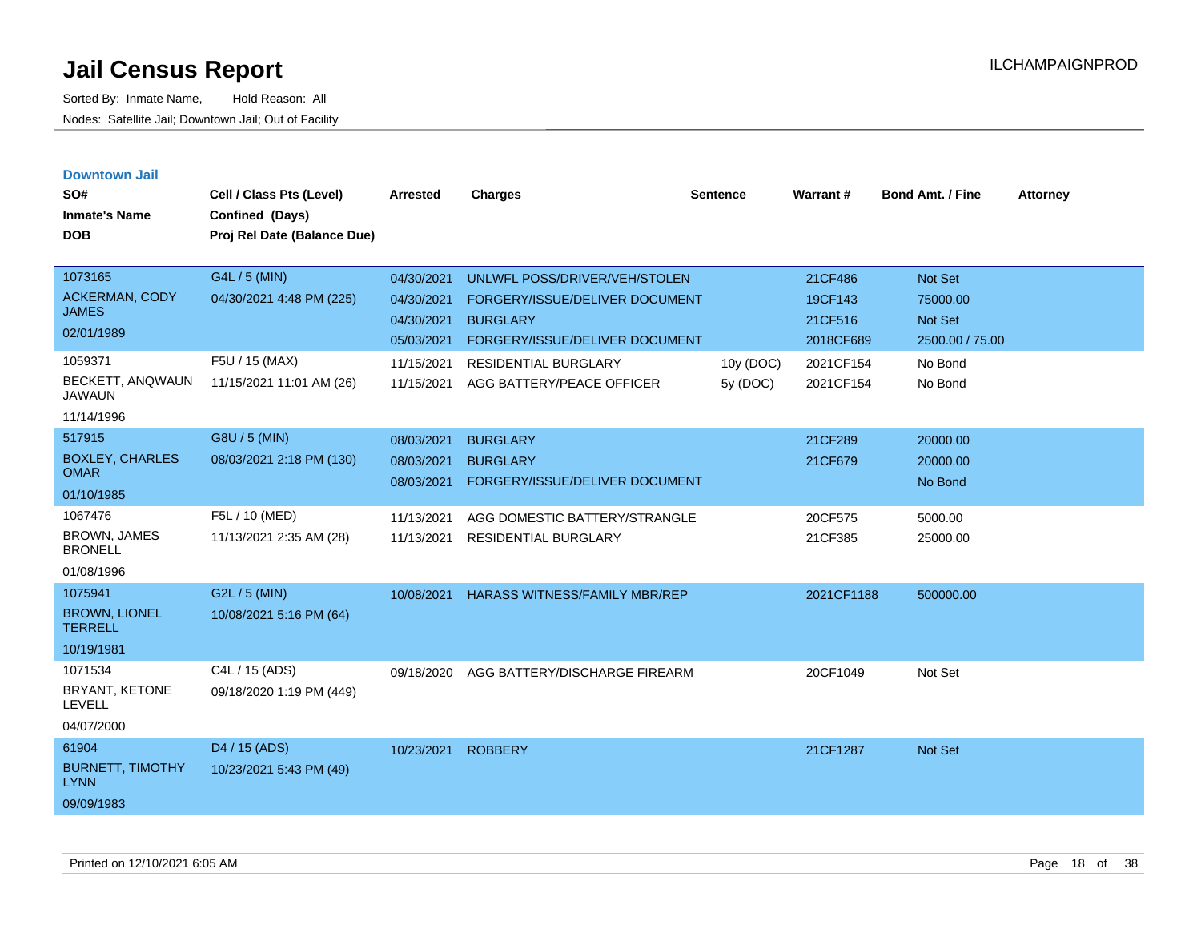# Jail Census Report

Sorted By: Inmate Name, Hold Reason: All

Nodes: Satellite Jail; Downtown Jail; Out of Facility

ILCHAMPAIGNPROD

## Downtown Jail

| SO# / Inmate's Name / DOB | Cell / Class Pts (Level) / Confined (Days) / Proj Rel Date (Balance Due) | Arrested | Charges | Sentence | Warrant # | Bond Amt. / Fine | Attorney |
|---|---|---|---|---|---|---|---|
| 1073165<br>ACKERMAN, CODY JAMES<br>02/01/1989 | G4L / 5 (MIN)<br>04/30/2021 4:48 PM (225) | 04/30/2021 | UNLWFL POSS/DRIVER/VEH/STOLEN | | 21CF486 | Not Set | |
| | | 04/30/2021 | FORGERY/ISSUE/DELIVER DOCUMENT | | 19CF143 | 75000.00 | |
| | | 04/30/2021 | BURGLARY | | 21CF516 | Not Set | |
| | | 05/03/2021 | FORGERY/ISSUE/DELIVER DOCUMENT | | 2018CF689 | 2500.00 / 75.00 | |
| 1059371<br>BECKETT, ANQWAUN JAWAUN<br>11/14/1996 | F5U / 15 (MAX)<br>11/15/2021 11:01 AM (26) | 11/15/2021 | RESIDENTIAL BURGLARY | 10y (DOC) | 2021CF154 | No Bond | |
| | | 11/15/2021 | AGG BATTERY/PEACE OFFICER | 5y (DOC) | 2021CF154 | No Bond | |
| 517915<br>BOXLEY, CHARLES OMAR<br>01/10/1985 | G8U / 5 (MIN)<br>08/03/2021 2:18 PM (130) | 08/03/2021 | BURGLARY | | 21CF289 | 20000.00 | |
| | | 08/03/2021 | BURGLARY | | 21CF679 | 20000.00 | |
| | | 08/03/2021 | FORGERY/ISSUE/DELIVER DOCUMENT | | | No Bond | |
| 1067476<br>BROWN, JAMES BRONELL<br>01/08/1996 | F5L / 10 (MED)<br>11/13/2021 2:35 AM (28) | 11/13/2021 | AGG DOMESTIC BATTERY/STRANGLE | | 20CF575 | 5000.00 | |
| | | 11/13/2021 | RESIDENTIAL BURGLARY | | 21CF385 | 25000.00 | |
| 1075941<br>BROWN, LIONEL TERRELL<br>10/19/1981 | G2L / 5 (MIN)<br>10/08/2021 5:16 PM (64) | 10/08/2021 | HARASS WITNESS/FAMILY MBR/REP | | 2021CF1188 | 500000.00 | |
| 1071534<br>BRYANT, KETONE LEVELL<br>04/07/2000 | C4L / 15 (ADS)<br>09/18/2020 1:19 PM (449) | 09/18/2020 | AGG BATTERY/DISCHARGE FIREARM | | 20CF1049 | Not Set | |
| 61904<br>BURNETT, TIMOTHY LYNN<br>09/09/1983 | D4 / 15 (ADS)<br>10/23/2021 5:43 PM (49) | 10/23/2021 | ROBBERY | | 21CF1287 | Not Set | |

Printed on 12/10/2021 6:05 AM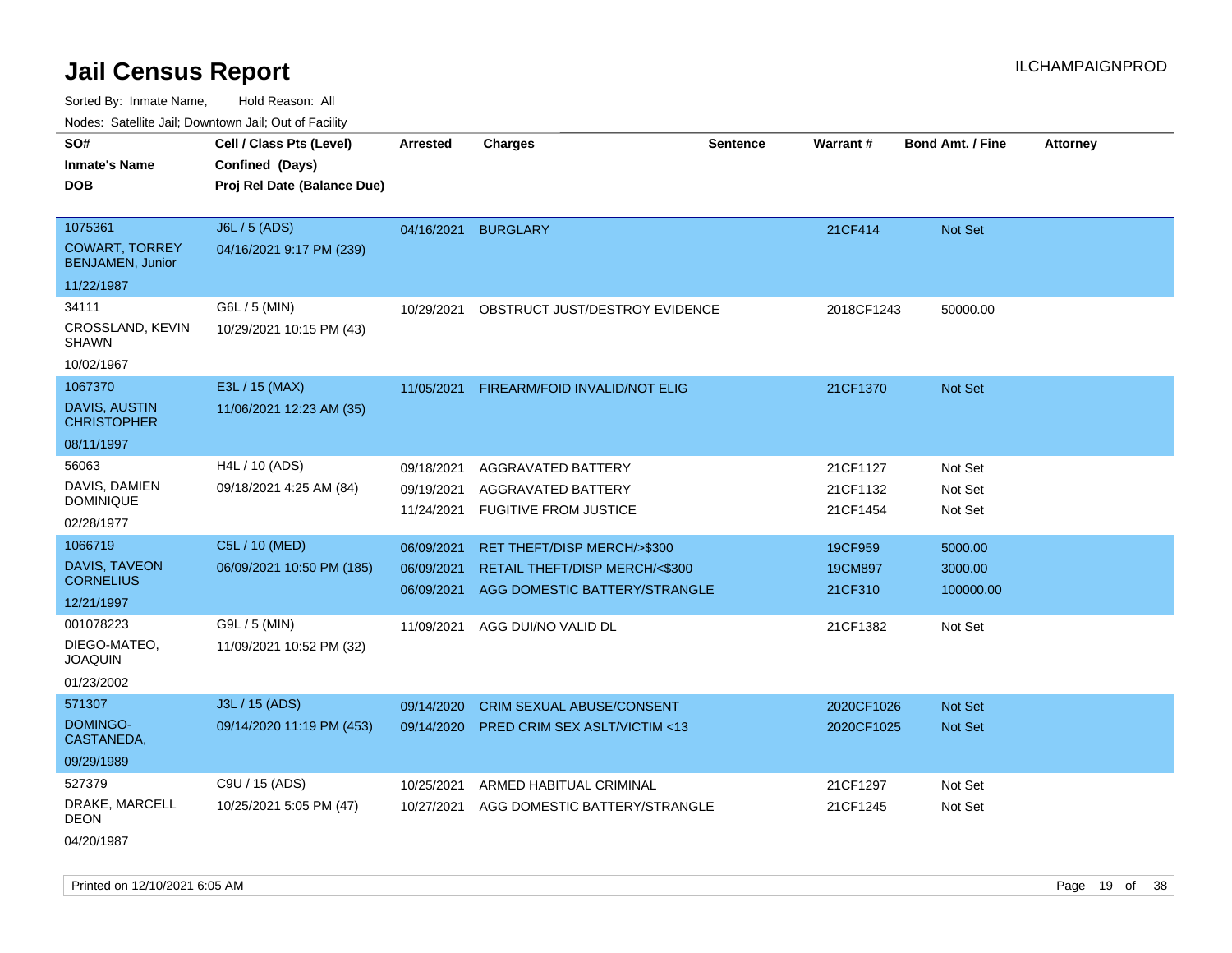# Jail Census Report

ILCHAMPAIGNPROD

Sorted By: Inmate Name, Hold Reason: All

Nodes: Satellite Jail; Downtown Jail; Out of Facility

| SO# / Inmate's Name / DOB | Cell / Class Pts (Level) / Confined (Days) / Proj Rel Date (Balance Due) | Arrested | Charges | Sentence | Warrant # | Bond Amt. / Fine | Attorney |
|---|---|---|---|---|---|---|---|
| 1075361<br>COWART, TORREY BENJAMEN, Junior<br>11/22/1987 | J6L / 5 (ADS)<br>04/16/2021 9:17 PM (239) | 04/16/2021 | BURGLARY | | 21CF414 | Not Set | |
| 34111<br>CROSSLAND, KEVIN SHAWN<br>10/02/1967 | G6L / 5 (MIN)<br>10/29/2021 10:15 PM (43) | 10/29/2021 | OBSTRUCT JUST/DESTROY EVIDENCE | | 2018CF1243 | 50000.00 | |
| 1067370<br>DAVIS, AUSTIN CHRISTOPHER<br>08/11/1997 | E3L / 15 (MAX)<br>11/06/2021 12:23 AM (35) | 11/05/2021 | FIREARM/FOID INVALID/NOT ELIG | | 21CF1370 | Not Set | |
| 56063<br>DAVIS, DAMIEN DOMINIQUE<br>02/28/1977 | H4L / 10 (ADS)<br>09/18/2021 4:25 AM (84) | 09/18/2021<br>09/19/2021<br>11/24/2021 | AGGRAVATED BATTERY<br>AGGRAVATED BATTERY<br>FUGITIVE FROM JUSTICE | | 21CF1127<br>21CF1132<br>21CF1454 | Not Set<br>Not Set<br>Not Set | |
| 1066719<br>DAVIS, TAVEON CORNELIUS<br>12/21/1997 | C5L / 10 (MED)<br>06/09/2021 10:50 PM (185) | 06/09/2021<br>06/09/2021<br>06/09/2021 | RET THEFT/DISP MERCH/>$300<br>RETAIL THEFT/DISP MERCH/<$300<br>AGG DOMESTIC BATTERY/STRANGLE | | 19CF959<br>19CM897<br>21CF310 | 5000.00<br>3000.00<br>100000.00 | |
| 001078223<br>DIEGO-MATEO, JOAQUIN<br>01/23/2002 | G9L / 5 (MIN)<br>11/09/2021 10:52 PM (32) | 11/09/2021 | AGG DUI/NO VALID DL | | 21CF1382 | Not Set | |
| 571307<br>DOMINGO-CASTANEDA,<br>09/29/1989 | J3L / 15 (ADS)<br>09/14/2020 11:19 PM (453) | 09/14/2020<br>09/14/2020 | CRIM SEXUAL ABUSE/CONSENT<br>PRED CRIM SEX ASLT/VICTIM <13 | | 2020CF1026<br>2020CF1025 | Not Set<br>Not Set | |
| 527379<br>DRAKE, MARCELL DEON<br>04/20/1987 | C9U / 15 (ADS)<br>10/25/2021 5:05 PM (47) | 10/25/2021<br>10/27/2021 | ARMED HABITUAL CRIMINAL<br>AGG DOMESTIC BATTERY/STRANGLE | | 21CF1297<br>21CF1245 | Not Set<br>Not Set | |

Printed on 12/10/2021 6:05 AM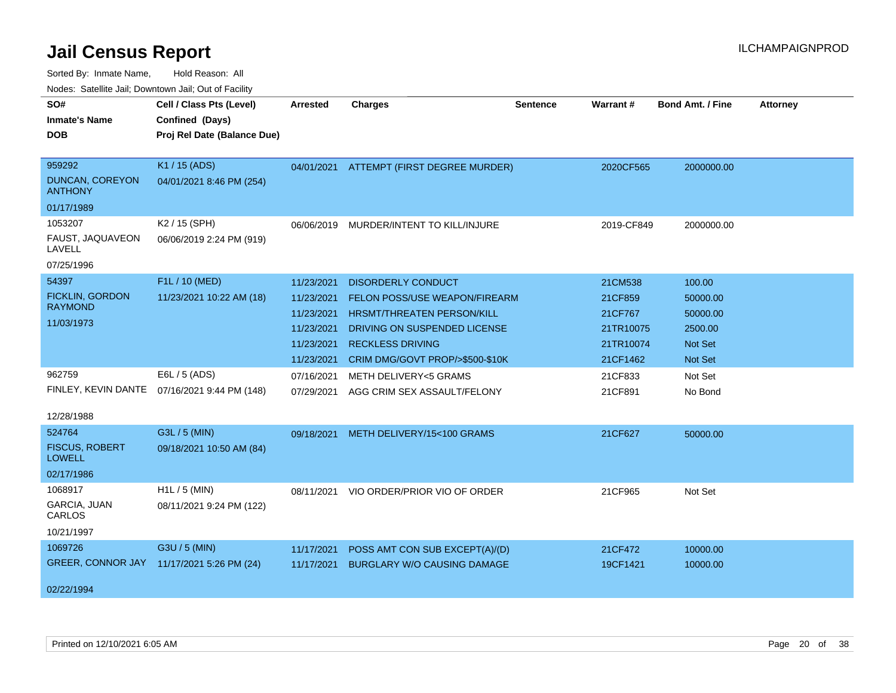# Jail Census Report

ILCHAMPAIGNPROD

Sorted By: Inmate Name, Hold Reason: All

Nodes: Satellite Jail; Downtown Jail; Out of Facility

| SO# / Inmate's Name / DOB | Cell / Class Pts (Level) / Confined (Days) / Proj Rel Date (Balance Due) | Arrested | Charges | Sentence | Warrant # | Bond Amt. / Fine | Attorney |
|---|---|---|---|---|---|---|---|
| 959292<br>DUNCAN, COREYON ANTHONY<br>01/17/1989 | K1 / 15 (ADS)<br>04/01/2021 8:46 PM (254) | 04/01/2021 | ATTEMPT (FIRST DEGREE MURDER) | | 2020CF565 | 2000000.00 | |
| 1053207<br>FAUST, JAQUAVEON LAVELL<br>07/25/1996 | K2 / 15 (SPH)<br>06/06/2019 2:24 PM (919) | 06/06/2019 | MURDER/INTENT TO KILL/INJURE | | 2019-CF849 | 2000000.00 | |
| 54397<br>FICKLIN, GORDON RAYMOND<br>11/03/1973 | F1L / 10 (MED)<br>11/23/2021 10:22 AM (18) | 11/23/2021 | DISORDERLY CONDUCT | | 21CM538 | 100.00 | |
| | | 11/23/2021 | FELON POSS/USE WEAPON/FIREARM | | 21CF859 | 50000.00 | |
| | | 11/23/2021 | HRSMT/THREATEN PERSON/KILL | | 21CF767 | 50000.00 | |
| | | 11/23/2021 | DRIVING ON SUSPENDED LICENSE | | 21TR10075 | 2500.00 | |
| | | 11/23/2021 | RECKLESS DRIVING | | 21TR10074 | Not Set | |
| | | 11/23/2021 | CRIM DMG/GOVT PROP/>$500-$10K | | 21CF1462 | Not Set | |
| 962759<br>FINLEY, KEVIN DANTE<br>12/28/1988 | E6L / 5 (ADS)<br>07/16/2021 9:44 PM (148) | 07/16/2021 | METH DELIVERY<5 GRAMS | | 21CF833 | Not Set | |
| | | 07/29/2021 | AGG CRIM SEX ASSAULT/FELONY | | 21CF891 | No Bond | |
| 524764<br>FISCUS, ROBERT LOWELL<br>02/17/1986 | G3L / 5 (MIN)<br>09/18/2021 10:50 AM (84) | 09/18/2021 | METH DELIVERY/15<100 GRAMS | | 21CF627 | 50000.00 | |
| 1068917<br>GARCIA, JUAN CARLOS<br>10/21/1997 | H1L / 5 (MIN)<br>08/11/2021 9:24 PM (122) | 08/11/2021 | VIO ORDER/PRIOR VIO OF ORDER | | 21CF965 | Not Set | |
| 1069726<br>GREER, CONNOR JAY<br>02/22/1994 | G3U / 5 (MIN)<br>11/17/2021 5:26 PM (24) | 11/17/2021 | POSS AMT CON SUB EXCEPT(A)/(D) | | 21CF472 | 10000.00 | |
| | | 11/17/2021 | BURGLARY W/O CAUSING DAMAGE | | 19CF1421 | 10000.00 | |

Printed on 12/10/2021 6:05 AM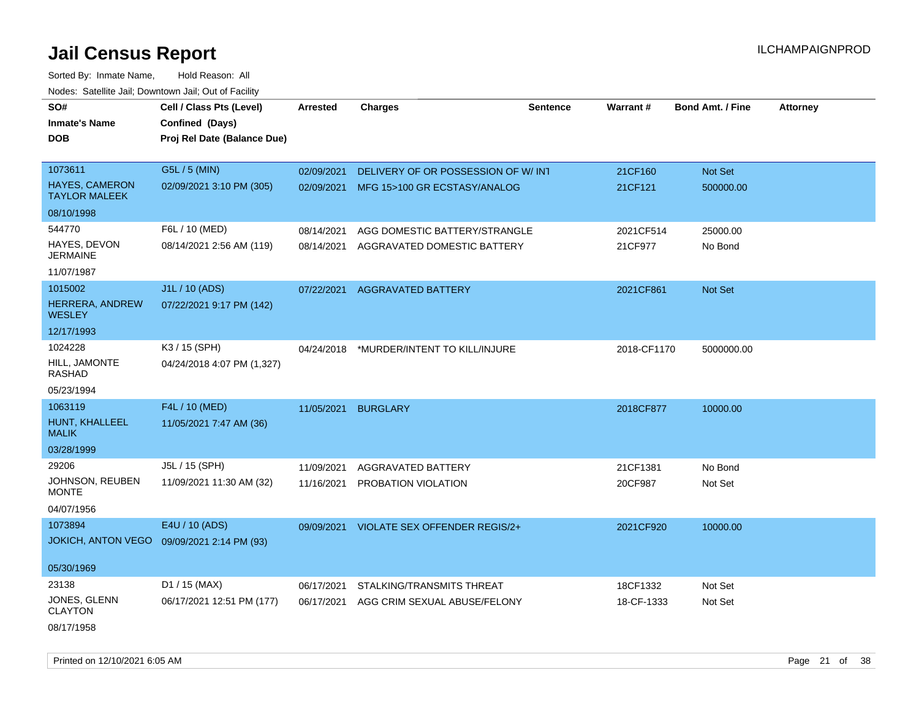# Jail Census Report

ILCHAMPAIGNPROD

Sorted By: Inmate Name, Hold Reason: All

Nodes: Satellite Jail; Downtown Jail; Out of Facility

| SO# / Inmate's Name / DOB | Cell / Class Pts (Level) / Confined (Days) / Proj Rel Date (Balance Due) | Arrested | Charges | Sentence | Warrant # | Bond Amt. / Fine | Attorney |
|---|---|---|---|---|---|---|---|
| 1073611<br>HAYES, CAMERON TAYLOR MALEEK<br>08/10/1998 | G5L / 5 (MIN)<br>02/09/2021 3:10 PM (305) | 02/09/2021<br>02/09/2021 | DELIVERY OF OR POSSESSION OF W/ INT<br>MFG 15>100 GR ECSTASY/ANALOG | | 21CF160<br>21CF121 | Not Set<br>500000.00 | |
| 544770<br>HAYES, DEVON JERMAINE<br>11/07/1987 | F6L / 10 (MED)<br>08/14/2021 2:56 AM (119) | 08/14/2021<br>08/14/2021 | AGG DOMESTIC BATTERY/STRANGLE<br>AGGRAVATED DOMESTIC BATTERY | | 2021CF514<br>21CF977 | 25000.00<br>No Bond | |
| 1015002<br>HERRERA, ANDREW WESLEY<br>12/17/1993 | J1L / 10 (ADS)<br>07/22/2021 9:17 PM (142) | 07/22/2021 | AGGRAVATED BATTERY | | 2021CF861 | Not Set | |
| 1024228<br>HILL, JAMONTE RASHAD<br>05/23/1994 | K3 / 15 (SPH)<br>04/24/2018 4:07 PM (1,327) | 04/24/2018 | *MURDER/INTENT TO KILL/INJURE | | 2018-CF1170 | 5000000.00 | |
| 1063119<br>HUNT, KHALLEEL MALIK<br>03/28/1999 | F4L / 10 (MED)<br>11/05/2021 7:47 AM (36) | 11/05/2021 | BURGLARY | | 2018CF877 | 10000.00 | |
| 29206<br>JOHNSON, REUBEN MONTE<br>04/07/1956 | J5L / 15 (SPH)<br>11/09/2021 11:30 AM (32) | 11/09/2021<br>11/16/2021 | AGGRAVATED BATTERY<br>PROBATION VIOLATION | | 21CF1381<br>20CF987 | No Bond<br>Not Set | |
| 1073894<br>JOKICH, ANTON VEGO<br>05/30/1969 | E4U / 10 (ADS)<br>09/09/2021 2:14 PM (93) | 09/09/2021 | VIOLATE SEX OFFENDER REGIS/2+ | | 2021CF920 | 10000.00 | |
| 23138<br>JONES, GLENN CLAYTON<br>08/17/1958 | D1 / 15 (MAX)<br>06/17/2021 12:51 PM (177) | 06/17/2021<br>06/17/2021 | STALKING/TRANSMITS THREAT<br>AGG CRIM SEXUAL ABUSE/FELONY | | 18CF1332<br>18-CF-1333 | Not Set<br>Not Set | |

Printed on 12/10/2021 6:05 AM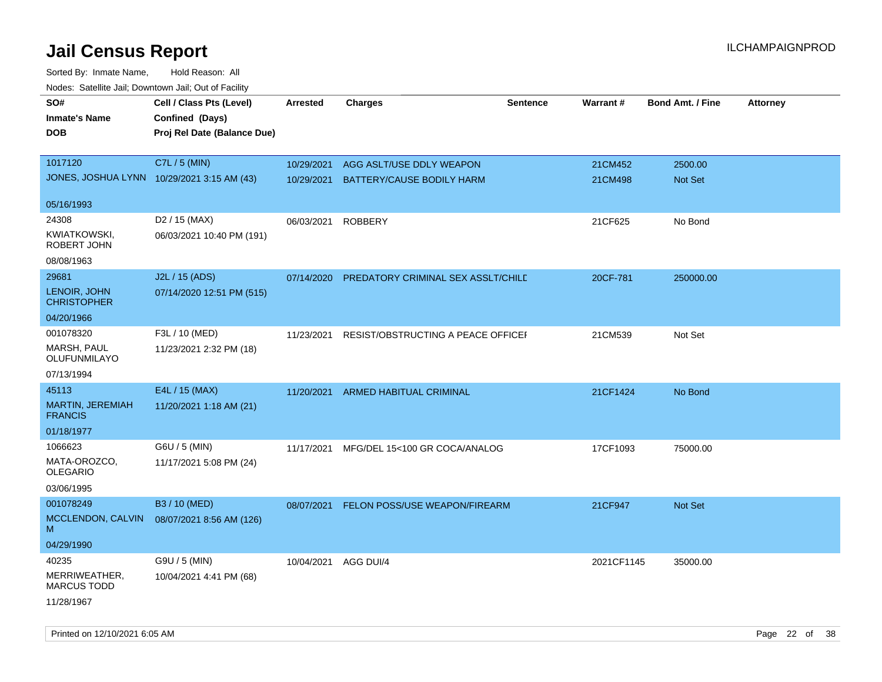# Jail Census Report

ILCHAMPAIGNPROD

Sorted By: Inmate Name, Hold Reason: All

Nodes: Satellite Jail; Downtown Jail; Out of Facility

| SO# / Inmate's Name / DOB | Cell / Class Pts (Level) / Confined (Days) / Proj Rel Date (Balance Due) | Arrested | Charges | Sentence | Warrant # | Bond Amt. / Fine | Attorney |
|---|---|---|---|---|---|---|---|
| 1017120<br>JONES, JOSHUA LYNN<br>05/16/1993 | C7L / 5 (MIN)<br>10/29/2021 3:15 AM (43) | 10/29/2021 | AGG ASLT/USE DDLY WEAPON | | 21CM452 | 2500.00 | |
| | | 10/29/2021 | BATTERY/CAUSE BODILY HARM | | 21CM498 | Not Set | |
| 24308<br>KWIATKOWSKI, ROBERT JOHN<br>08/08/1963 | D2 / 15 (MAX)<br>06/03/2021 10:40 PM (191) | 06/03/2021 | ROBBERY | | 21CF625 | No Bond | |
| 29681<br>LENOIR, JOHN CHRISTOPHER<br>04/20/1966 | J2L / 15 (ADS)<br>07/14/2020 12:51 PM (515) | 07/14/2020 | PREDATORY CRIMINAL SEX ASSLT/CHILD | | 20CF-781 | 250000.00 | |
| 001078320<br>MARSH, PAUL OLUFUNMILAYO<br>07/13/1994 | F3L / 10 (MED)<br>11/23/2021 2:32 PM (18) | 11/23/2021 | RESIST/OBSTRUCTING A PEACE OFFICER | | 21CM539 | Not Set | |
| 45113<br>MARTIN, JEREMIAH FRANCIS<br>01/18/1977 | E4L / 15 (MAX)<br>11/20/2021 1:18 AM (21) | 11/20/2021 | ARMED HABITUAL CRIMINAL | | 21CF1424 | No Bond | |
| 1066623<br>MATA-OROZCO, OLEGARIO<br>03/06/1995 | G6U / 5 (MIN)<br>11/17/2021 5:08 PM (24) | 11/17/2021 | MFG/DEL 15<100 GR COCA/ANALOG | | 17CF1093 | 75000.00 | |
| 001078249<br>MCCLENDON, CALVIN M<br>04/29/1990 | B3 / 10 (MED)<br>08/07/2021 8:56 AM (126) | 08/07/2021 | FELON POSS/USE WEAPON/FIREARM | | 21CF947 | Not Set | |
| 40235<br>MERRIWEATHER, MARCUS TODD<br>11/28/1967 | G9U / 5 (MIN)<br>10/04/2021 4:41 PM (68) | 10/04/2021 | AGG DUI/4 | | 2021CF1145 | 35000.00 | |

Printed on 12/10/2021 6:05 AM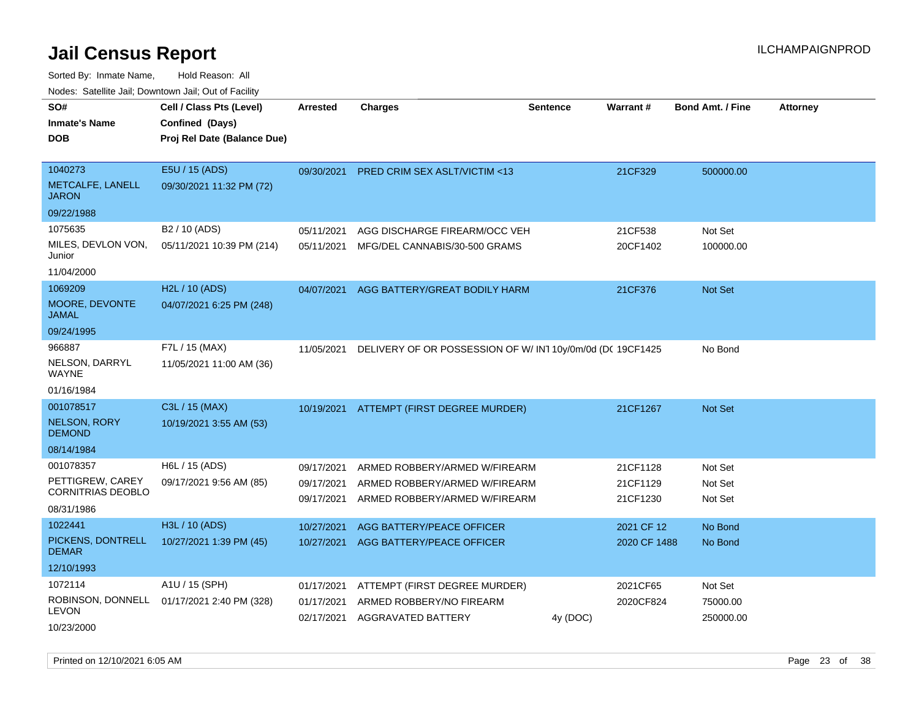# Jail Census Report

ILCHAMPAIGNPROD

Sorted By: Inmate Name, Hold Reason: All

Nodes: Satellite Jail; Downtown Jail; Out of Facility

| SO#<br>Inmate's Name<br>DOB | Cell / Class Pts (Level)<br>Confined (Days)<br>Proj Rel Date (Balance Due) | Arrested | Charges | Sentence | Warrant # | Bond Amt. / Fine | Attorney |
|---|---|---|---|---|---|---|---|
| 1040273<br>METCALFE, LANELL JARON<br>09/22/1988 | E5U / 15 (ADS)<br>09/30/2021 11:32 PM (72) | 09/30/2021 | PRED CRIM SEX ASLT/VICTIM <13 | | 21CF329 | 500000.00 | |
| 1075635<br>MILES, DEVLON VON, Junior<br>11/04/2000 | B2 / 10 (ADS)<br>05/11/2021 10:39 PM (214) | 05/11/2021<br>05/11/2021 | AGG DISCHARGE FIREARM/OCC VEH<br>MFG/DEL CANNABIS/30-500 GRAMS | | 21CF538<br>20CF1402 | Not Set<br>100000.00 | |
| 1069209<br>MOORE, DEVONTE JAMAL<br>09/24/1995 | H2L / 10 (ADS)<br>04/07/2021 6:25 PM (248) | 04/07/2021 | AGG BATTERY/GREAT BODILY HARM | | 21CF376 | Not Set | |
| 966887<br>NELSON, DARRYL WAYNE<br>01/16/1984 | F7L / 15 (MAX)<br>11/05/2021 11:00 AM (36) | 11/05/2021 | DELIVERY OF OR POSSESSION OF W/ INT | 10y/0m/0d (DC | 19CF1425 | No Bond | |
| 001078517<br>NELSON, RORY DEMOND<br>08/14/1984 | C3L / 15 (MAX)<br>10/19/2021 3:55 AM (53) | 10/19/2021 | ATTEMPT (FIRST DEGREE MURDER) | | 21CF1267 | Not Set | |
| 001078357<br>PETTIGREW, CAREY CORNITRIAS DEOBLO<br>08/31/1986 | H6L / 15 (ADS)<br>09/17/2021 9:56 AM (85) | 09/17/2021<br>09/17/2021<br>09/17/2021 | ARMED ROBBERY/ARMED W/FIREARM<br>ARMED ROBBERY/ARMED W/FIREARM<br>ARMED ROBBERY/ARMED W/FIREARM | | 21CF1128<br>21CF1129<br>21CF1230 | Not Set<br>Not Set<br>Not Set | |
| 1022441<br>PICKENS, DONTRELL DEMAR<br>12/10/1993 | H3L / 10 (ADS)<br>10/27/2021 1:39 PM (45) | 10/27/2021<br>10/27/2021 | AGG BATTERY/PEACE OFFICER<br>AGG BATTERY/PEACE OFFICER | | 2021 CF 12<br>2020 CF 1488 | No Bond<br>No Bond | |
| 1072114<br>ROBINSON, DONNELL LEVON<br>10/23/2000 | A1U / 15 (SPH)<br>01/17/2021 2:40 PM (328) | 01/17/2021<br>01/17/2021<br>02/17/2021 | ATTEMPT (FIRST DEGREE MURDER)<br>ARMED ROBBERY/NO FIREARM<br>AGGRAVATED BATTERY | <br><br>4y (DOC) | 2021CF65<br>2020CF824 | Not Set<br>75000.00<br>250000.00 | |

Printed on 12/10/2021 6:05 AM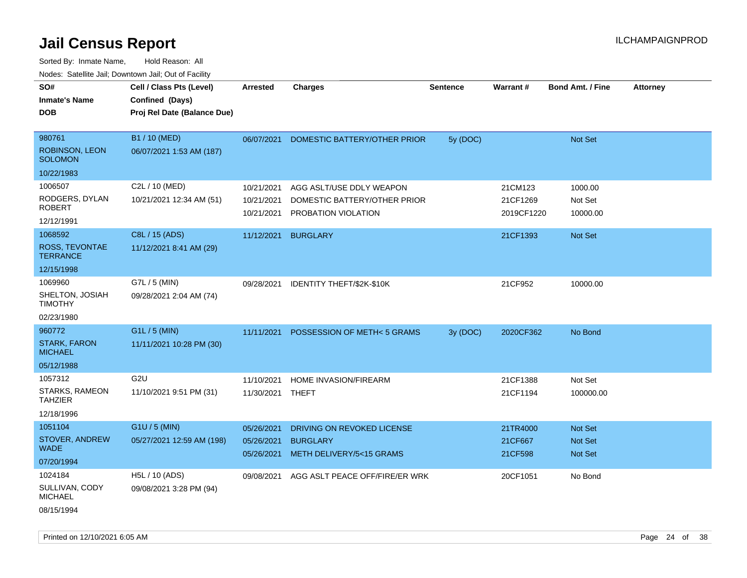# Jail Census Report

Sorted By: Inmate Name, Hold Reason: All

Nodes: Satellite Jail; Downtown Jail; Out of Facility

| SO# / Inmate's Name / DOB | Cell / Class Pts (Level) / Confined (Days) / Proj Rel Date (Balance Due) | Arrested | Charges | Sentence | Warrant # | Bond Amt. / Fine | Attorney |
|---|---|---|---|---|---|---|---|
| 980761<br>ROBINSON, LEON SOLOMON<br>10/22/1983 | B1 / 10 (MED)<br>06/07/2021 1:53 AM (187) | 06/07/2021 | DOMESTIC BATTERY/OTHER PRIOR | 5y (DOC) | | Not Set | |
| 1006507<br>RODGERS, DYLAN ROBERT<br>12/12/1991 | C2L / 10 (MED)<br>10/21/2021 12:34 AM (51) | 10/21/2021<br>10/21/2021<br>10/21/2021 | AGG ASLT/USE DDLY WEAPON<br>DOMESTIC BATTERY/OTHER PRIOR<br>PROBATION VIOLATION | | 21CM123<br>21CF1269<br>2019CF1220 | 1000.00<br>Not Set<br>10000.00 | |
| 1068592<br>ROSS, TEVONTAE TERRANCE<br>12/15/1998 | C8L / 15 (ADS)<br>11/12/2021 8:41 AM (29) | 11/12/2021 | BURGLARY | | 21CF1393 | Not Set | |
| 1069960<br>SHELTON, JOSIAH TIMOTHY<br>02/23/1980 | G7L / 5 (MIN)<br>09/28/2021 2:04 AM (74) | 09/28/2021 | IDENTITY THEFT/$2K-$10K | | 21CF952 | 10000.00 | |
| 960772<br>STARK, FARON MICHAEL<br>05/12/1988 | G1L / 5 (MIN)<br>11/11/2021 10:28 PM (30) | 11/11/2021 | POSSESSION OF METH< 5 GRAMS | 3y (DOC) | 2020CF362 | No Bond | |
| 1057312<br>STARKS, RAMEON TAHZIER<br>12/18/1996 | G2U<br>11/10/2021 9:51 PM (31) | 11/10/2021<br>11/30/2021 | HOME INVASION/FIREARM<br>THEFT | | 21CF1388<br>21CF1194 | Not Set<br>100000.00 | |
| 1051104<br>STOVER, ANDREW WADE<br>07/20/1994 | G1U / 5 (MIN)<br>05/27/2021 12:59 AM (198) | 05/26/2021<br>05/26/2021<br>05/26/2021 | DRIVING ON REVOKED LICENSE<br>BURGLARY<br>METH DELIVERY/5<15 GRAMS | | 21TR4000<br>21CF667<br>21CF598 | Not Set<br>Not Set<br>Not Set | |
| 1024184<br>SULLIVAN, CODY MICHAEL<br>08/15/1994 | H5L / 10 (ADS)<br>09/08/2021 3:28 PM (94) | 09/08/2021 | AGG ASLT PEACE OFF/FIRE/ER WRK | | 20CF1051 | No Bond | |

Printed on 12/10/2021 6:05 AM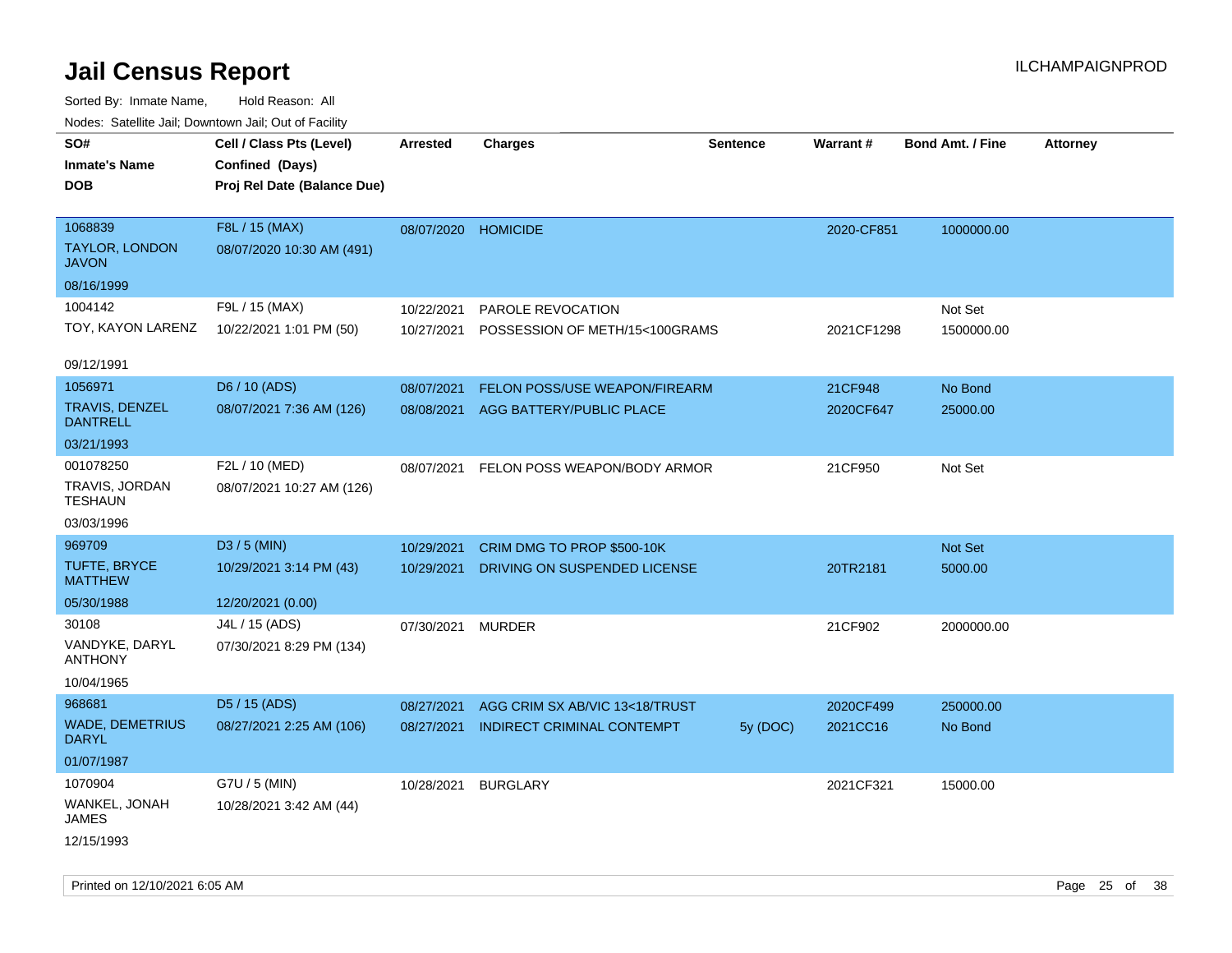# Jail Census Report

ILCHAMPAIGNPROD

Sorted By: Inmate Name, Hold Reason: All

Nodes: Satellite Jail; Downtown Jail; Out of Facility

| SO# / Inmate's Name / DOB | Cell / Class Pts (Level) / Confined (Days) / Proj Rel Date (Balance Due) | Arrested | Charges | Sentence | Warrant # | Bond Amt. / Fine | Attorney |
|---|---|---|---|---|---|---|---|
| 1068839<br>TAYLOR, LONDON JAVON<br>08/16/1999 | F8L / 15 (MAX)<br>08/07/2020 10:30 AM (491) | 08/07/2020 | HOMICIDE | | 2020-CF851 | 1000000.00 | |
| 1004142<br>TOY, KAYON LARENZ<br>09/12/1991 | F9L / 15 (MAX)<br>10/22/2021 1:01 PM (50) | 10/22/2021 | PAROLE REVOCATION | | | Not Set | |
| | | 10/27/2021 | POSSESSION OF METH/15<100GRAMS | | 2021CF1298 | 1500000.00 | |
| 1056971<br>TRAVIS, DENZEL DANTRELL<br>03/21/1993 | D6 / 10 (ADS)<br>08/07/2021 7:36 AM (126) | 08/07/2021 | FELON POSS/USE WEAPON/FIREARM | | 21CF948 | No Bond | |
| | | 08/08/2021 | AGG BATTERY/PUBLIC PLACE | | 2020CF647 | 25000.00 | |
| 001078250<br>TRAVIS, JORDAN TESHAUN<br>03/03/1996 | F2L / 10 (MED)<br>08/07/2021 10:27 AM (126) | 08/07/2021 | FELON POSS WEAPON/BODY ARMOR | | 21CF950 | Not Set | |
| 969709<br>TUFTE, BRYCE MATTHEW<br>05/30/1988 | D3 / 5 (MIN)<br>10/29/2021 3:14 PM (43)<br>12/20/2021 (0.00) | 10/29/2021 | CRIM DMG TO PROP $500-10K | | | Not Set | |
| | | 10/29/2021 | DRIVING ON SUSPENDED LICENSE | | 20TR2181 | 5000.00 | |
| 30108<br>VANDYKE, DARYL ANTHONY<br>10/04/1965 | J4L / 15 (ADS)<br>07/30/2021 8:29 PM (134) | 07/30/2021 | MURDER | | 21CF902 | 2000000.00 | |
| 968681<br>WADE, DEMETRIUS DARYL<br>01/07/1987 | D5 / 15 (ADS)<br>08/27/2021 2:25 AM (106) | 08/27/2021 | AGG CRIM SX AB/VIC 13<18/TRUST | | 2020CF499 | 250000.00 | |
| | | 08/27/2021 | INDIRECT CRIMINAL CONTEMPT | 5y (DOC) | 2021CC16 | No Bond | |
| 1070904<br>WANKEL, JONAH JAMES<br>12/15/1993 | G7U / 5 (MIN)<br>10/28/2021 3:42 AM (44) | 10/28/2021 | BURGLARY | | 2021CF321 | 15000.00 | |

Printed on 12/10/2021 6:05 AM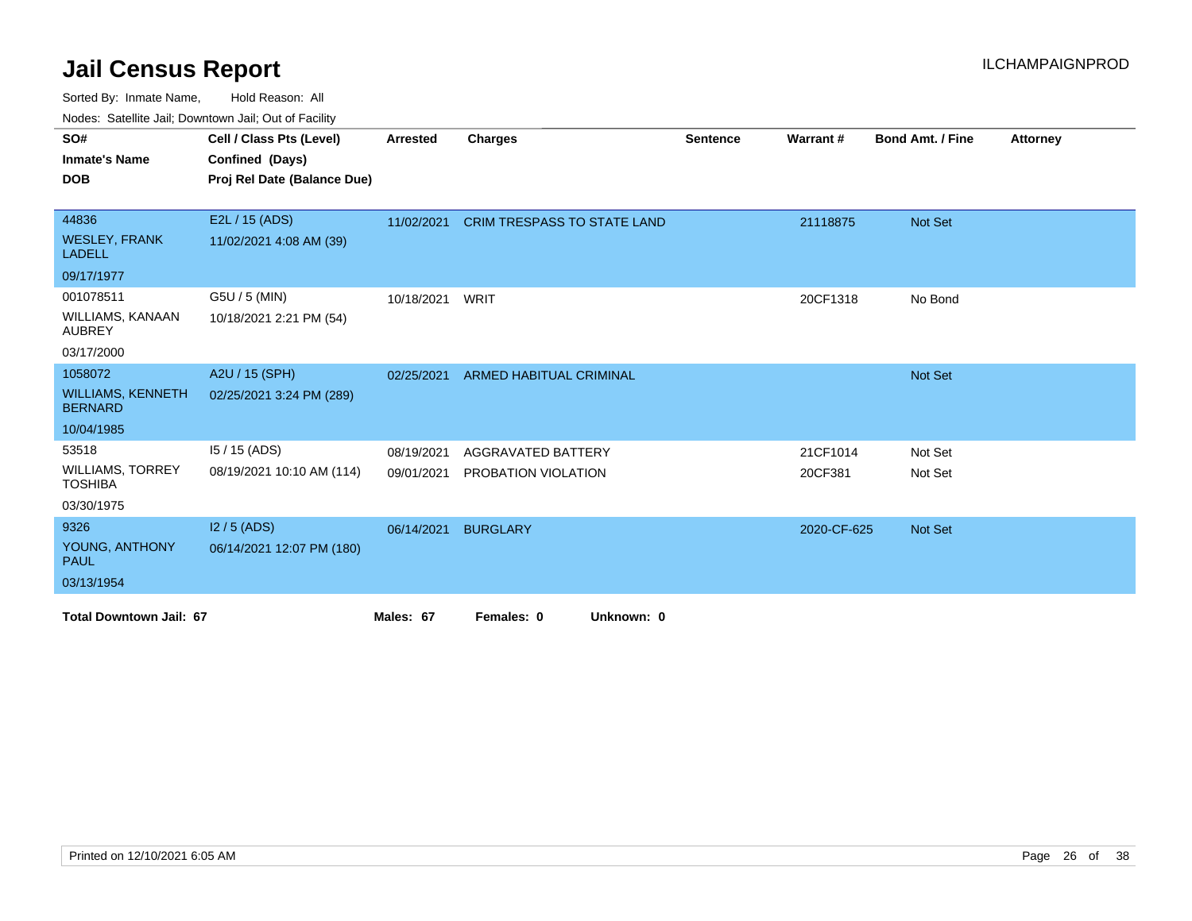# Jail Census Report

ILCHAMPAIGNPROD

Sorted By: Inmate Name, Hold Reason: All

Nodes: Satellite Jail; Downtown Jail; Out of Facility

| SO# / Inmate's Name / DOB | Cell / Class Pts (Level) / Confined (Days) / Proj Rel Date (Balance Due) | Arrested | Charges | Sentence | Warrant # | Bond Amt. / Fine | Attorney |
|---|---|---|---|---|---|---|---|
| 44836<br>WESLEY, FRANK LADELL<br>09/17/1977 | E2L / 15 (ADS)<br>11/02/2021 4:08 AM (39) | 11/02/2021 | CRIM TRESPASS TO STATE LAND | | 21118875 | Not Set | |
| 001078511<br>WILLIAMS, KANAAN AUBREY<br>03/17/2000 | G5U / 5 (MIN)<br>10/18/2021 2:21 PM (54) | 10/18/2021 | WRIT | | 20CF1318 | No Bond | |
| 1058072<br>WILLIAMS, KENNETH BERNARD<br>10/04/1985 | A2U / 15 (SPH)<br>02/25/2021 3:24 PM (289) | 02/25/2021 | ARMED HABITUAL CRIMINAL | | | Not Set | |
| 53518<br>WILLIAMS, TORREY TOSHIBA<br>03/30/1975 | I5 / 15 (ADS)<br>08/19/2021 10:10 AM (114) | 08/19/2021<br>09/01/2021 | AGGRAVATED BATTERY<br>PROBATION VIOLATION | | 21CF1014<br>20CF381 | Not Set<br>Not Set | |
| 9326<br>YOUNG, ANTHONY PAUL<br>03/13/1954 | I2 / 5 (ADS)<br>06/14/2021 12:07 PM (180) | 06/14/2021 | BURGLARY | | 2020-CF-625 | Not Set | |

**Total Downtown Jail: 67** **Males: 67** **Females: 0** **Unknown: 0**

Printed on 12/10/2021 6:05 AM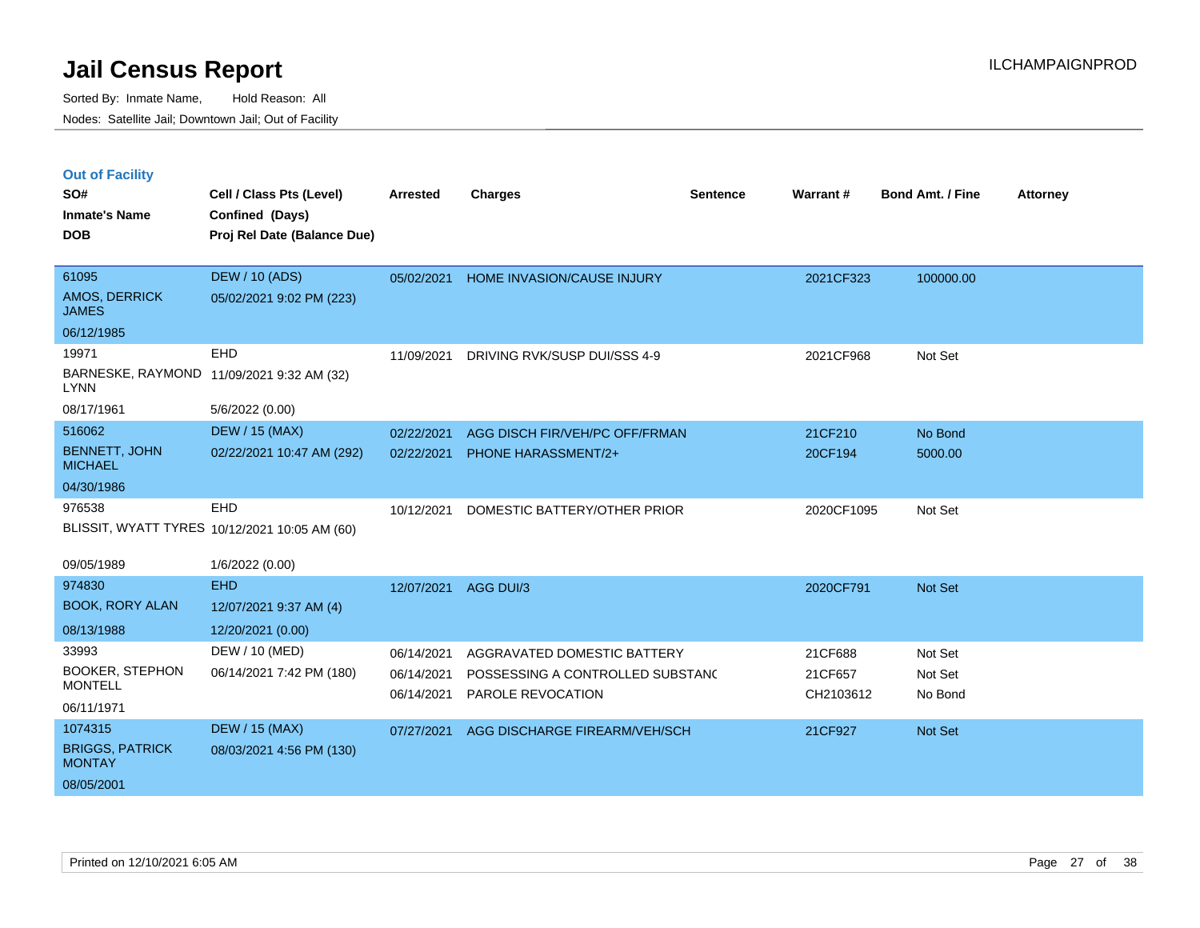# Jail Census Report

Sorted By: Inmate Name, Hold Reason: All

Nodes: Satellite Jail; Downtown Jail; Out of Facility

ILCHAMPAIGNPROD

## Out of Facility

| SO# / Inmate's Name / DOB | Cell / Class Pts (Level) / Confined (Days) / Proj Rel Date (Balance Due) | Arrested | Charges | Sentence | Warrant # | Bond Amt. / Fine | Attorney |
|---|---|---|---|---|---|---|---|
| 61095<br>AMOS, DERRICK JAMES<br>06/12/1985 | DEW / 10 (ADS)<br>05/02/2021 9:02 PM (223) | 05/02/2021 | HOME INVASION/CAUSE INJURY | | 2021CF323 | 100000.00 | |
| 19971<br>BARNESKE, RAYMOND LYNN<br>08/17/1961 | EHD<br>11/09/2021 9:32 AM (32)<br>5/6/2022 (0.00) | 11/09/2021 | DRIVING RVK/SUSP DUI/SSS 4-9 | | 2021CF968 | Not Set | |
| 516062<br>BENNETT, JOHN MICHAEL<br>04/30/1986 | DEW / 15 (MAX)<br>02/22/2021 10:47 AM (292) | 02/22/2021<br>02/22/2021 | AGG DISCH FIR/VEH/PC OFF/FRMAN<br>PHONE HARASSMENT/2+ | | 21CF210<br>20CF194 | No Bond<br>5000.00 | |
| 976538<br>BLISSIT, WYATT TYRES<br>09/05/1989 | EHD<br>10/12/2021 10:05 AM (60)<br>1/6/2022 (0.00) | 10/12/2021 | DOMESTIC BATTERY/OTHER PRIOR | | 2020CF1095 | Not Set | |
| 974830<br>BOOK, RORY ALAN<br>08/13/1988 | EHD<br>12/07/2021 9:37 AM (4)<br>12/20/2021 (0.00) | 12/07/2021 | AGG DUI/3 | | 2020CF791 | Not Set | |
| 33993<br>BOOKER, STEPHON MONTELL<br>06/11/1971 | DEW / 10 (MED)<br>06/14/2021 7:42 PM (180) | 06/14/2021<br>06/14/2021<br>06/14/2021 | AGGRAVATED DOMESTIC BATTERY<br>POSSESSING A CONTROLLED SUBSTANC<br>PAROLE REVOCATION | | 21CF688<br>21CF657<br>CH2103612 | Not Set<br>Not Set<br>No Bond | |
| 1074315<br>BRIGGS, PATRICK MONTAY<br>08/05/2001 | DEW / 15 (MAX)<br>08/03/2021 4:56 PM (130) | 07/27/2021 | AGG DISCHARGE FIREARM/VEH/SCH | | 21CF927 | Not Set | |

Printed on 12/10/2021 6:05 AM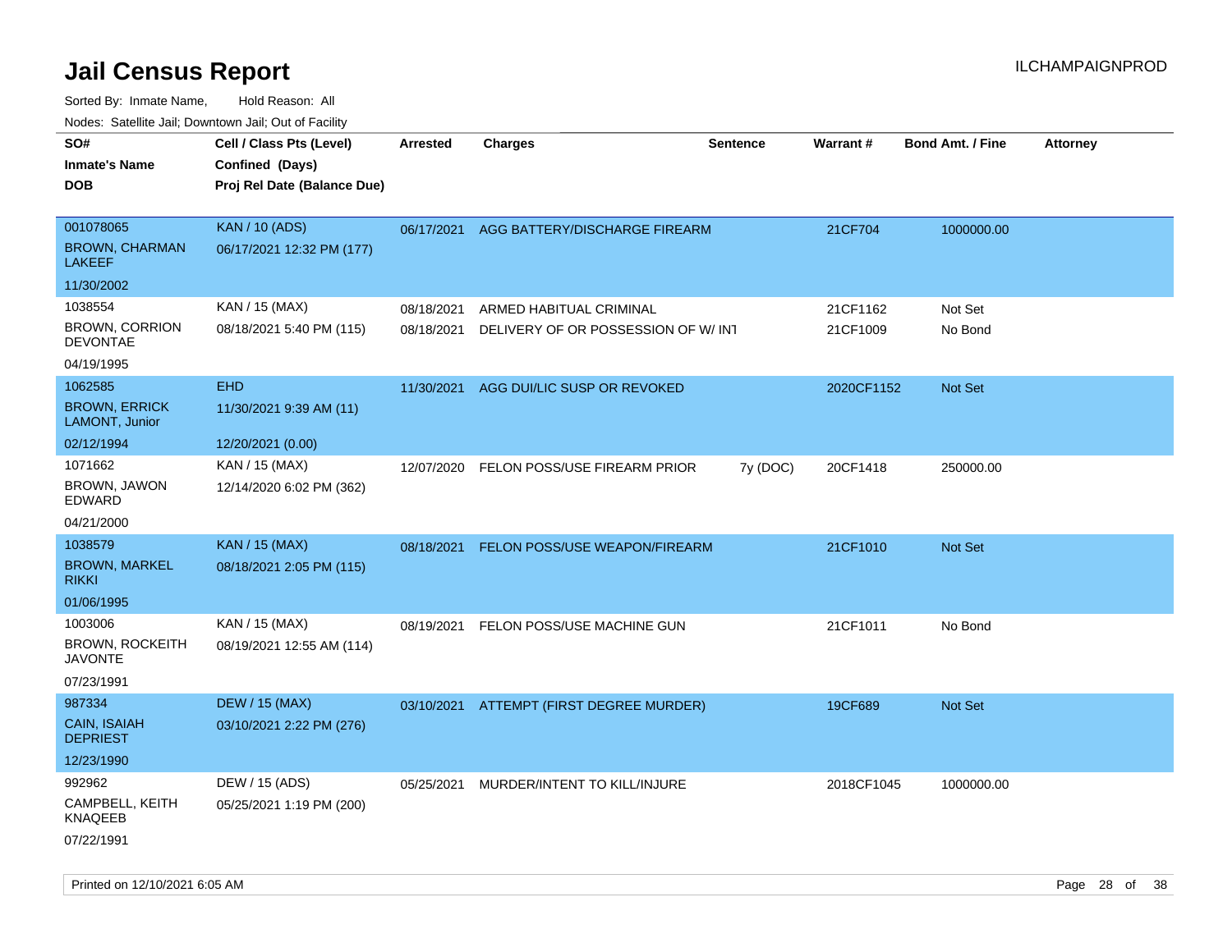# Jail Census Report

ILCHAMPAIGNPROD

Sorted By: Inmate Name, Hold Reason: All

Nodes: Satellite Jail; Downtown Jail; Out of Facility

| SO# / Inmate's Name / DOB | Cell / Class Pts (Level) / Confined (Days) / Proj Rel Date (Balance Due) | Arrested | Charges | Sentence | Warrant # | Bond Amt. / Fine | Attorney |
|---|---|---|---|---|---|---|---|
| 001078065<br>BROWN, CHARMAN LAKEEF<br>11/30/2002 | KAN / 10 (ADS)<br>06/17/2021 12:32 PM (177) | 06/17/2021 | AGG BATTERY/DISCHARGE FIREARM | | 21CF704 | 1000000.00 | |
| 1038554<br>BROWN, CORRION DEVONTAE<br>04/19/1995 | KAN / 15 (MAX)<br>08/18/2021 5:40 PM (115) | 08/18/2021<br>08/18/2021 | ARMED HABITUAL CRIMINAL<br>DELIVERY OF OR POSSESSION OF W/ INT | | 21CF1162<br>21CF1009 | Not Set<br>No Bond | |
| 1062585<br>BROWN, ERRICK LAMONT, Junior<br>02/12/1994 | EHD<br>11/30/2021 9:39 AM (11)<br>12/20/2021 (0.00) | 11/30/2021 | AGG DUI/LIC SUSP OR REVOKED | | 2020CF1152 | Not Set | |
| 1071662<br>BROWN, JAWON EDWARD<br>04/21/2000 | KAN / 15 (MAX)<br>12/14/2020 6:02 PM (362) | 12/07/2020 | FELON POSS/USE FIREARM PRIOR | 7y (DOC) | 20CF1418 | 250000.00 | |
| 1038579<br>BROWN, MARKEL RIKKI<br>01/06/1995 | KAN / 15 (MAX)<br>08/18/2021 2:05 PM (115) | 08/18/2021 | FELON POSS/USE WEAPON/FIREARM | | 21CF1010 | Not Set | |
| 1003006<br>BROWN, ROCKEITH JAVONTE<br>07/23/1991 | KAN / 15 (MAX)<br>08/19/2021 12:55 AM (114) | 08/19/2021 | FELON POSS/USE MACHINE GUN | | 21CF1011 | No Bond | |
| 987334<br>CAIN, ISAIAH DEPRIEST<br>12/23/1990 | DEW / 15 (MAX)<br>03/10/2021 2:22 PM (276) | 03/10/2021 | ATTEMPT (FIRST DEGREE MURDER) | | 19CF689 | Not Set | |
| 992962<br>CAMPBELL, KEITH KNAQEEB<br>07/22/1991 | DEW / 15 (ADS)<br>05/25/2021 1:19 PM (200) | 05/25/2021 | MURDER/INTENT TO KILL/INJURE | | 2018CF1045 | 1000000.00 | |

Printed on 12/10/2021 6:05 AM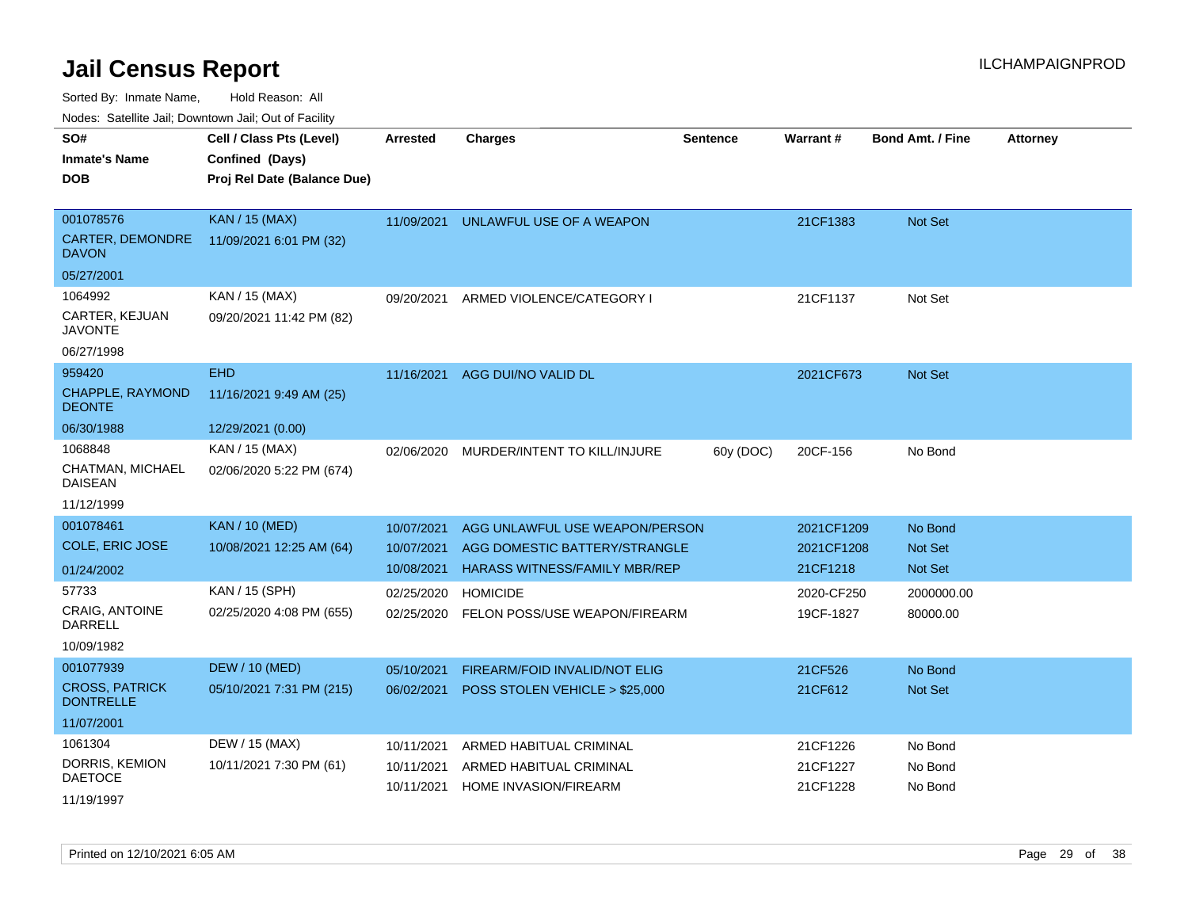# Jail Census Report

ILCHAMPAIGNPROD

Sorted By: Inmate Name, Hold Reason: All

Nodes: Satellite Jail; Downtown Jail; Out of Facility

| SO# / Inmate's Name / DOB | Cell / Class Pts (Level) / Confined (Days) / Proj Rel Date (Balance Due) | Arrested | Charges | Sentence | Warrant # | Bond Amt. / Fine | Attorney |
|---|---|---|---|---|---|---|---|
| 001078576 CARTER, DEMONDRE DAVON 05/27/2001 | KAN / 15 (MAX) 11/09/2021 6:01 PM (32) | 11/09/2021 | UNLAWFUL USE OF A WEAPON | | 21CF1383 | Not Set | |
| 1064992 CARTER, KEJUAN JAVONTE 06/27/1998 | KAN / 15 (MAX) 09/20/2021 11:42 PM (82) | 09/20/2021 | ARMED VIOLENCE/CATEGORY I | | 21CF1137 | Not Set | |
| 959420 CHAPPLE, RAYMOND DEONTE 06/30/1988 | EHD 11/16/2021 9:49 AM (25) 12/29/2021 (0.00) | 11/16/2021 | AGG DUI/NO VALID DL | | 2021CF673 | Not Set | |
| 1068848 CHATMAN, MICHAEL DAISEAN 11/12/1999 | KAN / 15 (MAX) 02/06/2020 5:22 PM (674) | 02/06/2020 | MURDER/INTENT TO KILL/INJURE | 60y (DOC) | 20CF-156 | No Bond | |
| 001078461 COLE, ERIC JOSE 01/24/2002 | KAN / 10 (MED) 10/08/2021 12:25 AM (64) | 10/07/2021 | AGG UNLAWFUL USE WEAPON/PERSON | | 2021CF1209 | No Bond | |
| | | 10/07/2021 | AGG DOMESTIC BATTERY/STRANGLE | | 2021CF1208 | Not Set | |
| | | 10/08/2021 | HARASS WITNESS/FAMILY MBR/REP | | 21CF1218 | Not Set | |
| 57733 CRAIG, ANTOINE DARRELL 10/09/1982 | KAN / 15 (SPH) 02/25/2020 4:08 PM (655) | 02/25/2020 | HOMICIDE | | 2020-CF250 | 2000000.00 | |
| | | 02/25/2020 | FELON POSS/USE WEAPON/FIREARM | | 19CF-1827 | 80000.00 | |
| 001077939 CROSS, PATRICK DONTRELLE 11/07/2001 | DEW / 10 (MED) 05/10/2021 7:31 PM (215) | 05/10/2021 | FIREARM/FOID INVALID/NOT ELIG | | 21CF526 | No Bond | |
| | | 06/02/2021 | POSS STOLEN VEHICLE > $25,000 | | 21CF612 | Not Set | |
| 1061304 DORRIS, KEMION DAETOCE 11/19/1997 | DEW / 15 (MAX) 10/11/2021 7:30 PM (61) | 10/11/2021 | ARMED HABITUAL CRIMINAL | | 21CF1226 | No Bond | |
| | | 10/11/2021 | ARMED HABITUAL CRIMINAL | | 21CF1227 | No Bond | |
| | | 10/11/2021 | HOME INVASION/FIREARM | | 21CF1228 | No Bond | |

Printed on 12/10/2021 6:05 AM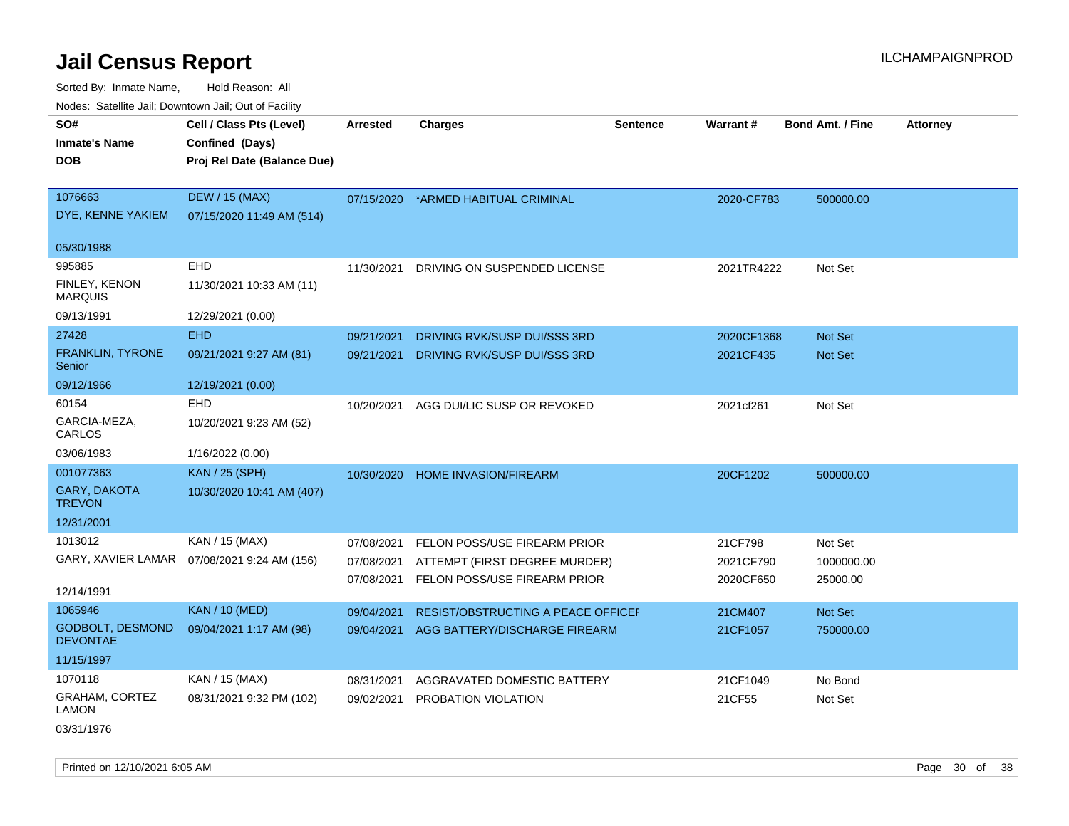# Jail Census Report

Sorted By: Inmate Name, Hold Reason: All

Nodes: Satellite Jail; Downtown Jail; Out of Facility

| SO# / Inmate's Name / DOB | Cell / Class Pts (Level) / Confined (Days) / Proj Rel Date (Balance Due) | Arrested | Charges | Sentence | Warrant # | Bond Amt. / Fine | Attorney |
|---|---|---|---|---|---|---|---|
| 1076663<br>DYE, KENNE YAKIEM<br>05/30/1988 | DEW / 15 (MAX)<br>07/15/2020 11:49 AM (514) | 07/15/2020 | *ARMED HABITUAL CRIMINAL | | 2020-CF783 | 500000.00 | |
| 995885<br>FINLEY, KENON MARQUIS<br>09/13/1991 | EHD<br>11/30/2021 10:33 AM (11)<br>12/29/2021 (0.00) | 11/30/2021 | DRIVING ON SUSPENDED LICENSE | | 2021TR4222 | Not Set | |
| 27428<br>FRANKLIN, TYRONE Senior<br>09/12/1966 | EHD<br>09/21/2021 9:27 AM (81)<br>12/19/2021 (0.00) | 09/21/2021<br>09/21/2021 | DRIVING RVK/SUSP DUI/SSS 3RD<br>DRIVING RVK/SUSP DUI/SSS 3RD | | 2020CF1368<br>2021CF435 | Not Set<br>Not Set | |
| 60154<br>GARCIA-MEZA, CARLOS<br>03/06/1983 | EHD<br>10/20/2021 9:23 AM (52)<br>1/16/2022 (0.00) | 10/20/2021 | AGG DUI/LIC SUSP OR REVOKED | | 2021cf261 | Not Set | |
| 001077363<br>GARY, DAKOTA TREVON<br>12/31/2001 | KAN / 25 (SPH)<br>10/30/2020 10:41 AM (407) | 10/30/2020 | HOME INVASION/FIREARM | | 20CF1202 | 500000.00 | |
| 1013012<br>GARY, XAVIER LAMAR<br>12/14/1991 | KAN / 15 (MAX)<br>07/08/2021 9:24 AM (156) | 07/08/2021<br>07/08/2021<br>07/08/2021 | FELON POSS/USE FIREARM PRIOR<br>ATTEMPT (FIRST DEGREE MURDER)<br>FELON POSS/USE FIREARM PRIOR | | 21CF798<br>2021CF790<br>2020CF650 | Not Set<br>1000000.00<br>25000.00 | |
| 1065946<br>GODBOLT, DESMOND DEVONTAE<br>11/15/1997 | KAN / 10 (MED)<br>09/04/2021 1:17 AM (98) | 09/04/2021<br>09/04/2021 | RESIST/OBSTRUCTING A PEACE OFFICEI<br>AGG BATTERY/DISCHARGE FIREARM | | 21CM407<br>21CF1057 | Not Set<br>750000.00 | |
| 1070118<br>GRAHAM, CORTEZ LAMON<br>03/31/1976 | KAN / 15 (MAX)<br>08/31/2021 9:32 PM (102) | 08/31/2021<br>09/02/2021 | AGGRAVATED DOMESTIC BATTERY<br>PROBATION VIOLATION | | 21CF1049<br>21CF55 | No Bond<br>Not Set | |

Printed on 12/10/2021 6:05 AM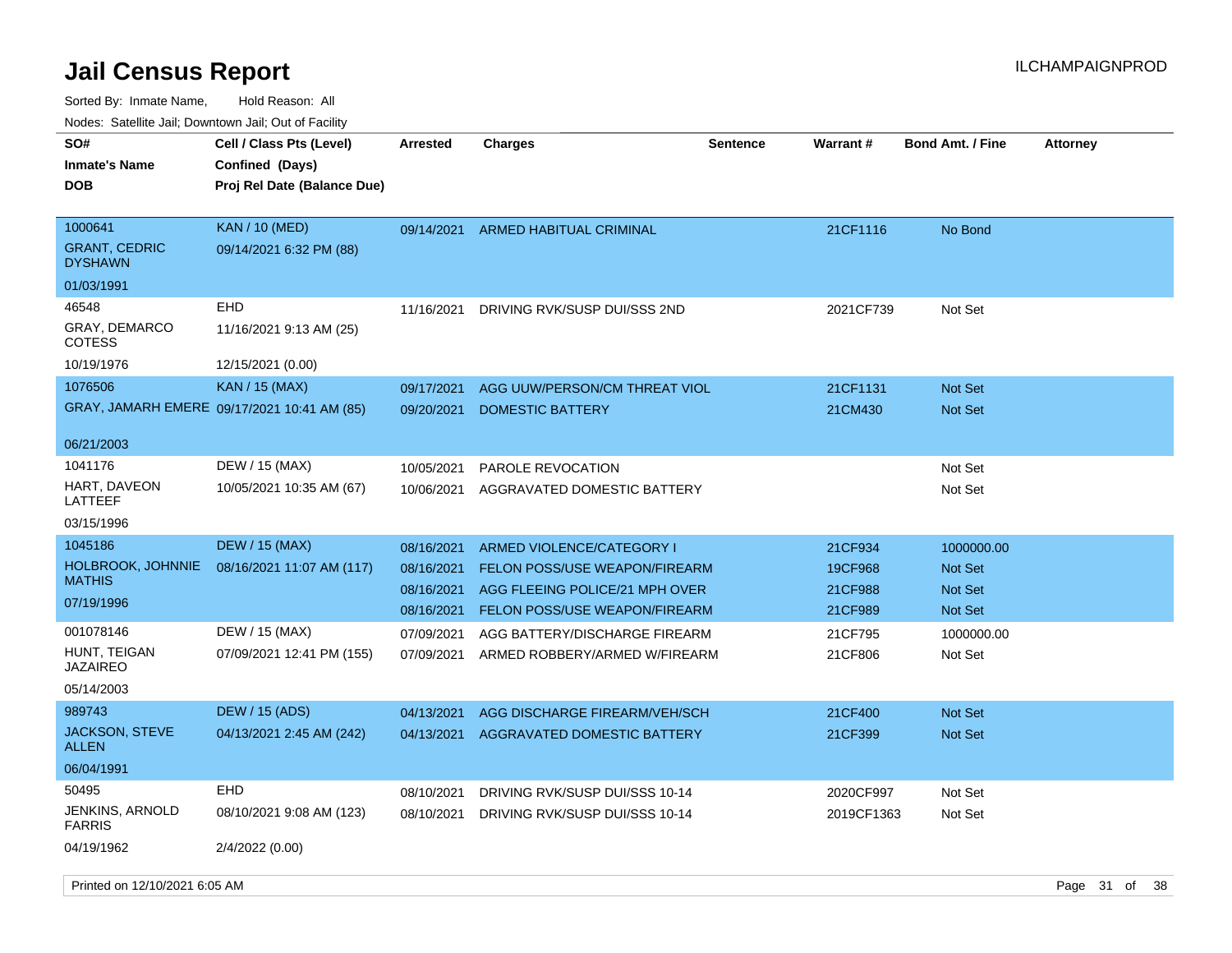# Jail Census Report

ILCHAMPAIGNPROD

Sorted By: Inmate Name, Hold Reason: All

Nodes: Satellite Jail; Downtown Jail; Out of Facility

| SO#<br>Inmate's Name<br>DOB | Cell / Class Pts (Level)<br>Confined (Days)<br>Proj Rel Date (Balance Due) | Arrested | Charges | Sentence | Warrant # | Bond Amt. / Fine | Attorney |
|---|---|---|---|---|---|---|---|
| 1000641<br>GRANT, CEDRIC DYSHAWN<br>01/03/1991 | KAN / 10 (MED)<br>09/14/2021 6:32 PM (88) | 09/14/2021 | ARMED HABITUAL CRIMINAL | | 21CF1116 | No Bond | |
| 46548<br>GRAY, DEMARCO COTESS<br>10/19/1976 | EHD<br>11/16/2021 9:13 AM (25)<br>12/15/2021 (0.00) | 11/16/2021 | DRIVING RVK/SUSP DUI/SSS 2ND | | 2021CF739 | Not Set | |
| 1076506<br>GRAY, JAMARH EMERE<br>06/21/2003 | KAN / 15 (MAX)<br>09/17/2021 10:41 AM (85) | 09/17/2021 | AGG UUW/PERSON/CM THREAT VIOL | | 21CF1131 | Not Set | |
| | | 09/20/2021 | DOMESTIC BATTERY | | 21CM430 | Not Set | |
| 1041176<br>HART, DAVEON LATTEEF<br>03/15/1996 | DEW / 15 (MAX)<br>10/05/2021 10:35 AM (67) | 10/05/2021 | PAROLE REVOCATION | | | Not Set | |
| | | 10/06/2021 | AGGRAVATED DOMESTIC BATTERY | | | Not Set | |
| 1045186<br>HOLBROOK, JOHNNIE MATHIS<br>07/19/1996 | DEW / 15 (MAX)<br>08/16/2021 11:07 AM (117) | 08/16/2021 | ARMED VIOLENCE/CATEGORY I | | 21CF934 | 1000000.00 | |
| | | 08/16/2021 | FELON POSS/USE WEAPON/FIREARM | | 19CF968 | Not Set | |
| | | 08/16/2021 | AGG FLEEING POLICE/21 MPH OVER | | 21CF988 | Not Set | |
| | | 08/16/2021 | FELON POSS/USE WEAPON/FIREARM | | 21CF989 | Not Set | |
| 001078146<br>HUNT, TEIGAN JAZAIREO<br>05/14/2003 | DEW / 15 (MAX)<br>07/09/2021 12:41 PM (155) | 07/09/2021 | AGG BATTERY/DISCHARGE FIREARM | | 21CF795 | 1000000.00 | |
| | | 07/09/2021 | ARMED ROBBERY/ARMED W/FIREARM | | 21CF806 | Not Set | |
| 989743<br>JACKSON, STEVE ALLEN<br>06/04/1991 | DEW / 15 (ADS)<br>04/13/2021 2:45 AM (242) | 04/13/2021 | AGG DISCHARGE FIREARM/VEH/SCH | | 21CF400 | Not Set | |
| | | 04/13/2021 | AGGRAVATED DOMESTIC BATTERY | | 21CF399 | Not Set | |
| 50495<br>JENKINS, ARNOLD FARRIS<br>04/19/1962 | EHD<br>08/10/2021 9:08 AM (123)<br>2/4/2022 (0.00) | 08/10/2021 | DRIVING RVK/SUSP DUI/SSS 10-14 | | 2020CF997 | Not Set | |
| | | 08/10/2021 | DRIVING RVK/SUSP DUI/SSS 10-14 | | 2019CF1363 | Not Set | |

Printed on 12/10/2021 6:05 AM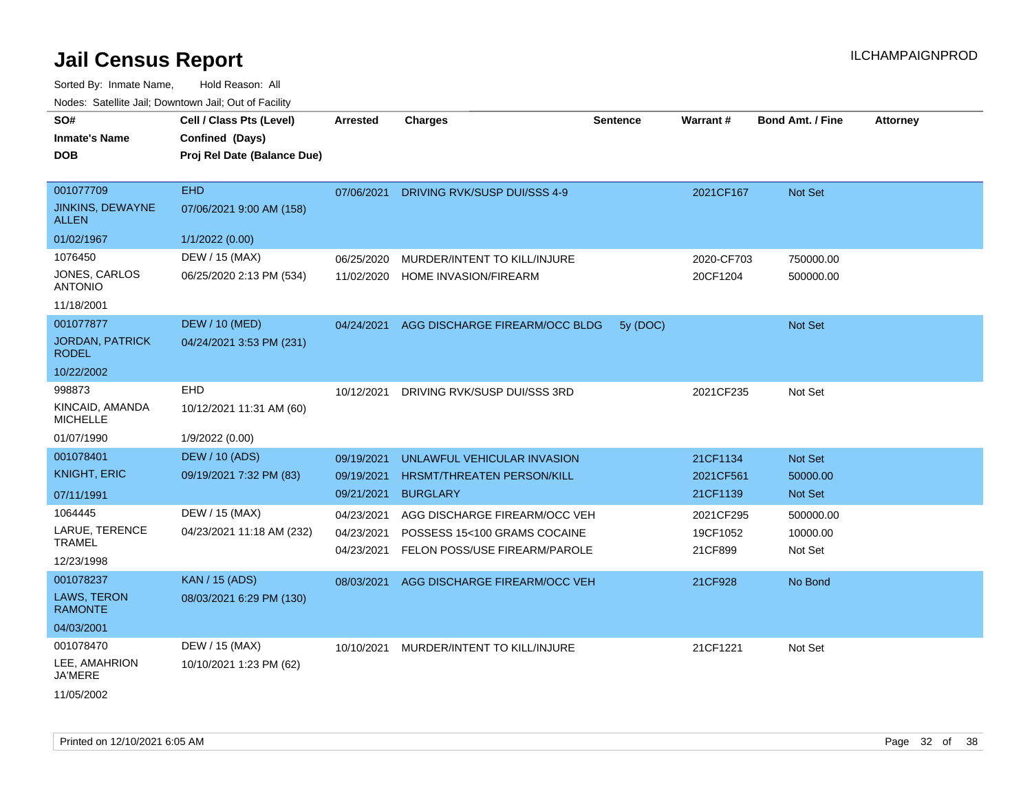# Jail Census Report

ILCHAMPAIGNPROD

Sorted By: Inmate Name, Hold Reason: All

Nodes: Satellite Jail; Downtown Jail; Out of Facility

| SO# / Inmate's Name / DOB | Cell / Class Pts (Level) / Confined (Days) / Proj Rel Date (Balance Due) | Arrested | Charges | Sentence | Warrant # | Bond Amt. / Fine | Attorney |
|---|---|---|---|---|---|---|---|
| 001077709<br>JINKINS, DEWAYNE ALLEN<br>01/02/1967 | EHD<br>07/06/2021 9:00 AM (158)<br>1/1/2022 (0.00) | 07/06/2021 | DRIVING RVK/SUSP DUI/SSS 4-9 | | 2021CF167 | Not Set | |
| 1076450<br>JONES, CARLOS ANTONIO<br>11/18/2001 | DEW / 15 (MAX)<br>06/25/2020 2:13 PM (534) | 06/25/2020<br>11/02/2020 | MURDER/INTENT TO KILL/INJURE<br>HOME INVASION/FIREARM | | 2020-CF703<br>20CF1204 | 750000.00<br>500000.00 | |
| 001077877<br>JORDAN, PATRICK RODEL<br>10/22/2002 | DEW / 10 (MED)<br>04/24/2021 3:53 PM (231) | 04/24/2021 | AGG DISCHARGE FIREARM/OCC BLDG | 5y (DOC) | | Not Set | |
| 998873<br>KINCAID, AMANDA MICHELLE<br>01/07/1990 | EHD<br>10/12/2021 11:31 AM (60)<br>1/9/2022 (0.00) | 10/12/2021 | DRIVING RVK/SUSP DUI/SSS 3RD | | 2021CF235 | Not Set | |
| 001078401<br>KNIGHT, ERIC<br>07/11/1991 | DEW / 10 (ADS)<br>09/19/2021 7:32 PM (83) | 09/19/2021<br>09/19/2021<br>09/21/2021 | UNLAWFUL VEHICULAR INVASION<br>HRSMT/THREATEN PERSON/KILL<br>BURGLARY | | 21CF1134<br>2021CF561<br>21CF1139 | Not Set<br>50000.00<br>Not Set | |
| 1064445<br>LARUE, TERENCE TRAMEL<br>12/23/1998 | DEW / 15 (MAX)<br>04/23/2021 11:18 AM (232) | 04/23/2021<br>04/23/2021<br>04/23/2021 | AGG DISCHARGE FIREARM/OCC VEH<br>POSSESS 15<100 GRAMS COCAINE<br>FELON POSS/USE FIREARM/PAROLE | | 2021CF295<br>19CF1052<br>21CF899 | 500000.00<br>10000.00<br>Not Set | |
| 001078237<br>LAWS, TERON RAMONTE<br>04/03/2001 | KAN / 15 (ADS)<br>08/03/2021 6:29 PM (130) | 08/03/2021 | AGG DISCHARGE FIREARM/OCC VEH | | 21CF928 | No Bond | |
| 001078470<br>LEE, AMAHRION JA'MERE<br>11/05/2002 | DEW / 15 (MAX)<br>10/10/2021 1:23 PM (62) | 10/10/2021 | MURDER/INTENT TO KILL/INJURE | | 21CF1221 | Not Set | |

Printed on 12/10/2021 6:05 AM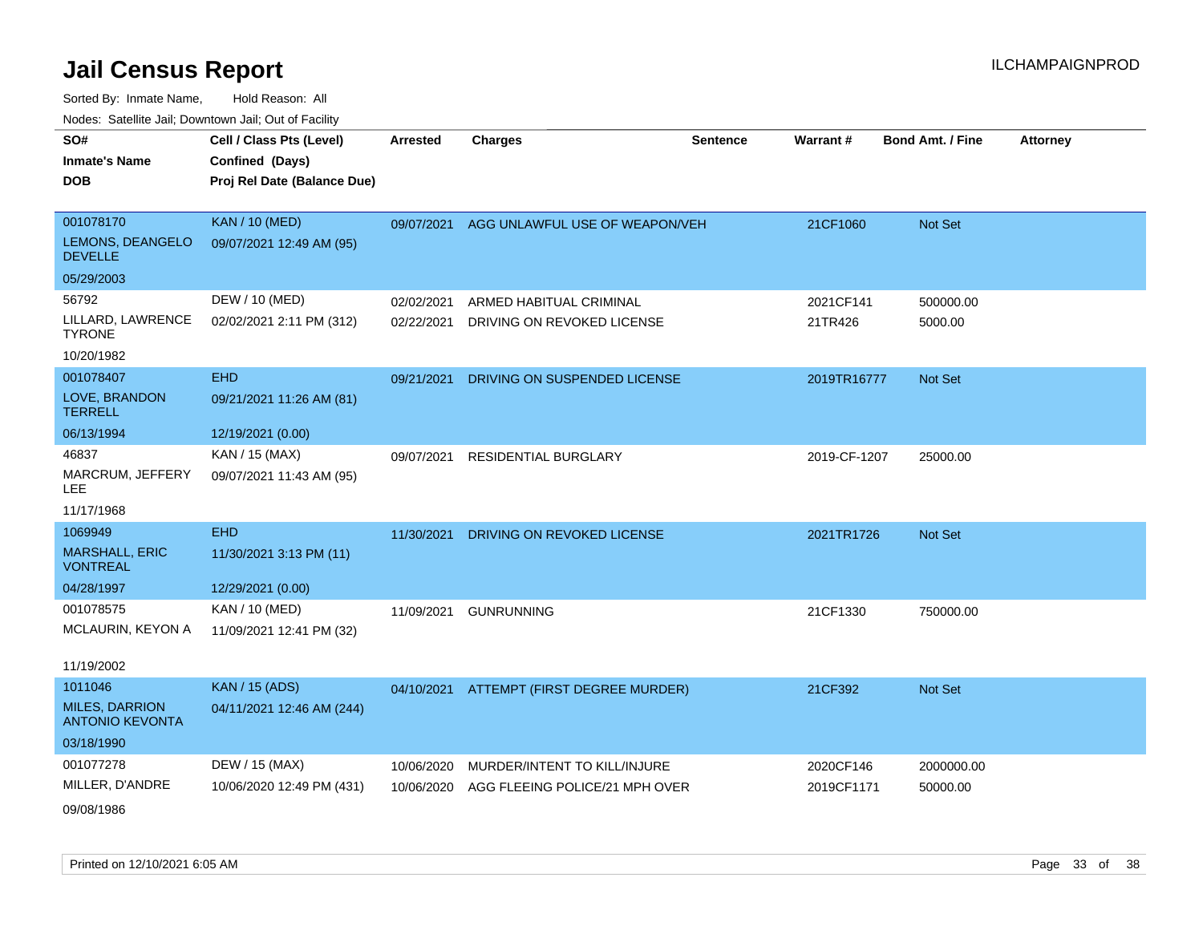# Jail Census Report

ILCHAMPAIGNPROD

Sorted By: Inmate Name, Hold Reason: All

Nodes: Satellite Jail; Downtown Jail; Out of Facility

| SO# / Inmate's Name / DOB | Cell / Class Pts (Level) / Confined (Days) / Proj Rel Date (Balance Due) | Arrested | Charges | Sentence | Warrant # | Bond Amt. / Fine | Attorney |
|---|---|---|---|---|---|---|---|
| 001078170<br>LEMONS, DEANGELO DEVELLE<br>05/29/2003 | KAN / 10 (MED)<br>09/07/2021 12:49 AM (95) | 09/07/2021 | AGG UNLAWFUL USE OF WEAPON/VEH | | 21CF1060 | Not Set | |
| 56792<br>LILLARD, LAWRENCE TYRONE<br>10/20/1982 | DEW / 10 (MED)<br>02/02/2021 2:11 PM (312) | 02/02/2021<br>02/22/2021 | ARMED HABITUAL CRIMINAL<br>DRIVING ON REVOKED LICENSE | | 2021CF141<br>21TR426 | 500000.00<br>5000.00 | |
| 001078407<br>LOVE, BRANDON TERRELL<br>06/13/1994 | EHD<br>09/21/2021 11:26 AM (81)<br>12/19/2021 (0.00) | 09/21/2021 | DRIVING ON SUSPENDED LICENSE | | 2019TR16777 | Not Set | |
| 46837<br>MARCRUM, JEFFERY LEE<br>11/17/1968 | KAN / 15 (MAX)<br>09/07/2021 11:43 AM (95) | 09/07/2021 | RESIDENTIAL BURGLARY | | 2019-CF-1207 | 25000.00 | |
| 1069949<br>MARSHALL, ERIC VONTREAL<br>04/28/1997 | EHD<br>11/30/2021 3:13 PM (11)<br>12/29/2021 (0.00) | 11/30/2021 | DRIVING ON REVOKED LICENSE | | 2021TR1726 | Not Set | |
| 001078575<br>MCLAURIN, KEYON A<br>11/19/2002 | KAN / 10 (MED)<br>11/09/2021 12:41 PM (32) | 11/09/2021 | GUNRUNNING | | 21CF1330 | 750000.00 | |
| 1011046<br>MILES, DARRION ANTONIO KEVONTA<br>03/18/1990 | KAN / 15 (ADS)<br>04/11/2021 12:46 AM (244) | 04/10/2021 | ATTEMPT (FIRST DEGREE MURDER) | | 21CF392 | Not Set | |
| 001077278<br>MILLER, D'ANDRE<br>09/08/1986 | DEW / 15 (MAX)<br>10/06/2020 12:49 PM (431) | 10/06/2020<br>10/06/2020 | MURDER/INTENT TO KILL/INJURE<br>AGG FLEEING POLICE/21 MPH OVER | | 2020CF146<br>2019CF1171 | 2000000.00<br>50000.00 | |

Printed on 12/10/2021 6:05 AM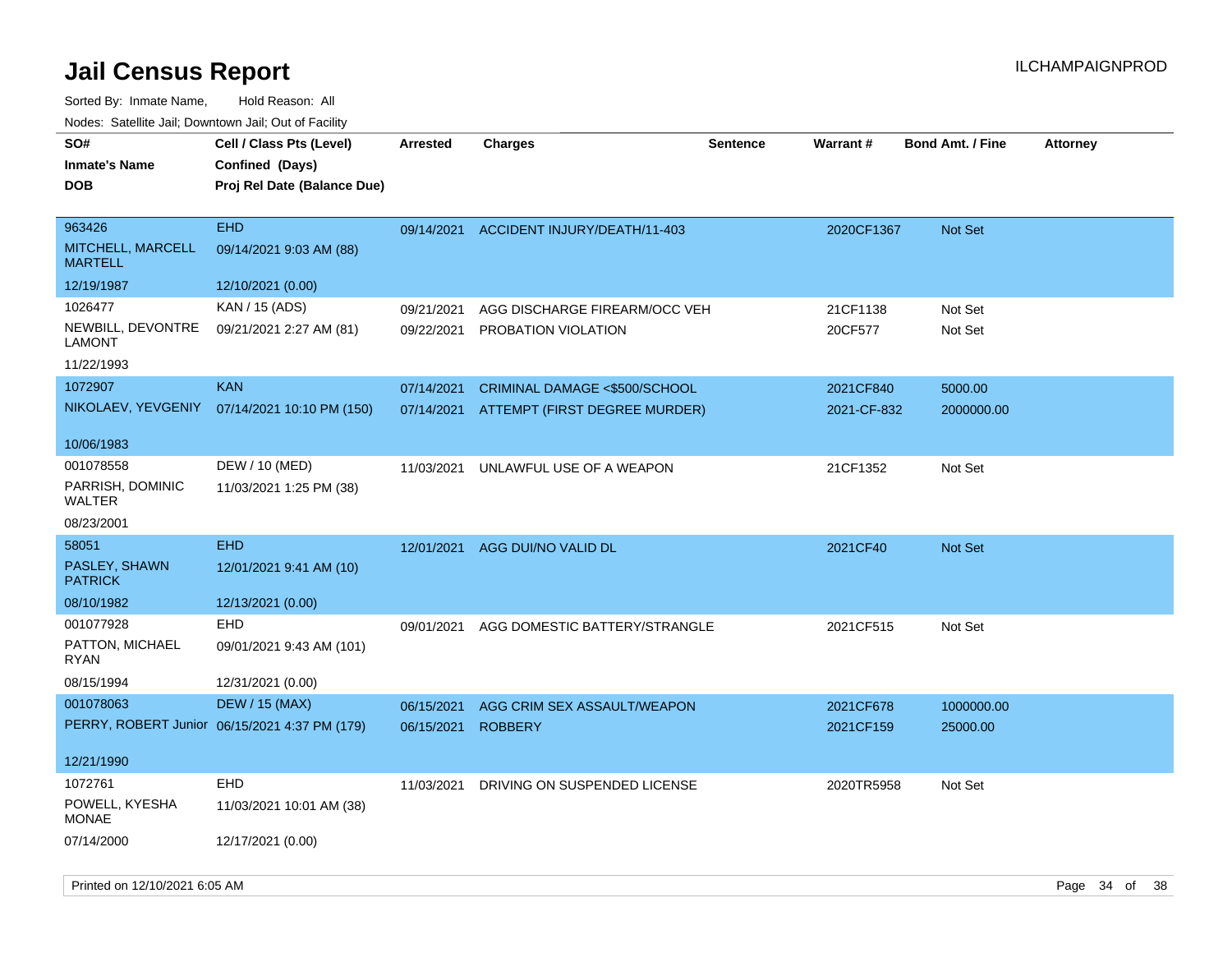# Jail Census Report

Sorted By: Inmate Name, Hold Reason: All

Nodes: Satellite Jail; Downtown Jail; Out of Facility

| SO# / Inmate's Name / DOB | Cell / Class Pts (Level) / Confined (Days) / Proj Rel Date (Balance Due) | Arrested | Charges | Sentence | Warrant # | Bond Amt. / Fine | Attorney |
|---|---|---|---|---|---|---|---|
| 963426<br>MITCHELL, MARCELL MARTELL<br>12/19/1987 | EHD<br>09/14/2021 9:03 AM (88)<br>12/10/2021 (0.00) | 09/14/2021 | ACCIDENT INJURY/DEATH/11-403 | | 2020CF1367 | Not Set | |
| 1026477<br>NEWBILL, DEVONTRE LAMONT<br>11/22/1993 | KAN / 15 (ADS)<br>09/21/2021 2:27 AM (81) | 09/21/2021<br>09/22/2021 | AGG DISCHARGE FIREARM/OCC VEH<br>PROBATION VIOLATION | | 21CF1138<br>20CF577 | Not Set<br>Not Set | |
| 1072907<br>NIKOLAEV, YEVGENIY<br>10/06/1983 | KAN<br>07/14/2021 10:10 PM (150) | 07/14/2021<br>07/14/2021 | CRIMINAL DAMAGE <$500/SCHOOL<br>ATTEMPT (FIRST DEGREE MURDER) | | 2021CF840<br>2021-CF-832 | 5000.00<br>2000000.00 | |
| 001078558<br>PARRISH, DOMINIC WALTER<br>08/23/2001 | DEW / 10 (MED)<br>11/03/2021 1:25 PM (38) | 11/03/2021 | UNLAWFUL USE OF A WEAPON | | 21CF1352 | Not Set | |
| 58051<br>PASLEY, SHAWN PATRICK<br>08/10/1982 | EHD<br>12/01/2021 9:41 AM (10)<br>12/13/2021 (0.00) | 12/01/2021 | AGG DUI/NO VALID DL | | 2021CF40 | Not Set | |
| 001077928<br>PATTON, MICHAEL RYAN<br>08/15/1994 | EHD<br>09/01/2021 9:43 AM (101)<br>12/31/2021 (0.00) | 09/01/2021 | AGG DOMESTIC BATTERY/STRANGLE | | 2021CF515 | Not Set | |
| 001078063<br>PERRY, ROBERT Junior<br>12/21/1990 | DEW / 15 (MAX)<br>06/15/2021 4:37 PM (179) | 06/15/2021<br>06/15/2021 | AGG CRIM SEX ASSAULT/WEAPON<br>ROBBERY | | 2021CF678<br>2021CF159 | 1000000.00<br>25000.00 | |
| 1072761<br>POWELL, KYESHA MONAE<br>07/14/2000 | EHD<br>11/03/2021 10:01 AM (38)<br>12/17/2021 (0.00) | 11/03/2021 | DRIVING ON SUSPENDED LICENSE | | 2020TR5958 | Not Set | |

Printed on 12/10/2021 6:05 AM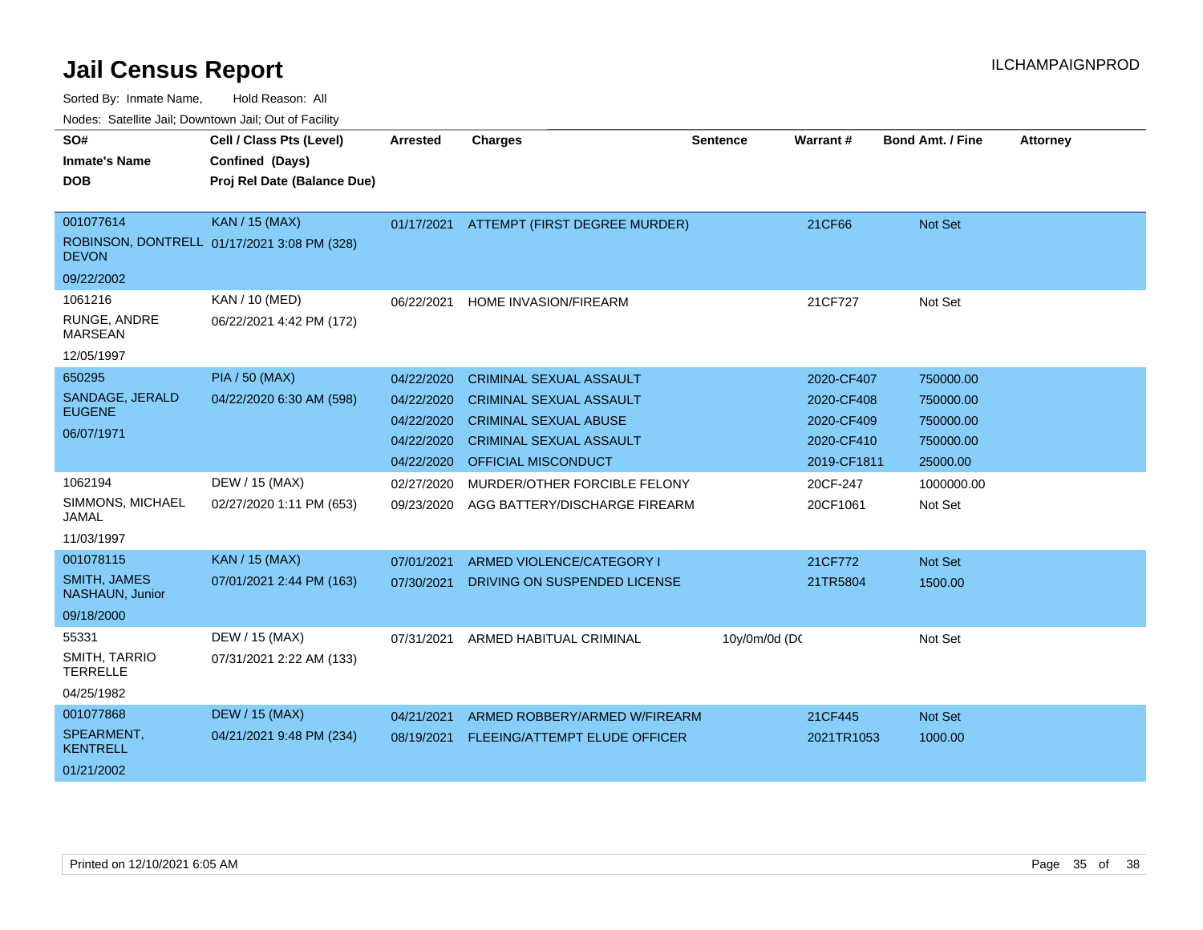# Jail Census Report

Sorted By: Inmate Name, Hold Reason: All

Nodes: Satellite Jail; Downtown Jail; Out of Facility

| SO# Inmate's Name DOB | Cell / Class Pts (Level) Confined (Days) Proj Rel Date (Balance Due) | Arrested | Charges | Sentence | Warrant # | Bond Amt. / Fine | Attorney |
|---|---|---|---|---|---|---|---|
| 001077614 ROBINSON, DONTRELL DEVON 09/22/2002 | KAN / 15 (MAX) 01/17/2021 3:08 PM (328) | 01/17/2021 | ATTEMPT (FIRST DEGREE MURDER) | | 21CF66 | Not Set | |
| 1061216 RUNGE, ANDRE MARSEAN 12/05/1997 | KAN / 10 (MED) 06/22/2021 4:42 PM (172) | 06/22/2021 | HOME INVASION/FIREARM | | 21CF727 | Not Set | |
| 650295 SANDAGE, JERALD EUGENE 06/07/1971 | PIA / 50 (MAX) 04/22/2020 6:30 AM (598) | 04/22/2020 | CRIMINAL SEXUAL ASSAULT | | 2020-CF407 | 750000.00 | |
| | | 04/22/2020 | CRIMINAL SEXUAL ASSAULT | | 2020-CF408 | 750000.00 | |
| | | 04/22/2020 | CRIMINAL SEXUAL ABUSE | | 2020-CF409 | 750000.00 | |
| | | 04/22/2020 | CRIMINAL SEXUAL ASSAULT | | 2020-CF410 | 750000.00 | |
| | | 04/22/2020 | OFFICIAL MISCONDUCT | | 2019-CF1811 | 25000.00 | |
| 1062194 SIMMONS, MICHAEL JAMAL 11/03/1997 | DEW / 15 (MAX) 02/27/2020 1:11 PM (653) | 02/27/2020 | MURDER/OTHER FORCIBLE FELONY | | 20CF-247 | 1000000.00 | |
| | | 09/23/2020 | AGG BATTERY/DISCHARGE FIREARM | | 20CF1061 | Not Set | |
| 001078115 SMITH, JAMES NASHAUN, Junior 09/18/2000 | KAN / 15 (MAX) 07/01/2021 2:44 PM (163) | 07/01/2021 | ARMED VIOLENCE/CATEGORY I | | 21CF772 | Not Set | |
| | | 07/30/2021 | DRIVING ON SUSPENDED LICENSE | | 21TR5804 | 1500.00 | |
| 55331 SMITH, TARRIO TERRELLE 04/25/1982 | DEW / 15 (MAX) 07/31/2021 2:22 AM (133) | 07/31/2021 | ARMED HABITUAL CRIMINAL | 10y/0m/0d (DC | | Not Set | |
| 001077868 SPEARMENT, KENTRELL 01/21/2002 | DEW / 15 (MAX) 04/21/2021 9:48 PM (234) | 04/21/2021 | ARMED ROBBERY/ARMED W/FIREARM | | 21CF445 | Not Set | |
| | | 08/19/2021 | FLEEING/ATTEMPT ELUDE OFFICER | | 2021TR1053 | 1000.00 | |

Printed on 12/10/2021 6:05 AM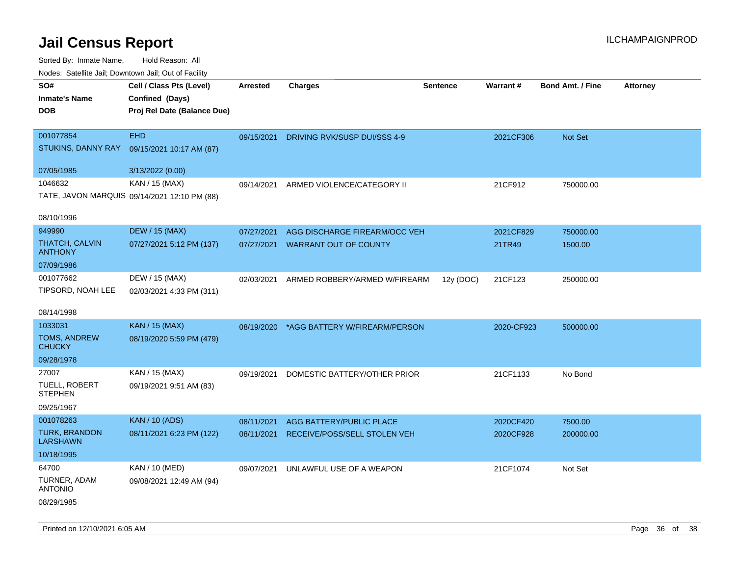# Jail Census Report

Sorted By: Inmate Name, Hold Reason: All

Nodes: Satellite Jail; Downtown Jail; Out of Facility

| SO# / Inmate's Name / DOB | Cell / Class Pts (Level) / Confined (Days) / Proj Rel Date (Balance Due) | Arrested | Charges | Sentence | Warrant # | Bond Amt. / Fine | Attorney |
|---|---|---|---|---|---|---|---|
| 001077854<br>STUKINS, DANNY RAY<br>07/05/1985 | EHD<br>09/15/2021 10:17 AM (87)<br>3/13/2022 (0.00) | 09/15/2021 | DRIVING RVK/SUSP DUI/SSS 4-9 | | 2021CF306 | Not Set | |
| 1046632<br>TATE, JAVON MARQUIS<br>08/10/1996 | KAN / 15 (MAX)<br>09/14/2021 12:10 PM (88) | 09/14/2021 | ARMED VIOLENCE/CATEGORY II | | 21CF912 | 750000.00 | |
| 949990<br>THATCH, CALVIN ANTHONY<br>07/09/1986 | DEW / 15 (MAX)<br>07/27/2021 5:12 PM (137) | 07/27/2021<br>07/27/2021 | AGG DISCHARGE FIREARM/OCC VEH<br>WARRANT OUT OF COUNTY | | 2021CF829<br>21TR49 | 750000.00<br>1500.00 | |
| 001077662<br>TIPSORD, NOAH LEE<br>08/14/1998 | DEW / 15 (MAX)<br>02/03/2021 4:33 PM (311) | 02/03/2021 | ARMED ROBBERY/ARMED W/FIREARM | 12y (DOC) | 21CF123 | 250000.00 | |
| 1033031<br>TOMS, ANDREW CHUCKY<br>09/28/1978 | KAN / 15 (MAX)<br>08/19/2020 5:59 PM (479) | 08/19/2020 | *AGG BATTERY W/FIREARM/PERSON | | 2020-CF923 | 500000.00 | |
| 27007<br>TUELL, ROBERT STEPHEN<br>09/25/1967 | KAN / 15 (MAX)<br>09/19/2021 9:51 AM (83) | 09/19/2021 | DOMESTIC BATTERY/OTHER PRIOR | | 21CF1133 | No Bond | |
| 001078263<br>TURK, BRANDON LARSHAWN<br>10/18/1995 | KAN / 10 (ADS)<br>08/11/2021 6:23 PM (122) | 08/11/2021<br>08/11/2021 | AGG BATTERY/PUBLIC PLACE<br>RECEIVE/POSS/SELL STOLEN VEH | | 2020CF420<br>2020CF928 | 7500.00<br>200000.00 | |
| 64700<br>TURNER, ADAM ANTONIO<br>08/29/1985 | KAN / 10 (MED)<br>09/08/2021 12:49 AM (94) | 09/07/2021 | UNLAWFUL USE OF A WEAPON | | 21CF1074 | Not Set | |

Printed on 12/10/2021 6:05 AM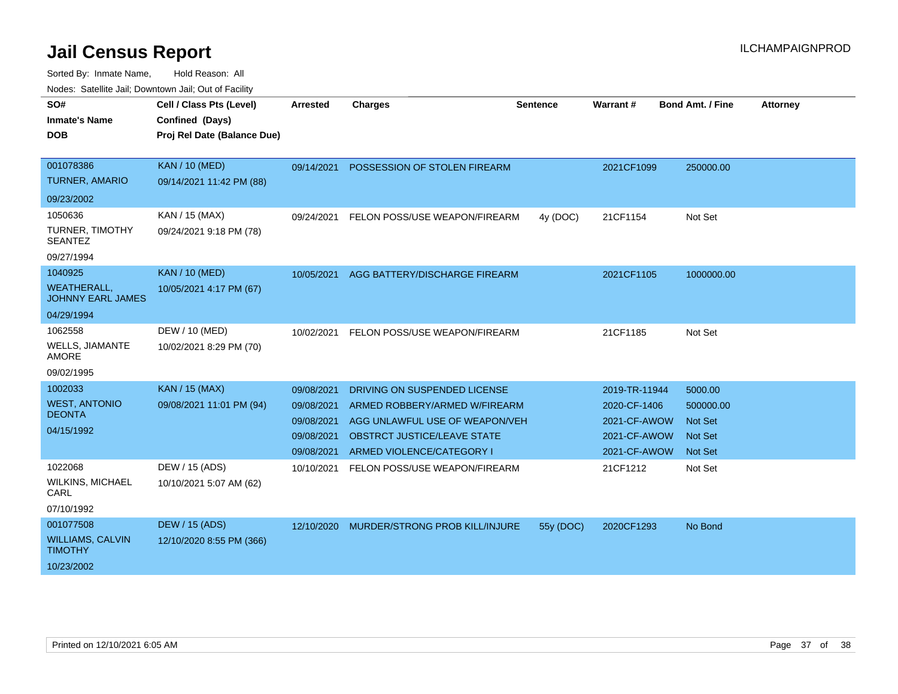# Jail Census Report

ILCHAMPAIGNPROD

Sorted By: Inmate Name, Hold Reason: All

Nodes: Satellite Jail; Downtown Jail; Out of Facility

| SO# / Inmate's Name / DOB | Cell / Class Pts (Level) / Confined (Days) / Proj Rel Date (Balance Due) | Arrested | Charges | Sentence | Warrant # | Bond Amt. / Fine | Attorney |
|---|---|---|---|---|---|---|---|
| 001078386 TURNER, AMARIO 09/23/2002 | KAN / 10 (MED) 09/14/2021 11:42 PM (88) | 09/14/2021 | POSSESSION OF STOLEN FIREARM | | 2021CF1099 | 250000.00 | |
| 1050636 TURNER, TIMOTHY SEANTEZ 09/27/1994 | KAN / 15 (MAX) 09/24/2021 9:18 PM (78) | 09/24/2021 | FELON POSS/USE WEAPON/FIREARM | 4y (DOC) | 21CF1154 | Not Set | |
| 1040925 WEATHERALL, JOHNNY EARL JAMES 04/29/1994 | KAN / 10 (MED) 10/05/2021 4:17 PM (67) | 10/05/2021 | AGG BATTERY/DISCHARGE FIREARM | | 2021CF1105 | 1000000.00 | |
| 1062558 WELLS, JIAMANTE AMORE 09/02/1995 | DEW / 10 (MED) 10/02/2021 8:29 PM (70) | 10/02/2021 | FELON POSS/USE WEAPON/FIREARM | | 21CF1185 | Not Set | |
| 1002033 WEST, ANTONIO DEONTA 04/15/1992 | KAN / 15 (MAX) 09/08/2021 11:01 PM (94) | 09/08/2021 | DRIVING ON SUSPENDED LICENSE | | 2019-TR-11944 | 5000.00 | |
| | | 09/08/2021 | ARMED ROBBERY/ARMED W/FIREARM | | 2020-CF-1406 | 500000.00 | |
| | | 09/08/2021 | AGG UNLAWFUL USE OF WEAPON/VEH | | 2021-CF-AWOW | Not Set | |
| | | 09/08/2021 | OBSTRCT JUSTICE/LEAVE STATE | | 2021-CF-AWOW | Not Set | |
| | | 09/08/2021 | ARMED VIOLENCE/CATEGORY I | | 2021-CF-AWOW | Not Set | |
| 1022068 WILKINS, MICHAEL CARL 07/10/1992 | DEW / 15 (ADS) 10/10/2021 5:07 AM (62) | 10/10/2021 | FELON POSS/USE WEAPON/FIREARM | | 21CF1212 | Not Set | |
| 001077508 WILLIAMS, CALVIN TIMOTHY 10/23/2002 | DEW / 15 (ADS) 12/10/2020 8:55 PM (366) | 12/10/2020 | MURDER/STRONG PROB KILL/INJURE | 55y (DOC) | 2020CF1293 | No Bond | |

Printed on 12/10/2021 6:05 AM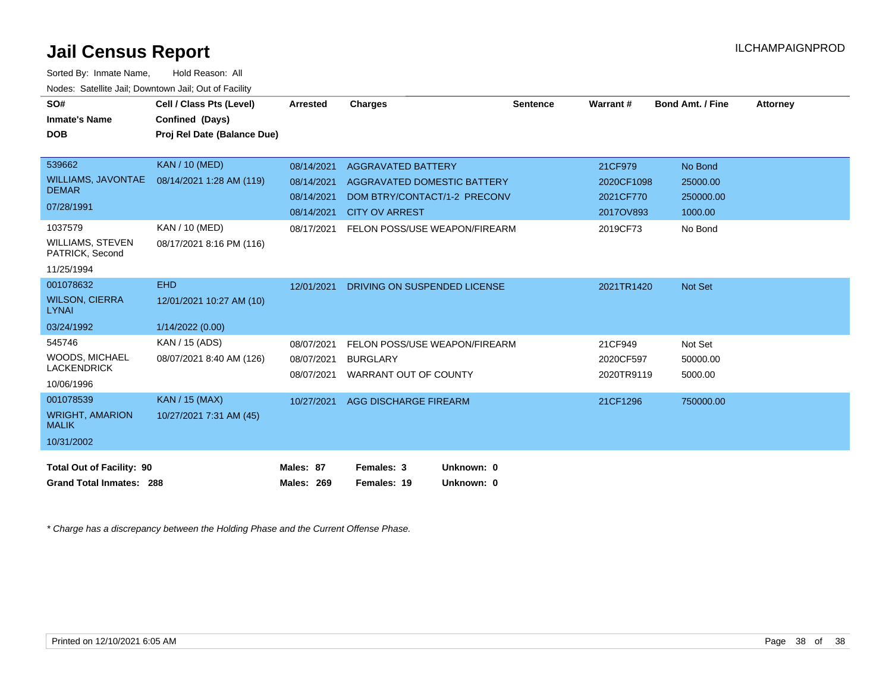# Jail Census Report

ILCHAMPAIGNPROD

Sorted By: Inmate Name, Hold Reason: All

Nodes: Satellite Jail; Downtown Jail; Out of Facility

| SO# / Inmate's Name / DOB | Cell / Class Pts (Level) / Confined (Days) / Proj Rel Date (Balance Due) | Arrested | Charges | Sentence | Warrant # | Bond Amt. / Fine | Attorney |
|---|---|---|---|---|---|---|---|
| 539662<br>WILLIAMS, JAVONTAE DEMAR<br>07/28/1991 | KAN / 10 (MED)<br>08/14/2021 1:28 AM (119) | 08/14/2021<br>08/14/2021<br>08/14/2021<br>08/14/2021 | AGGRAVATED BATTERY<br>AGGRAVATED DOMESTIC BATTERY<br>DOM BTRY/CONTACT/1-2 PRECONV<br>CITY OV ARREST | | 21CF979<br>2020CF1098<br>2021CF770<br>2017OV893 | No Bond<br>25000.00<br>250000.00<br>1000.00 | |
| 1037579<br>WILLIAMS, STEVEN PATRICK, Second<br>11/25/1994 | KAN / 10 (MED)<br>08/17/2021 8:16 PM (116) | 08/17/2021 | FELON POSS/USE WEAPON/FIREARM | | 2019CF73 | No Bond | |
| 001078632<br>WILSON, CIERRA LYNAI<br>03/24/1992 | EHD<br>12/01/2021 10:27 AM (10)<br>1/14/2022 (0.00) | 12/01/2021 | DRIVING ON SUSPENDED LICENSE | | 2021TR1420 | Not Set | |
| 545746<br>WOODS, MICHAEL LACKENDRICK<br>10/06/1996 | KAN / 15 (ADS)<br>08/07/2021 8:40 AM (126) | 08/07/2021<br>08/07/2021<br>08/07/2021 | FELON POSS/USE WEAPON/FIREARM<br>BURGLARY<br>WARRANT OUT OF COUNTY | | 21CF949<br>2020CF597<br>2020TR9119 | Not Set<br>50000.00<br>5000.00 | |
| 001078539<br>WRIGHT, AMARION MALIK<br>10/31/2002 | KAN / 15 (MAX)<br>10/27/2021 7:31 AM (45) | 10/27/2021 | AGG DISCHARGE FIREARM | | 21CF1296 | 750000.00 | |

**Total Out of Facility: 90** — **Males: 87** — **Females: 3** — **Unknown: 0**

**Grand Total Inmates: 288** — **Males: 269** — **Females: 19** — **Unknown: 0**

*\* Charge has a discrepancy between the Holding Phase and the Current Offense Phase.*

Printed on 12/10/2021 6:05 AM